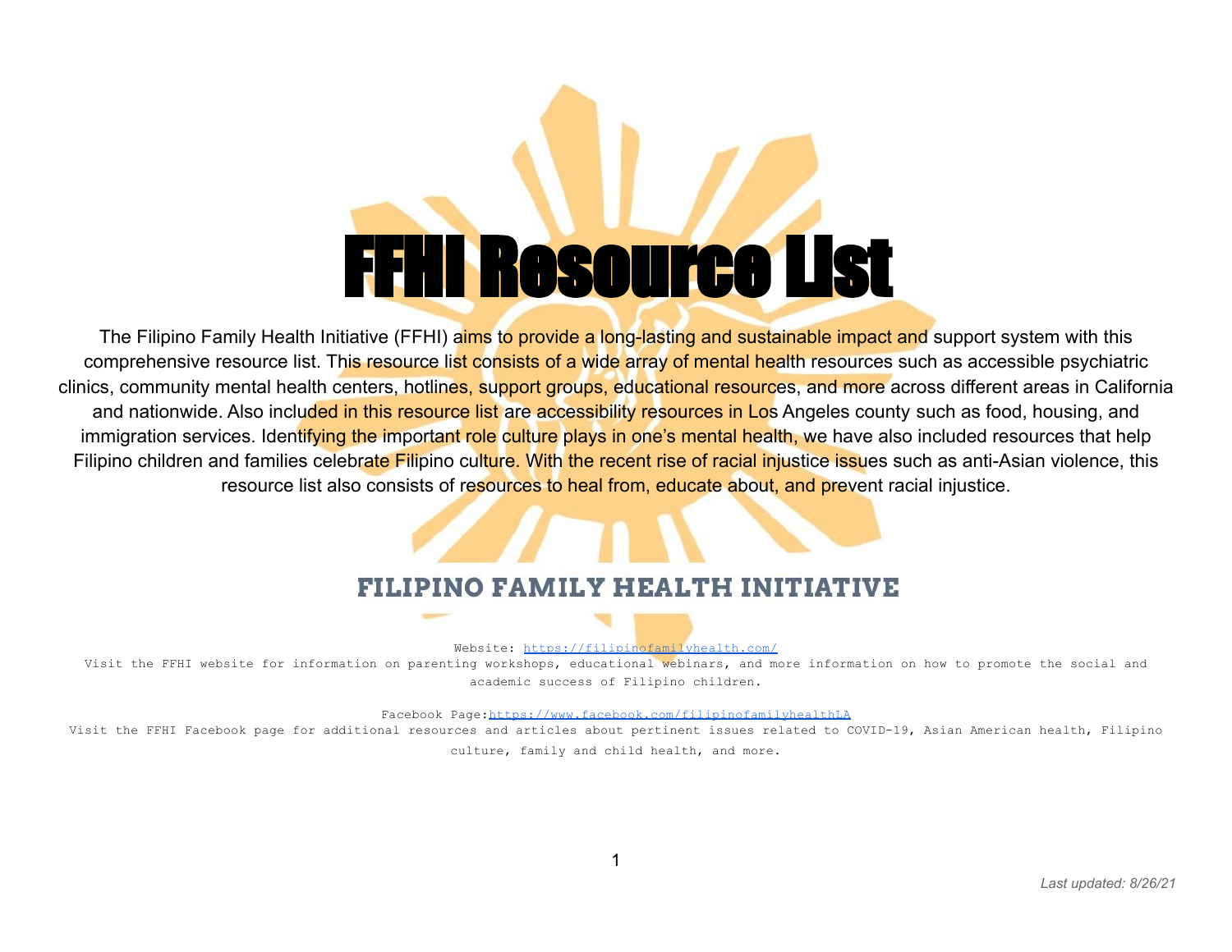# FFHI Resource List

The Filipino Family Health Initiative (FFHI) aims to provide a long-lasting and sustainable impact and support system with this comprehensive resource list. This resource list consists of a wide array of mental health resources such as accessible psychiatric clinics, community mental health centers, hotlines, support groups, educational resources, and more across different areas in California and nationwide. Also included in this resource list are accessibility resources in Los Angeles county such as food, housing, and immigration services. Identifying the important role culture plays in one's mental health, we have also included resources that help Filipino children and families celebrate Filipino culture. With the recent rise of racial injustice issues such as anti-Asian violence, this resource list also consists of resources to heal from, educate about, and prevent racial injustice.

## FILIPINO FAMILY HEALTH INITIATIVE

Website: https://filipinofamilyhealth.com/

Visit the FFHI website for information on parenting workshops, educational webinars, and more information on how to promote the social and academic success of Filipino children.

Facebook Page: https://www.facebook.com/filipinofamilyhealthLA

Visit the FFHI Facebook page for additional resources and articles about pertinent issues related to COVID-19, Asian American health, Filipino culture, family and child health, and more.

*Last updated: 8/26/21*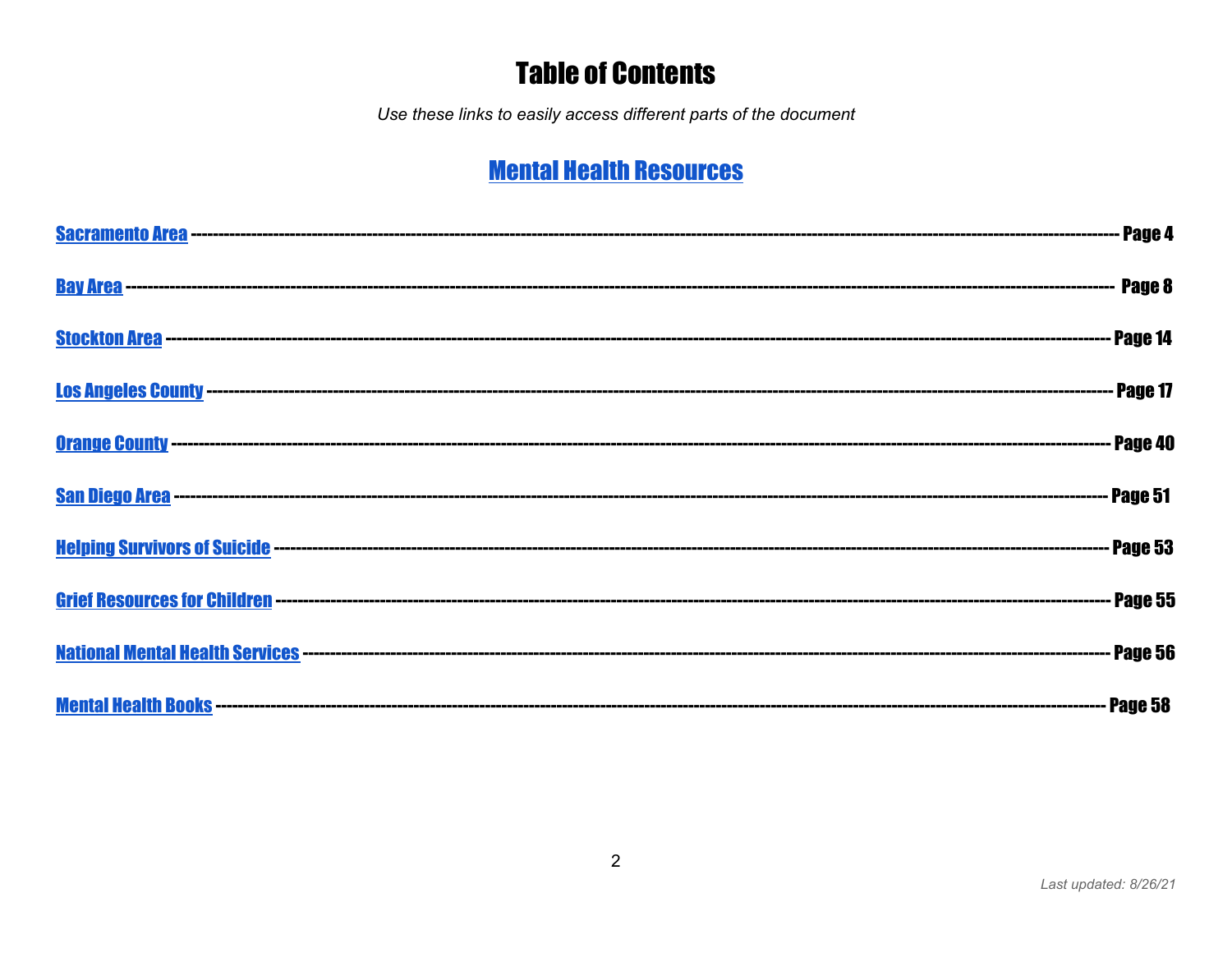# Table of Contents

*Use these links to easily access different parts of the document*

## Mental Health Resources

Sacramento Area ---------- Page 4

Bay Area ---------- Page 8

Stockton Area ---------- Page 14

Los Angeles County ---------- Page 17

Orange County ---------- Page 40

San Diego Area ---------- Page 51

Helping Survivors of Suicide ---------- Page 53

Grief Resources for Children ---------- Page 55

National Mental Health Services ---------- Page 56

Mental Health Books ---------- Page 58

*Last updated: 8/26/21*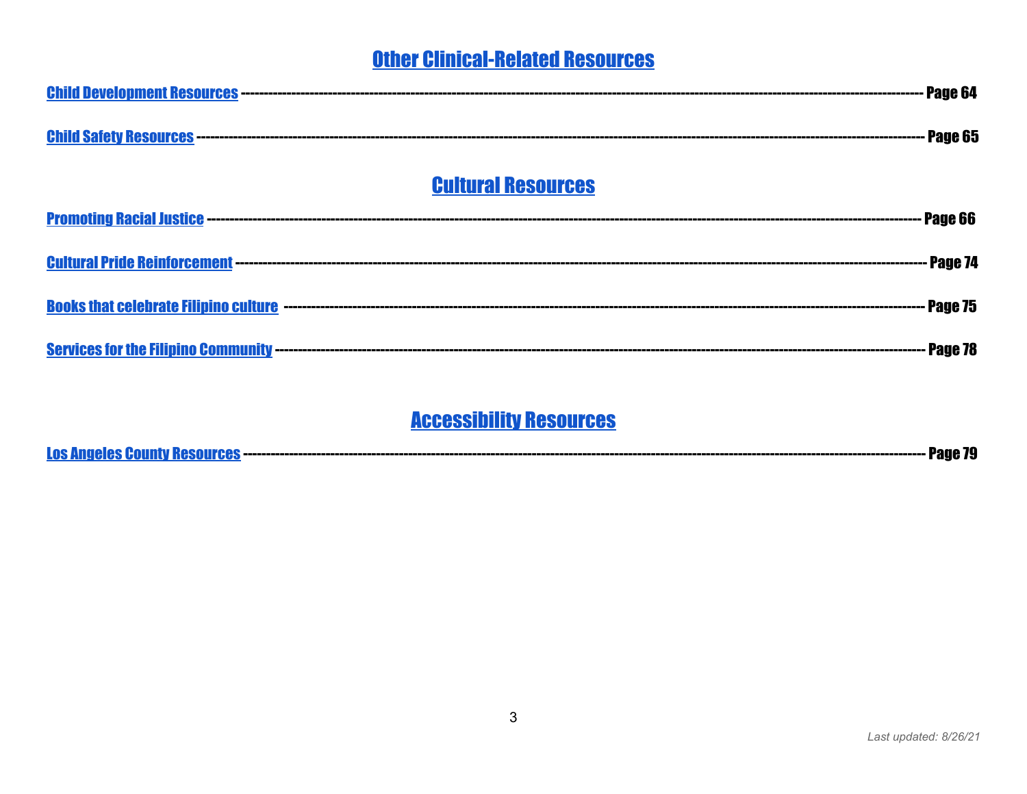## Other Clinical-Related Resources

Child Development Resources ---------- Page 64

Child Safety Resources ---------- Page 65

## Cultural Resources

Promoting Racial Justice ---------- Page 66

Cultural Pride Reinforcement ---------- Page 74

Books that celebrate Filipino culture ---------- Page 75

Services for the Filipino Community ---------- Page 78

## Accessibility Resources

Los Angeles County Resources ---------- Page 79

*Last updated: 8/26/21*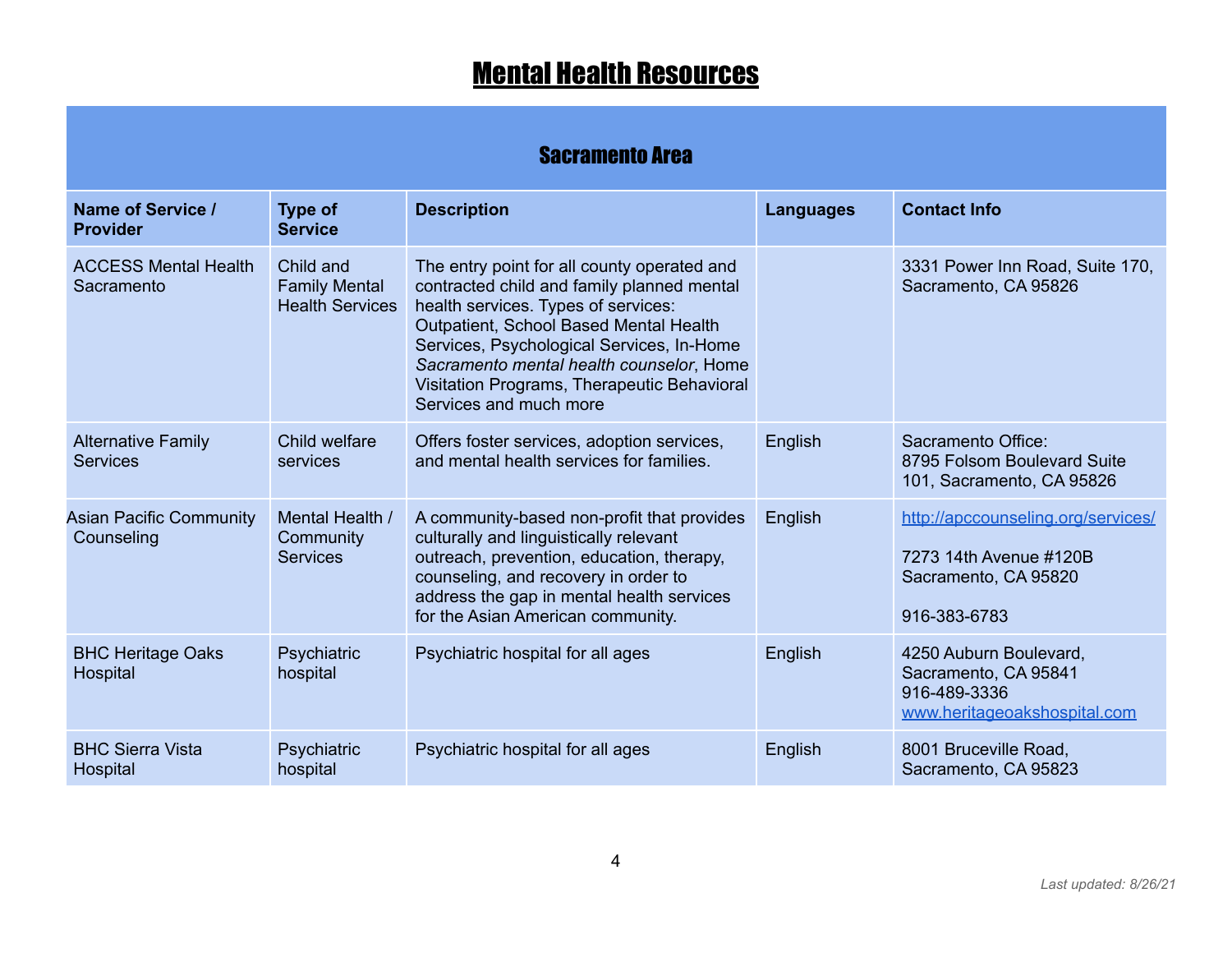# Mental Health Resources

| Sacramento Area | | | | |
|---|---|---|---|---|
| **Name of Service / Provider** | **Type of Service** | **Description** | **Languages** | **Contact Info** |
| ACCESS Mental Health Sacramento | Child and Family Mental Health Services | The entry point for all county operated and contracted child and family planned mental health services. Types of services: Outpatient, School Based Mental Health Services, Psychological Services, In-Home *Sacramento mental health counselor*, Home Visitation Programs, Therapeutic Behavioral Services and much more | | 3331 Power Inn Road, Suite 170, Sacramento, CA 95826 |
| Alternative Family Services | Child welfare services | Offers foster services, adoption services, and mental health services for families. | English | Sacramento Office: 8795 Folsom Boulevard Suite 101, Sacramento, CA 95826 |
| Asian Pacific Community Counseling | Mental Health / Community Services | A community-based non-profit that provides culturally and linguistically relevant outreach, prevention, education, therapy, counseling, and recovery in order to address the gap in mental health services for the Asian American community. | English | http://apccounseling.org/services/<br><br>7273 14th Avenue #120B Sacramento, CA 95820<br><br>916-383-6783 |
| BHC Heritage Oaks Hospital | Psychiatric hospital | Psychiatric hospital for all ages | English | 4250 Auburn Boulevard, Sacramento, CA 95841<br>916-489-3336<br>www.heritageoakshospital.com |
| BHC Sierra Vista Hospital | Psychiatric hospital | Psychiatric hospital for all ages | English | 8001 Bruceville Road, Sacramento, CA 95823 |

*Last updated: 8/26/21*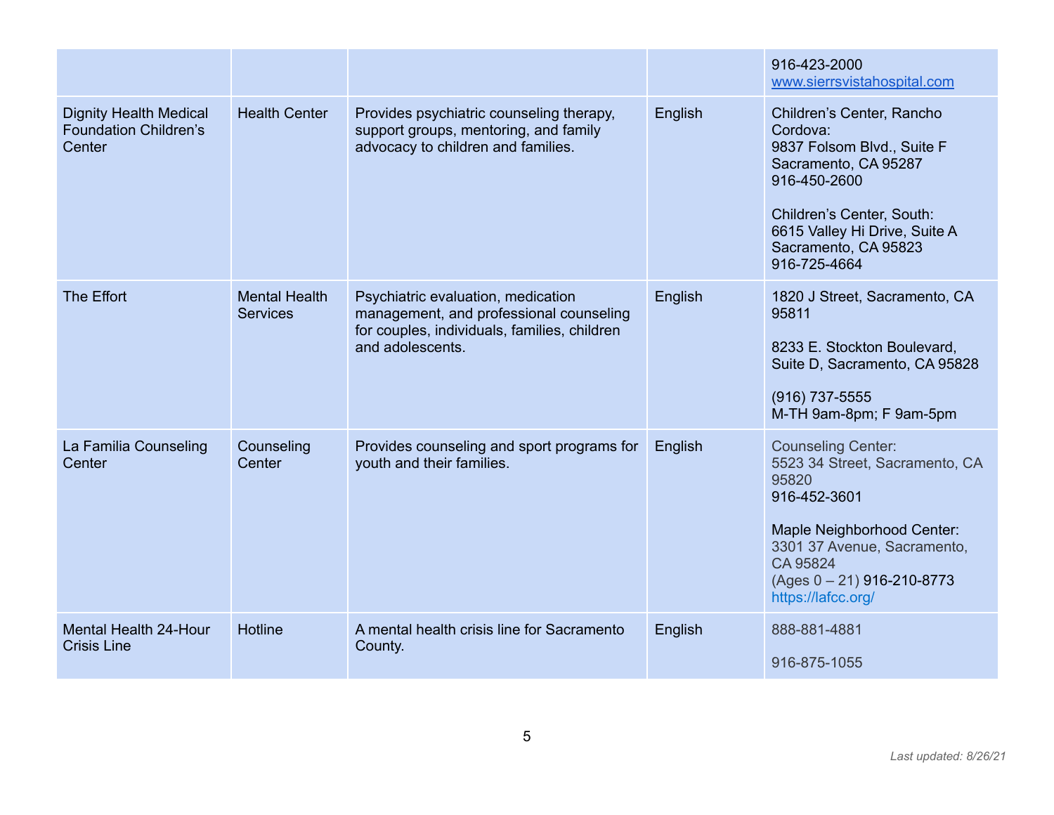| | | | | |
|---|---|---|---|---|
| | | | | 916-423-2000<br>www.sierrsvistahospital.com |
| Dignity Health Medical Foundation Children's Center | Health Center | Provides psychiatric counseling therapy, support groups, mentoring, and family advocacy to children and families. | English | Children's Center, Rancho Cordova:<br>9837 Folsom Blvd., Suite F<br>Sacramento, CA 95287<br>916-450-2600<br><br>Children's Center, South:<br>6615 Valley Hi Drive, Suite A<br>Sacramento, CA 95823<br>916-725-4664 |
| The Effort | Mental Health Services | Psychiatric evaluation, medication management, and professional counseling for couples, individuals, families, children and adolescents. | English | 1820 J Street, Sacramento, CA 95811<br><br>8233 E. Stockton Boulevard, Suite D, Sacramento, CA 95828<br><br>(916) 737-5555<br>M-TH 9am-8pm; F 9am-5pm |
| La Familia Counseling Center | Counseling Center | Provides counseling and sport programs for youth and their families. | English | Counseling Center:<br>5523 34 Street, Sacramento, CA 95820<br>916-452-3601<br><br>Maple Neighborhood Center:<br>3301 37 Avenue, Sacramento, CA 95824<br>(Ages 0 – 21) 916-210-8773<br>https://lafcc.org/ |
| Mental Health 24-Hour Crisis Line | Hotline | A mental health crisis line for Sacramento County. | English | 888-881-4881<br><br>916-875-1055 |

*Last updated: 8/26/21*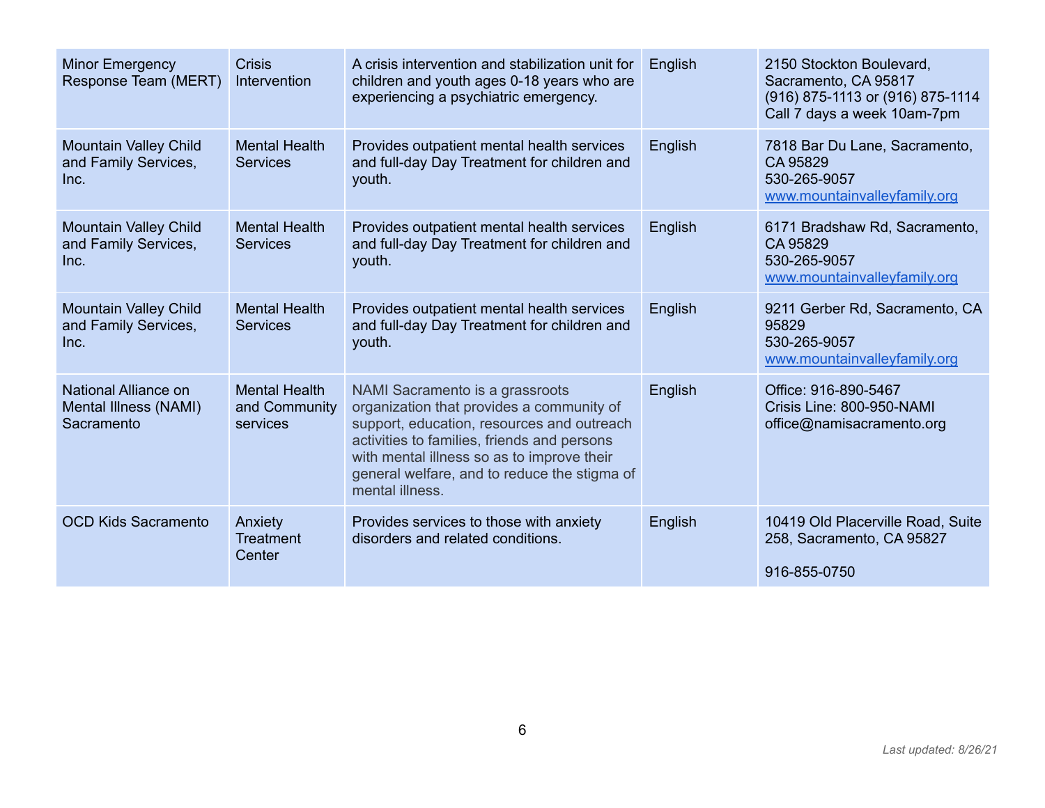| Minor Emergency Response Team (MERT) | Crisis Intervention | A crisis intervention and stabilization unit for children and youth ages 0-18 years who are experiencing a psychiatric emergency. | English | 2150 Stockton Boulevard, Sacramento, CA 95817<br>(916) 875-1113 or (916) 875-1114<br>Call 7 days a week 10am-7pm |
|---|---|---|---|---|
| Mountain Valley Child and Family Services, Inc. | Mental Health Services | Provides outpatient mental health services and full-day Day Treatment for children and youth. | English | 7818 Bar Du Lane, Sacramento, CA 95829<br>530-265-9057<br>www.mountainvalleyfamily.org |
| Mountain Valley Child and Family Services, Inc. | Mental Health Services | Provides outpatient mental health services and full-day Day Treatment for children and youth. | English | 6171 Bradshaw Rd, Sacramento, CA 95829<br>530-265-9057<br>www.mountainvalleyfamily.org |
| Mountain Valley Child and Family Services, Inc. | Mental Health Services | Provides outpatient mental health services and full-day Day Treatment for children and youth. | English | 9211 Gerber Rd, Sacramento, CA 95829<br>530-265-9057<br>www.mountainvalleyfamily.org |
| National Alliance on Mental Illness (NAMI) Sacramento | Mental Health and Community services | NAMI Sacramento is a grassroots organization that provides a community of support, education, resources and outreach activities to families, friends and persons with mental illness so as to improve their general welfare, and to reduce the stigma of mental illness. | English | Office: 916-890-5467<br>Crisis Line: 800-950-NAMI<br>office@namisacramento.org |
| OCD Kids Sacramento | Anxiety Treatment Center | Provides services to those with anxiety disorders and related conditions. | English | 10419 Old Placerville Road, Suite 258, Sacramento, CA 95827<br><br>916-855-0750 |

*Last updated: 8/26/21*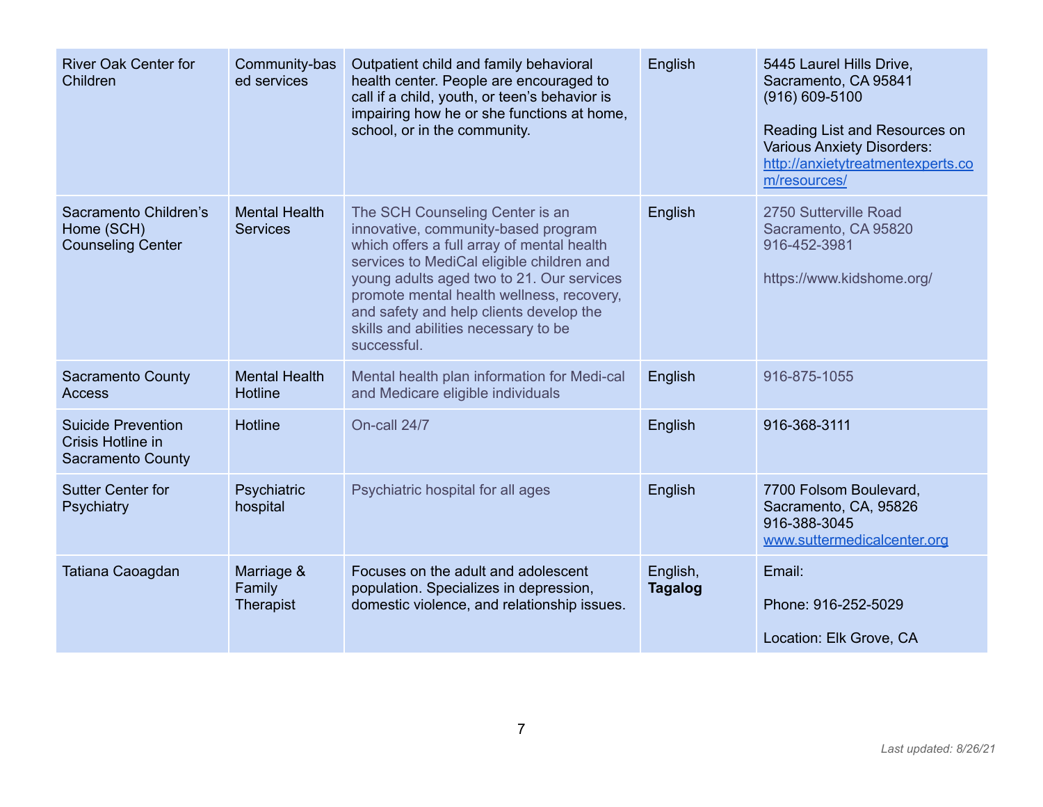| | | | | |
|---|---|---|---|---|
| River Oak Center for Children | Community-based services | Outpatient child and family behavioral health center. People are encouraged to call if a child, youth, or teen's behavior is impairing how he or she functions at home, school, or in the community. | English | 5445 Laurel Hills Drive, Sacramento, CA 95841<br>(916) 609-5100<br><br>Reading List and Resources on Various Anxiety Disorders: http://anxietytreatmentexperts.com/resources/ |
| Sacramento Children's Home (SCH) Counseling Center | Mental Health Services | The SCH Counseling Center is an innovative, community-based program which offers a full array of mental health services to MediCal eligible children and young adults aged two to 21. Our services promote mental health wellness, recovery, and safety and help clients develop the skills and abilities necessary to be successful. | English | 2750 Sutterville Road<br>Sacramento, CA 95820<br>916-452-3981<br><br>https://www.kidshome.org/ |
| Sacramento County Access | Mental Health Hotline | Mental health plan information for Medi-cal and Medicare eligible individuals | English | 916-875-1055 |
| Suicide Prevention Crisis Hotline in Sacramento County | Hotline | On-call 24/7 | English | 916-368-3111 |
| Sutter Center for Psychiatry | Psychiatric hospital | Psychiatric hospital for all ages | English | 7700 Folsom Boulevard, Sacramento, CA, 95826<br>916-388-3045<br>www.suttermedicalcenter.org |
| Tatiana Caoagdan | Marriage & Family Therapist | Focuses on the adult and adolescent population. Specializes in depression, domestic violence, and relationship issues. | English, **Tagalog** | Email:<br><br>Phone: 916-252-5029<br><br>Location: Elk Grove, CA |

*Last updated: 8/26/21*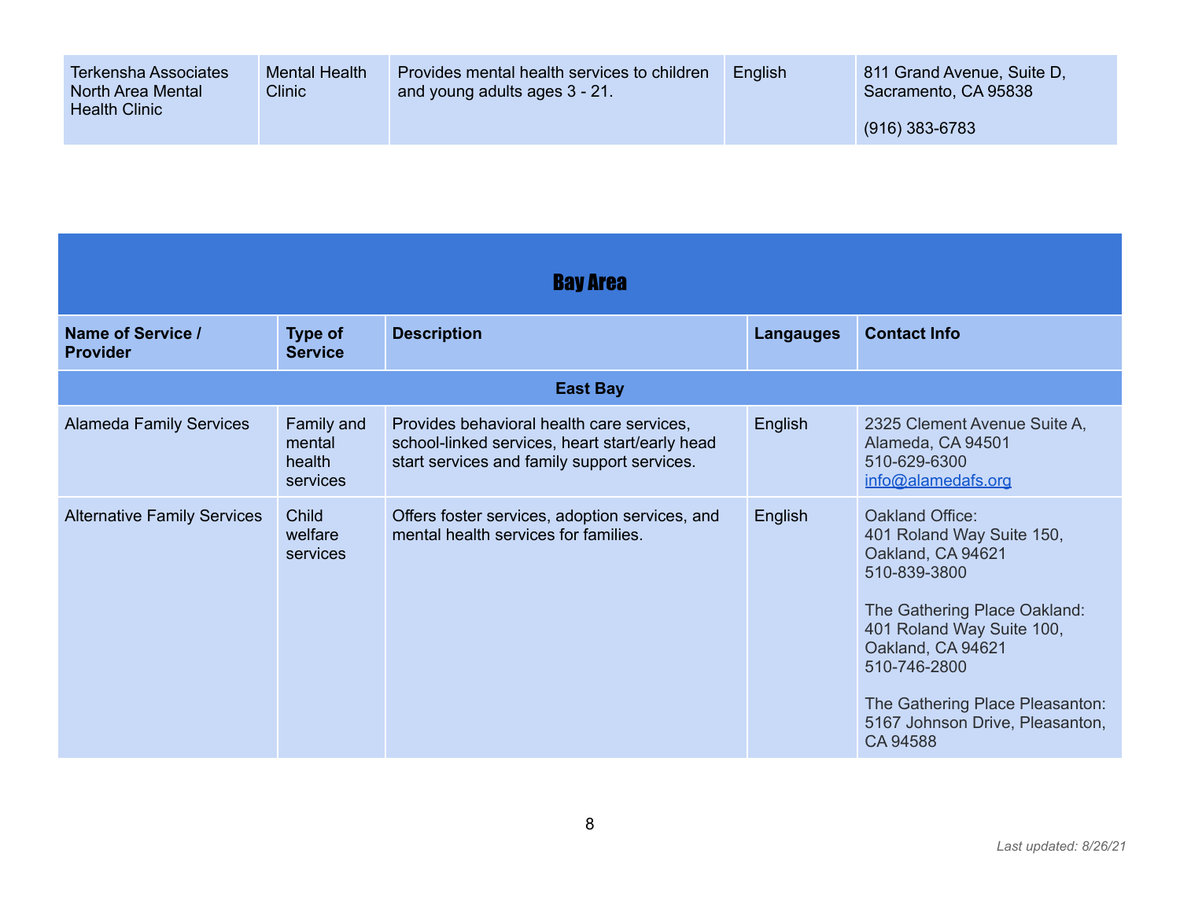| Terkensha Associates North Area Mental Health Clinic | Mental Health Clinic | Provides mental health services to children and young adults ages 3 - 21. | English | 811 Grand Avenue, Suite D, Sacramento, CA 95838<br><br>(916) 383-6783 |
|---|---|---|---|---|

## Bay Area

| Name of Service / Provider | Type of Service | Description | Langauges | Contact Info |
|---|---|---|---|---|
| **East Bay** | | | | |
| Alameda Family Services | Family and mental health services | Provides behavioral health care services, school-linked services, heart start/early head start services and family support services. | English | 2325 Clement Avenue Suite A, Alameda, CA 94501<br>510-629-6300<br>info@alamedafs.org |
| Alternative Family Services | Child welfare services | Offers foster services, adoption services, and mental health services for families. | English | Oakland Office:<br>401 Roland Way Suite 150, Oakland, CA 94621<br>510-839-3800<br><br>The Gathering Place Oakland:<br>401 Roland Way Suite 100, Oakland, CA 94621<br>510-746-2800<br><br>The Gathering Place Pleasanton:<br>5167 Johnson Drive, Pleasanton, CA 94588 |

*Last updated: 8/26/21*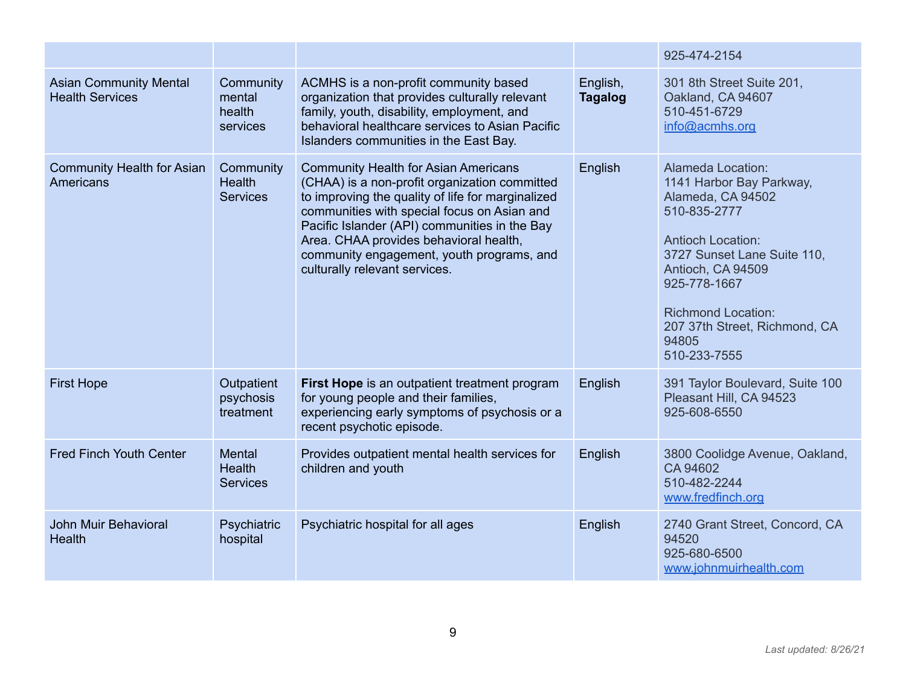| | | | | 925-474-2154 |
|---|---|---|---|---|
| Asian Community Mental Health Services | Community mental health services | ACMHS is a non-profit community based organization that provides culturally relevant family, youth, disability, employment, and behavioral healthcare services to Asian Pacific Islanders communities in the East Bay. | English, **Tagalog** | 301 8th Street Suite 201, Oakland, CA 94607<br>510-451-6729<br>info@acmhs.org |
| Community Health for Asian Americans | Community Health Services | Community Health for Asian Americans (CHAA) is a non-profit organization committed to improving the quality of life for marginalized communities with special focus on Asian and Pacific Islander (API) communities in the Bay Area. CHAA provides behavioral health, community engagement, youth programs, and culturally relevant services. | English | Alameda Location:<br>1141 Harbor Bay Parkway, Alameda, CA 94502<br>510-835-2777<br><br>Antioch Location:<br>3727 Sunset Lane Suite 110, Antioch, CA 94509<br>925-778-1667<br><br>Richmond Location:<br>207 37th Street, Richmond, CA 94805<br>510-233-7555 |
| First Hope | Outpatient psychosis treatment | **First Hope** is an outpatient treatment program for young people and their families, experiencing early symptoms of psychosis or a recent psychotic episode. | English | 391 Taylor Boulevard, Suite 100 Pleasant Hill, CA 94523<br>925-608-6550 |
| Fred Finch Youth Center | Mental Health Services | Provides outpatient mental health services for children and youth | English | 3800 Coolidge Avenue, Oakland, CA 94602<br>510-482-2244<br>www.fredfinch.org |
| John Muir Behavioral Health | Psychiatric hospital | Psychiatric hospital for all ages | English | 2740 Grant Street, Concord, CA 94520<br>925-680-6500<br>www.johnmuirhealth.com |

*Last updated: 8/26/21*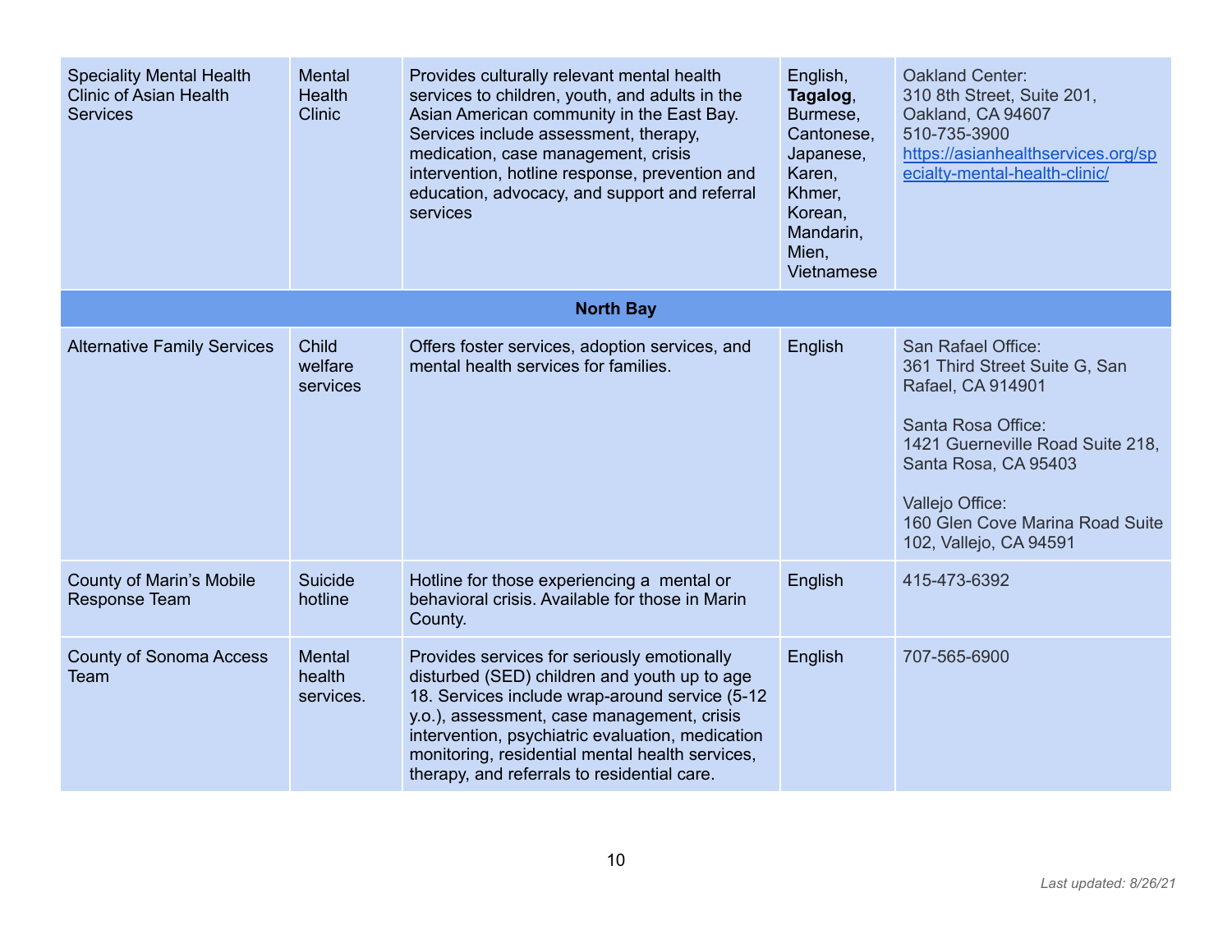| | | | | |
|---|---|---|---|---|
| Speciality Mental Health Clinic of Asian Health Services | Mental Health Clinic | Provides culturally relevant mental health services to children, youth, and adults in the Asian American community in the East Bay. Services include assessment, therapy, medication, case management, crisis intervention, hotline response, prevention and education, advocacy, and support and referral services | English, **Tagalog**, Burmese, Cantonese, Japanese, Karen, Khmer, Korean, Mandarin, Mien, Vietnamese | Oakland Center:<br>310 8th Street, Suite 201, Oakland, CA 94607<br>510-735-3900<br>[https://asianhealthservices.org/specialty-mental-health-clinic/](https://asianhealthservices.org/specialty-mental-health-clinic/) |
| **North Bay** | | | | |
| Alternative Family Services | Child welfare services | Offers foster services, adoption services, and mental health services for families. | English | San Rafael Office:<br>361 Third Street Suite G, San Rafael, CA 914901<br><br>Santa Rosa Office:<br>1421 Guerneville Road Suite 218, Santa Rosa, CA 95403<br><br>Vallejo Office:<br>160 Glen Cove Marina Road Suite 102, Vallejo, CA 94591 |
| County of Marin's Mobile Response Team | Suicide hotline | Hotline for those experiencing a mental or behavioral crisis. Available for those in Marin County. | English | 415-473-6392 |
| County of Sonoma Access Team | Mental health services. | Provides services for seriously emotionally disturbed (SED) children and youth up to age 18. Services include wrap-around service (5-12 y.o.), assessment, case management, crisis intervention, psychiatric evaluation, medication monitoring, residential mental health services, therapy, and referrals to residential care. | English | 707-565-6900 |

*Last updated: 8/26/21*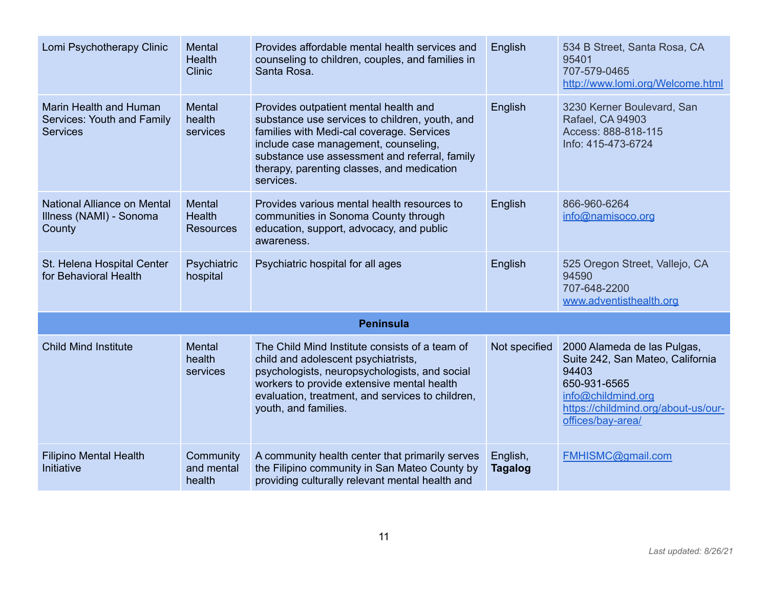| | | | | |
|---|---|---|---|---|
| Lomi Psychotherapy Clinic | Mental Health Clinic | Provides affordable mental health services and counseling to children, couples, and families in Santa Rosa. | English | 534 B Street, Santa Rosa, CA 95401<br>707-579-0465<br>http://www.lomi.org/Welcome.html |
| Marin Health and Human Services: Youth and Family Services | Mental health services | Provides outpatient mental health and substance use services to children, youth, and families with Medi-cal coverage. Services include case management, counseling, substance use assessment and referral, family therapy, parenting classes, and medication services. | English | 3230 Kerner Boulevard, San Rafael, CA 94903<br>Access: 888-818-115<br>Info: 415-473-6724 |
| National Alliance on Mental Illness (NAMI) - Sonoma County | Mental Health Resources | Provides various mental health resources to communities in Sonoma County through education, support, advocacy, and public awareness. | English | 866-960-6264<br>info@namisoco.org |
| St. Helena Hospital Center for Behavioral Health | Psychiatric hospital | Psychiatric hospital for all ages | English | 525 Oregon Street, Vallejo, CA 94590<br>707-648-2200<br>www.adventisthealth.org |
| **Peninsula** | | | | |
| Child Mind Institute | Mental health services | The Child Mind Institute consists of a team of child and adolescent psychiatrists, psychologists, neuropsychologists, and social workers to provide extensive mental health evaluation, treatment, and services to children, youth, and families. | Not specified | 2000 Alameda de las Pulgas, Suite 242, San Mateo, California 94403<br>650-931-6565<br>info@childmind.org<br>https://childmind.org/about-us/our-offices/bay-area/ |
| Filipino Mental Health Initiative | Community and mental health | A community health center that primarily serves the Filipino community in San Mateo County by providing culturally relevant mental health and | English, **Tagalog** | FMHISMC@gmail.com |

*Last updated: 8/26/21*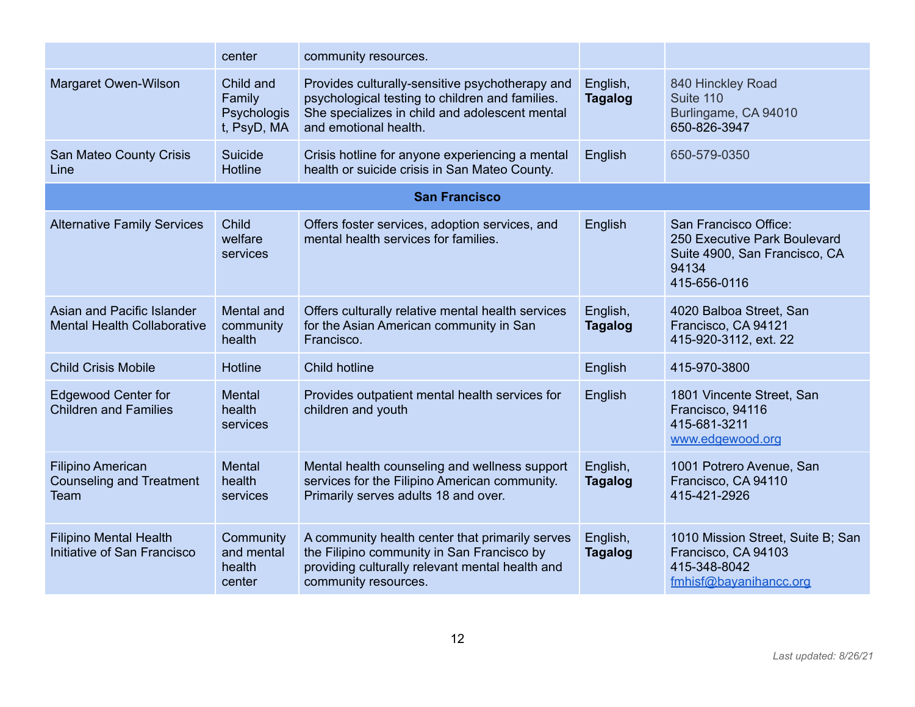| | center | community resources. | | |
|---|---|---|---|---|
| Margaret Owen-Wilson | Child and Family Psychologist, PsyD, MA | Provides culturally-sensitive psychotherapy and psychological testing to children and families. She specializes in child and adolescent mental and emotional health. | English, **Tagalog** | 840 Hinckley Road<br>Suite 110<br>Burlingame, CA 94010<br>650-826-3947 |
| San Mateo County Crisis Line | Suicide Hotline | Crisis hotline for anyone experiencing a mental health or suicide crisis in San Mateo County. | English | 650-579-0350 |
| **San Francisco** | | | | |
| Alternative Family Services | Child welfare services | Offers foster services, adoption services, and mental health services for families. | English | San Francisco Office:<br>250 Executive Park Boulevard Suite 4900, San Francisco, CA 94134<br>415-656-0116 |
| Asian and Pacific Islander Mental Health Collaborative | Mental and community health | Offers culturally relative mental health services for the Asian American community in San Francisco. | English, **Tagalog** | 4020 Balboa Street, San Francisco, CA 94121<br>415-920-3112, ext. 22 |
| Child Crisis Mobile | Hotline | Child hotline | English | 415-970-3800 |
| Edgewood Center for Children and Families | Mental health services | Provides outpatient mental health services for children and youth | English | 1801 Vincente Street, San Francisco, 94116<br>415-681-3211<br>www.edgewood.org |
| Filipino American Counseling and Treatment Team | Mental health services | Mental health counseling and wellness support services for the Filipino American community. Primarily serves adults 18 and over. | English, **Tagalog** | 1001 Potrero Avenue, San Francisco, CA 94110<br>415-421-2926 |
| Filipino Mental Health Initiative of San Francisco | Community and mental health center | A community health center that primarily serves the Filipino community in San Francisco by providing culturally relevant mental health and community resources. | English, **Tagalog** | 1010 Mission Street, Suite B; San Francisco, CA 94103<br>415-348-8042<br>fmhisf@bayanihancc.org |

*Last updated: 8/26/21*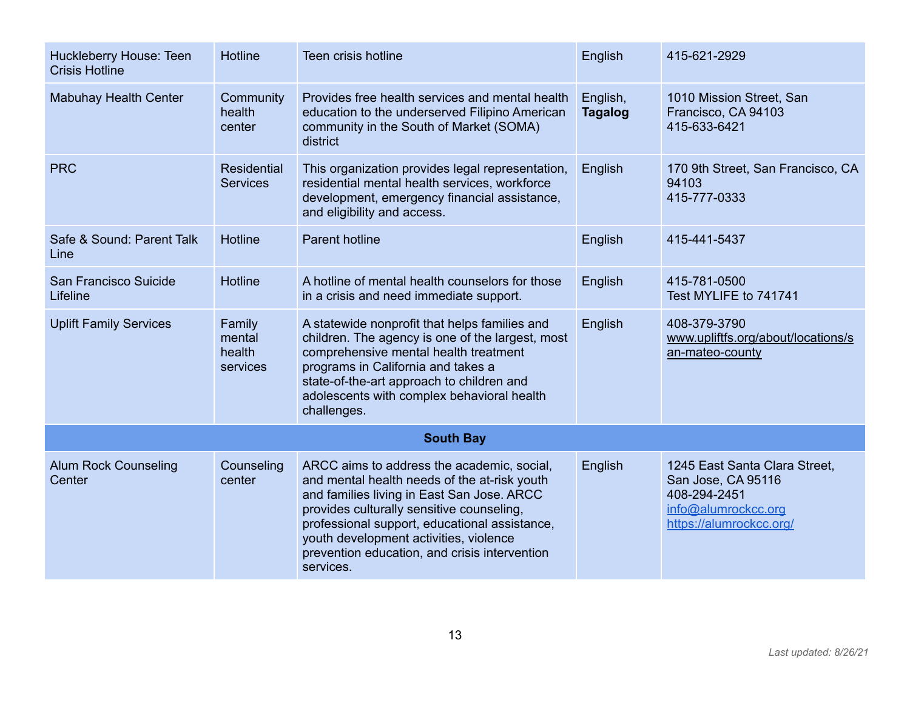| | | | | |
|---|---|---|---|---|
| Huckleberry House: Teen Crisis Hotline | Hotline | Teen crisis hotline | English | 415-621-2929 |
| Mabuhay Health Center | Community health center | Provides free health services and mental health education to the underserved Filipino American community in the South of Market (SOMA) district | English, **Tagalog** | 1010 Mission Street, San Francisco, CA 94103<br>415-633-6421 |
| PRC | Residential Services | This organization provides legal representation, residential mental health services, workforce development, emergency financial assistance, and eligibility and access. | English | 170 9th Street, San Francisco, CA 94103<br>415-777-0333 |
| Safe & Sound: Parent Talk Line | Hotline | Parent hotline | English | 415-441-5437 |
| San Francisco Suicide Lifeline | Hotline | A hotline of mental health counselors for those in a crisis and need immediate support. | English | 415-781-0500<br>Test MYLIFE to 741741 |
| Uplift Family Services | Family mental health services | A statewide nonprofit that helps families and children. The agency is one of the largest, most comprehensive mental health treatment programs in California and takes a state-of-the-art approach to children and adolescents with complex behavioral health challenges. | English | 408-379-3790<br>www.upliftfs.org/about/locations/san-mateo-county |
| **South Bay** | | | | |
| Alum Rock Counseling Center | Counseling center | ARCC aims to address the academic, social, and mental health needs of the at-risk youth and families living in East San Jose. ARCC provides culturally sensitive counseling, professional support, educational assistance, youth development activities, violence prevention education, and crisis intervention services. | English | 1245 East Santa Clara Street, San Jose, CA 95116<br>408-294-2451<br>info@alumrockcc.org<br>https://alumrockcc.org/ |

*Last updated: 8/26/21*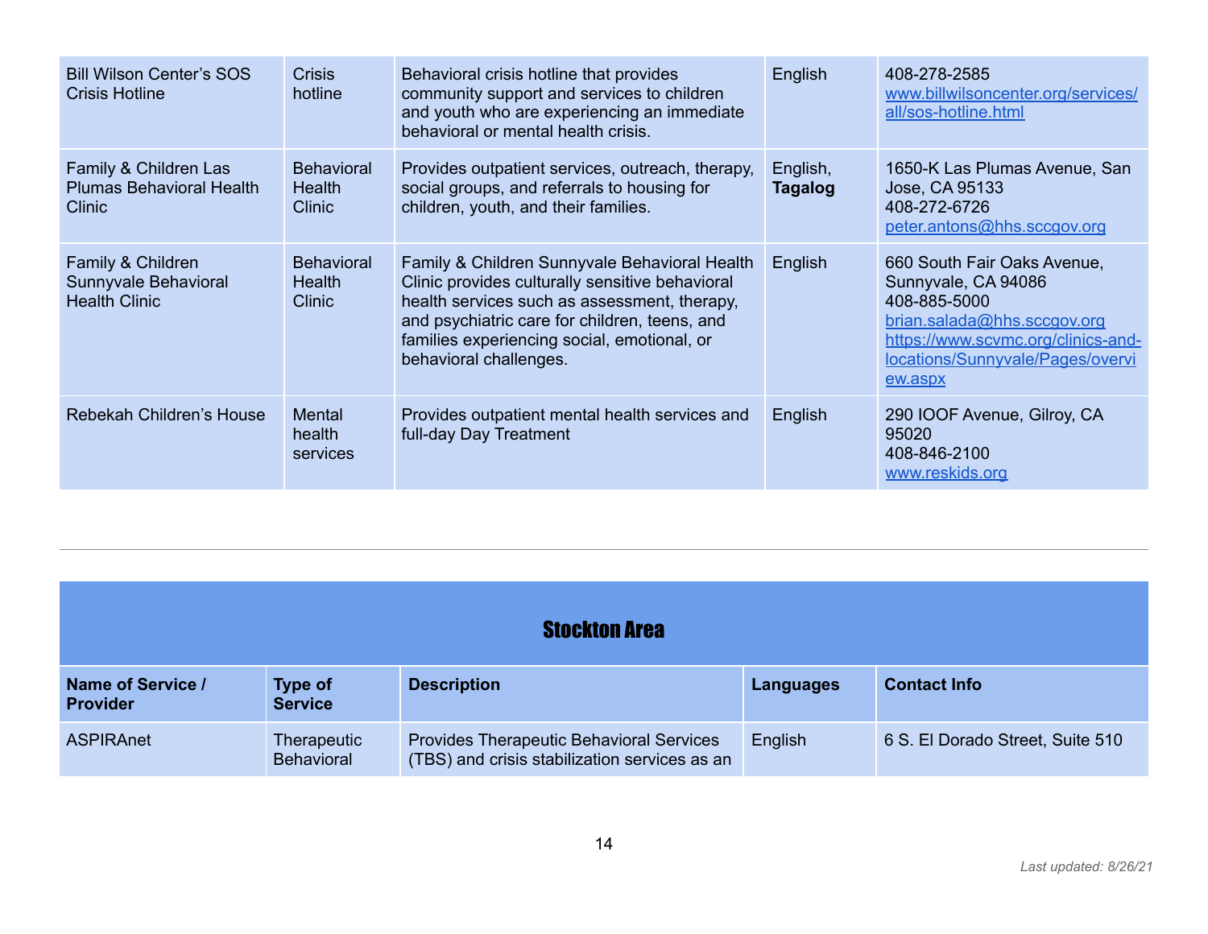| | | | | |
|---|---|---|---|---|
| Bill Wilson Center's SOS Crisis Hotline | Crisis hotline | Behavioral crisis hotline that provides community support and services to children and youth who are experiencing an immediate behavioral or mental health crisis. | English | 408-278-2585<br>www.billwilsoncenter.org/services/all/sos-hotline.html |
| Family & Children Las Plumas Behavioral Health Clinic | Behavioral Health Clinic | Provides outpatient services, outreach, therapy, social groups, and referrals to housing for children, youth, and their families. | English, **Tagalog** | 1650-K Las Plumas Avenue, San Jose, CA 95133<br>408-272-6726<br>peter.antons@hhs.sccgov.org |
| Family & Children Sunnyvale Behavioral Health Clinic | Behavioral Health Clinic | Family & Children Sunnyvale Behavioral Health Clinic provides culturally sensitive behavioral health services such as assessment, therapy, and psychiatric care for children, teens, and families experiencing social, emotional, or behavioral challenges. | English | 660 South Fair Oaks Avenue, Sunnyvale, CA 94086<br>408-885-5000<br>brian.salada@hhs.sccgov.org<br>https://www.scvmc.org/clinics-and-locations/Sunnyvale/Pages/overview.aspx |
| Rebekah Children's House | Mental health services | Provides outpatient mental health services and full-day Day Treatment | English | 290 IOOF Avenue, Gilroy, CA 95020<br>408-846-2100<br>www.reskids.org |

---

## Stockton Area

| Name of Service / Provider | Type of Service | Description | Languages | Contact Info |
|---|---|---|---|---|
| ASPIRAnet | Therapeutic Behavioral | Provides Therapeutic Behavioral Services (TBS) and crisis stabilization services as an | English | 6 S. El Dorado Street, Suite 510 |

*Last updated: 8/26/21*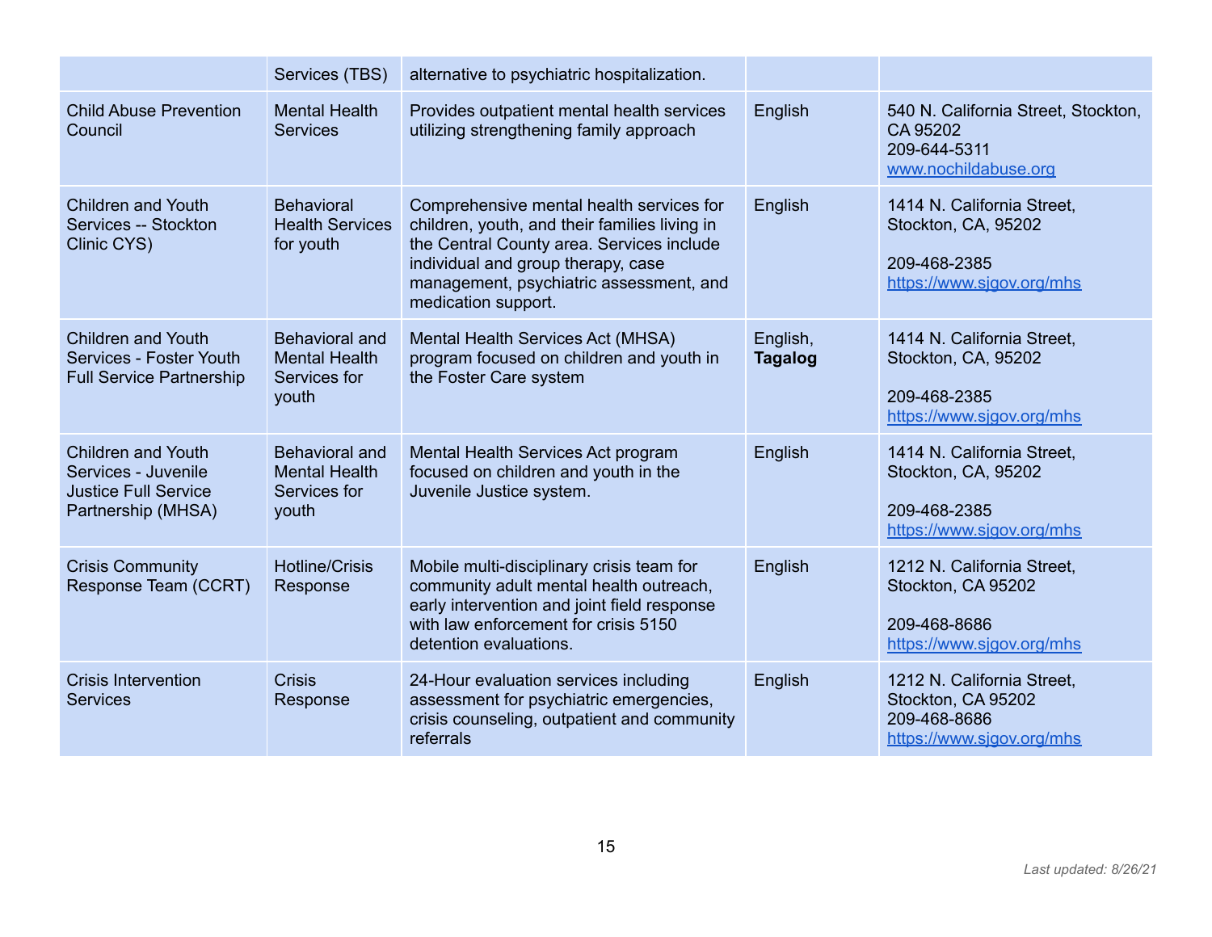| | | | | |
|---|---|---|---|---|
| | Services (TBS) | alternative to psychiatric hospitalization. | | |
| Child Abuse Prevention Council | Mental Health Services | Provides outpatient mental health services utilizing strengthening family approach | English | 540 N. California Street, Stockton, CA 95202<br>209-644-5311<br>www.nochildabuse.org |
| Children and Youth Services -- Stockton Clinic CYS) | Behavioral Health Services for youth | Comprehensive mental health services for children, youth, and their families living in the Central County area. Services include individual and group therapy, case management, psychiatric assessment, and medication support. | English | 1414 N. California Street, Stockton, CA, 95202<br><br>209-468-2385<br>https://www.sjgov.org/mhs |
| Children and Youth Services - Foster Youth Full Service Partnership | Behavioral and Mental Health Services for youth | Mental Health Services Act (MHSA) program focused on children and youth in the Foster Care system | English, **Tagalog** | 1414 N. California Street, Stockton, CA, 95202<br><br>209-468-2385<br>https://www.sjgov.org/mhs |
| Children and Youth Services - Juvenile Justice Full Service Partnership (MHSA) | Behavioral and Mental Health Services for youth | Mental Health Services Act program focused on children and youth in the Juvenile Justice system. | English | 1414 N. California Street, Stockton, CA, 95202<br><br>209-468-2385<br>https://www.sjgov.org/mhs |
| Crisis Community Response Team (CCRT) | Hotline/Crisis Response | Mobile multi-disciplinary crisis team for community adult mental health outreach, early intervention and joint field response with law enforcement for crisis 5150 detention evaluations. | English | 1212 N. California Street, Stockton, CA 95202<br><br>209-468-8686<br>https://www.sjgov.org/mhs |
| Crisis Intervention Services | Crisis Response | 24-Hour evaluation services including assessment for psychiatric emergencies, crisis counseling, outpatient and community referrals | English | 1212 N. California Street, Stockton, CA 95202<br>209-468-8686<br>https://www.sjgov.org/mhs |

*Last updated: 8/26/21*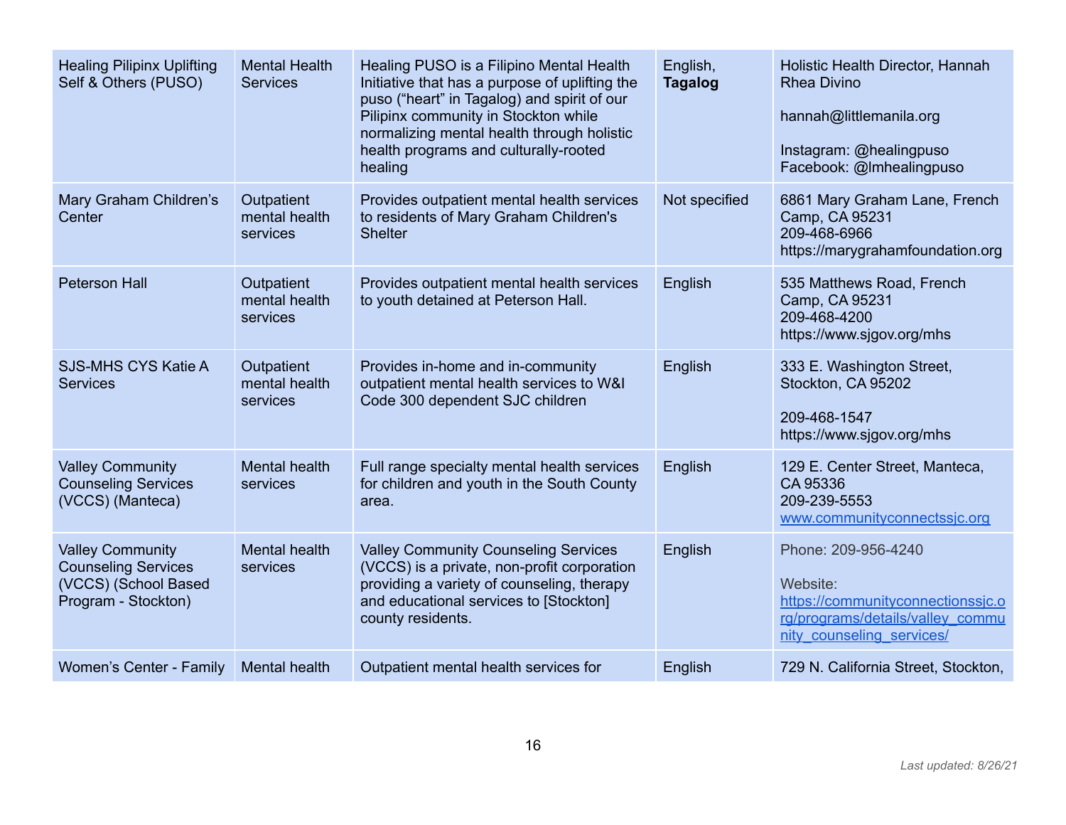| Healing Pilipinx Uplifting Self & Others (PUSO) | Mental Health Services | Healing PUSO is a Filipino Mental Health Initiative that has a purpose of uplifting the puso ("heart" in Tagalog) and spirit of our Pilipinx community in Stockton while normalizing mental health through holistic health programs and culturally-rooted healing | English, **Tagalog** | Holistic Health Director, Hannah Rhea Divino<br><br>hannah@littlemanila.org<br><br>Instagram: @healingpuso<br>Facebook: @lmhealingpuso |
|---|---|---|---|---|
| Mary Graham Children's Center | Outpatient mental health services | Provides outpatient mental health services to residents of Mary Graham Children's Shelter | Not specified | 6861 Mary Graham Lane, French Camp, CA 95231<br>209-468-6966<br>https://marygrahamfoundation.org |
| Peterson Hall | Outpatient mental health services | Provides outpatient mental health services to youth detained at Peterson Hall. | English | 535 Matthews Road, French Camp, CA 95231<br>209-468-4200<br>https://www.sjgov.org/mhs |
| SJS-MHS CYS Katie A Services | Outpatient mental health services | Provides in-home and in-community outpatient mental health services to W&I Code 300 dependent SJC children | English | 333 E. Washington Street, Stockton, CA 95202<br><br>209-468-1547<br>https://www.sjgov.org/mhs |
| Valley Community Counseling Services (VCCS) (Manteca) | Mental health services | Full range specialty mental health services for children and youth in the South County area. | English | 129 E. Center Street, Manteca, CA 95336<br>209-239-5553<br>www.communityconnectssjc.org |
| Valley Community Counseling Services (VCCS) (School Based Program - Stockton) | Mental health services | Valley Community Counseling Services (VCCS) is a private, non-profit corporation providing a variety of counseling, therapy and educational services to [Stockton] county residents. | English | Phone: 209-956-4240<br><br>Website:<br>https://communityconnectionssjc.org/programs/details/valley_community_counseling_services/ |
| Women's Center - Family | Mental health | Outpatient mental health services for | English | 729 N. California Street, Stockton, |

*Last updated: 8/26/21*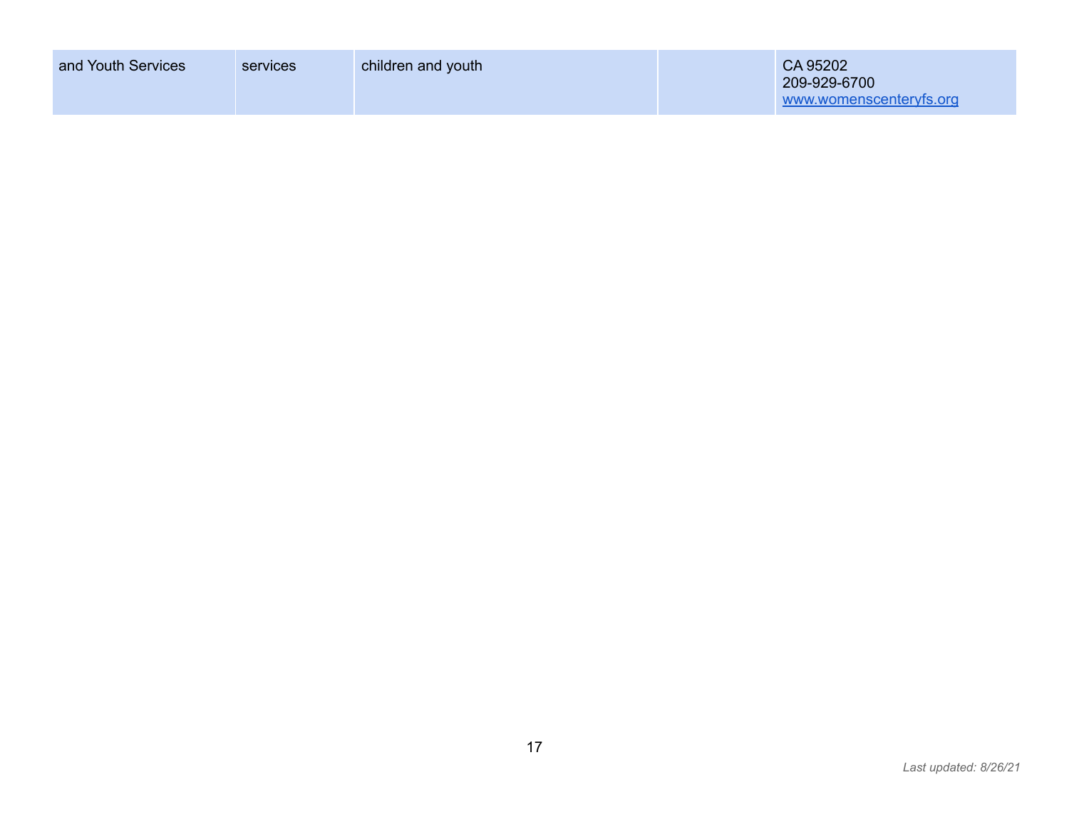| | | | | |
|---|---|---|---|---|
| and Youth Services | services | children and youth | | CA 95202<br>209-929-6700<br>www.womenscenteryfs.org |

*Last updated: 8/26/21*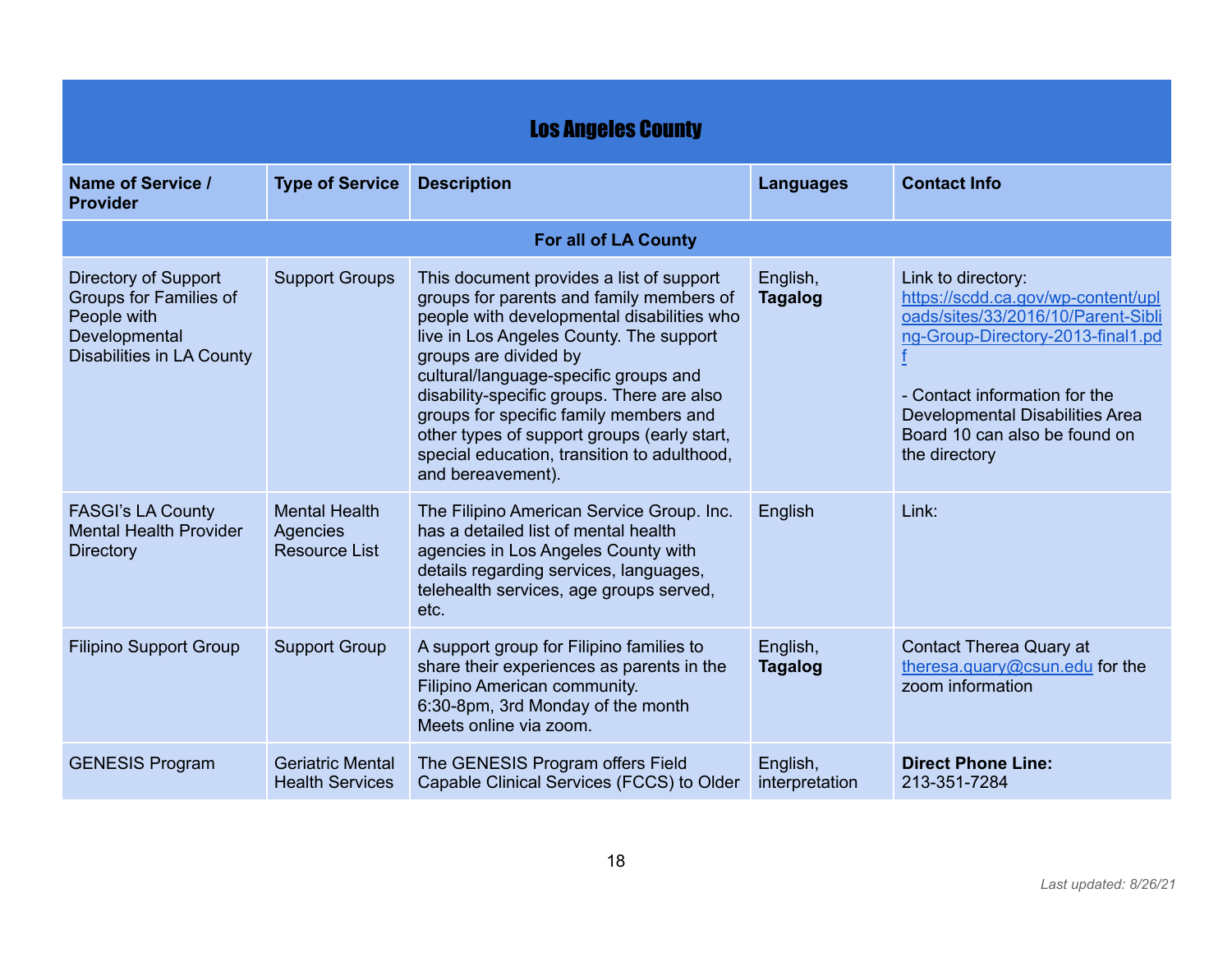| Los Angeles County | | | | |
|---|---|---|---|---|
| **Name of Service / Provider** | **Type of Service** | **Description** | **Languages** | **Contact Info** |
| **For all of LA County** | | | | |
| Directory of Support Groups for Families of People with Developmental Disabilities in LA County | Support Groups | This document provides a list of support groups for parents and family members of people with developmental disabilities who live in Los Angeles County. The support groups are divided by cultural/language-specific groups and disability-specific groups. There are also groups for specific family members and other types of support groups (early start, special education, transition to adulthood, and bereavement). | English, **Tagalog** | Link to directory: [https://scdd.ca.gov/wp-content/uploads/sites/33/2016/10/Parent-Sibling-Group-Directory-2013-final1.pdf](https://scdd.ca.gov/wp-content/uploads/sites/33/2016/10/Parent-Sibling-Group-Directory-2013-final1.pdf)<br><br>- Contact information for the Developmental Disabilities Area Board 10 can also be found on the directory |
| FASGI's LA County Mental Health Provider Directory | Mental Health Agencies Resource List | The Filipino American Service Group. Inc. has a detailed list of mental health agencies in Los Angeles County with details regarding services, languages, telehealth services, age groups served, etc. | English | Link: |
| Filipino Support Group | Support Group | A support group for Filipino families to share their experiences as parents in the Filipino American community.<br>6:30-8pm, 3rd Monday of the month<br>Meets online via zoom. | English, **Tagalog** | Contact Therea Quary at theresa.quary@csun.edu for the zoom information |
| GENESIS Program | Geriatric Mental Health Services | The GENESIS Program offers Field Capable Clinical Services (FCCS) to Older | English, interpretation | **Direct Phone Line:** 213-351-7284 |

*Last updated: 8/26/21*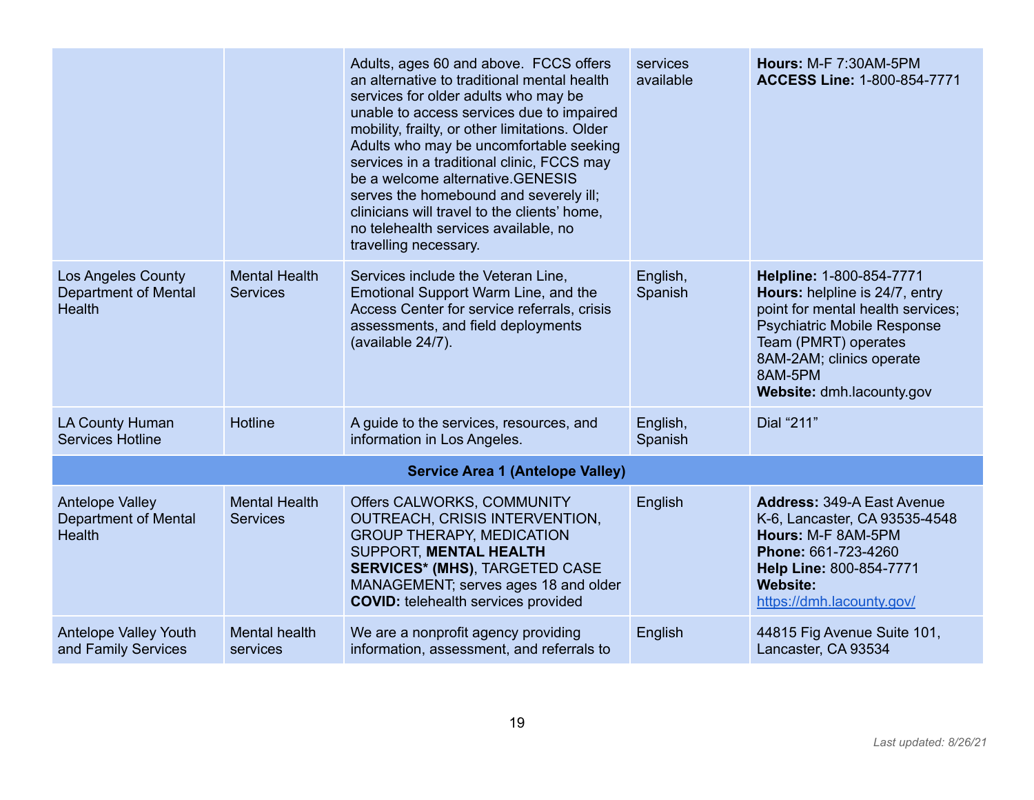| | | | | |
|---|---|---|---|---|
| | | Adults, ages 60 and above. FCCS offers an alternative to traditional mental health services for older adults who may be unable to access services due to impaired mobility, frailty, or other limitations. Older Adults who may be uncomfortable seeking services in a traditional clinic, FCCS may be a welcome alternative.GENESIS serves the homebound and severely ill; clinicians will travel to the clients' home, no telehealth services available, no travelling necessary. | services available | **Hours:** M-F 7:30AM-5PM<br>**ACCESS Line:** 1-800-854-7771 |
| Los Angeles County Department of Mental Health | Mental Health Services | Services include the Veteran Line, Emotional Support Warm Line, and the Access Center for service referrals, crisis assessments, and field deployments (available 24/7). | English, Spanish | **Helpline:** 1-800-854-7771<br>**Hours:** helpline is 24/7, entry point for mental health services; Psychiatric Mobile Response Team (PMRT) operates 8AM-2AM; clinics operate 8AM-5PM<br>**Website:** dmh.lacounty.gov |
| LA County Human Services Hotline | Hotline | A guide to the services, resources, and information in Los Angeles. | English, Spanish | Dial "211" |
| **Service Area 1 (Antelope Valley)** | | | | |
| Antelope Valley Department of Mental Health | Mental Health Services | Offers CALWORKS, COMMUNITY OUTREACH, CRISIS INTERVENTION, GROUP THERAPY, MEDICATION SUPPORT, **MENTAL HEALTH SERVICES* (MHS)**, TARGETED CASE MANAGEMENT; serves ages 18 and older<br>**COVID:** telehealth services provided | English | **Address:** 349-A East Avenue K-6, Lancaster, CA 93535-4548<br>**Hours:** M-F 8AM-5PM<br>**Phone:** 661-723-4260<br>**Help Line:** 800-854-7771<br>**Website:** https://dmh.lacounty.gov/ |
| Antelope Valley Youth and Family Services | Mental health services | We are a nonprofit agency providing information, assessment, and referrals to | English | 44815 Fig Avenue Suite 101, Lancaster, CA 93534 |

*Last updated: 8/26/21*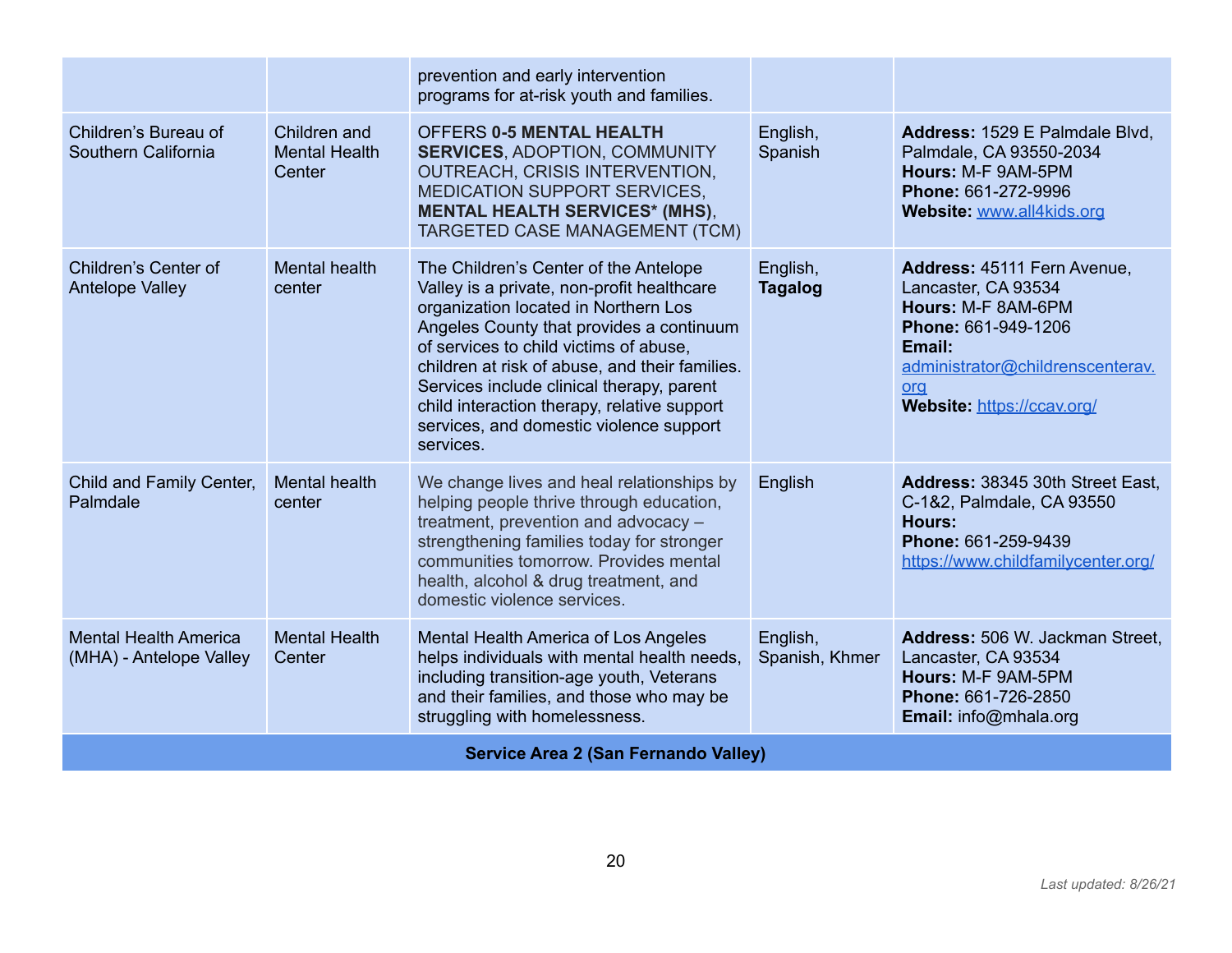| | | | | |
|---|---|---|---|---|
| | | prevention and early intervention programs for at-risk youth and families. | | |
| Children's Bureau of Southern California | Children and Mental Health Center | OFFERS **0-5 MENTAL HEALTH SERVICES**, ADOPTION, COMMUNITY OUTREACH, CRISIS INTERVENTION, MEDICATION SUPPORT SERVICES, **MENTAL HEALTH SERVICES* (MHS)**, TARGETED CASE MANAGEMENT (TCM) | English, Spanish | **Address:** 1529 E Palmdale Blvd, Palmdale, CA 93550-2034 **Hours:** M-F 9AM-5PM **Phone:** 661-272-9996 **Website:** www.all4kids.org |
| Children's Center of Antelope Valley | Mental health center | The Children's Center of the Antelope Valley is a private, non-profit healthcare organization located in Northern Los Angeles County that provides a continuum of services to child victims of abuse, children at risk of abuse, and their families. Services include clinical therapy, parent child interaction therapy, relative support services, and domestic violence support services. | English, **Tagalog** | **Address:** 45111 Fern Avenue, Lancaster, CA 93534 **Hours:** M-F 8AM-6PM **Phone:** 661-949-1206 **Email:** administrator@childrenscenterav.org **Website:** https://ccav.org/ |
| Child and Family Center, Palmdale | Mental health center | We change lives and heal relationships by helping people thrive through education, treatment, prevention and advocacy – strengthening families today for stronger communities tomorrow. Provides mental health, alcohol & drug treatment, and domestic violence services. | English | **Address:** 38345 30th Street East, C-1&2, Palmdale, CA 93550 **Hours:** **Phone:** 661-259-9439 https://www.childfamilycenter.org/ |
| Mental Health America (MHA) - Antelope Valley | Mental Health Center | Mental Health America of Los Angeles helps individuals with mental health needs, including transition-age youth, Veterans and their families, and those who may be struggling with homelessness. | English, Spanish, Khmer | **Address:** 506 W. Jackman Street, Lancaster, CA 93534 **Hours:** M-F 9AM-5PM **Phone:** 661-726-2850 **Email:** info@mhala.org |
| **Service Area 2 (San Fernando Valley)** | | | | |

*Last updated: 8/26/21*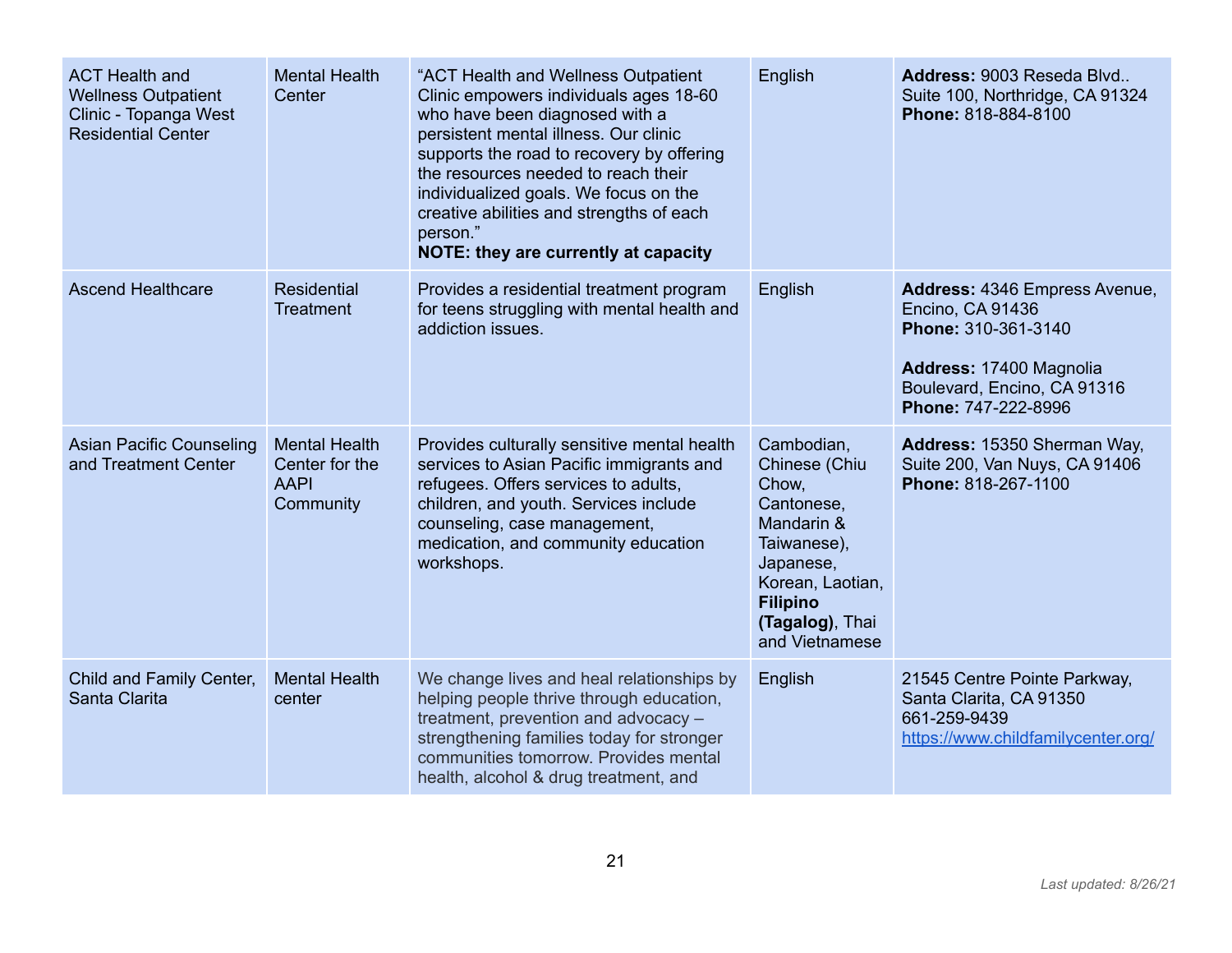| | | | | |
|---|---|---|---|---|
| ACT Health and Wellness Outpatient Clinic - Topanga West Residential Center | Mental Health Center | “ACT Health and Wellness Outpatient Clinic empowers individuals ages 18-60 who have been diagnosed with a persistent mental illness. Our clinic supports the road to recovery by offering the resources needed to reach their individualized goals. We focus on the creative abilities and strengths of each person.”<br>**NOTE: they are currently at capacity** | English | **Address:** 9003 Reseda Blvd.. Suite 100, Northridge, CA 91324<br>**Phone:** 818-884-8100 |
| Ascend Healthcare | Residential Treatment | Provides a residential treatment program for teens struggling with mental health and addiction issues. | English | **Address:** 4346 Empress Avenue, Encino, CA 91436<br>**Phone:** 310-361-3140<br><br>**Address:** 17400 Magnolia Boulevard, Encino, CA 91316<br>**Phone:** 747-222-8996 |
| Asian Pacific Counseling and Treatment Center | Mental Health Center for the AAPI Community | Provides culturally sensitive mental health services to Asian Pacific immigrants and refugees. Offers services to adults, children, and youth. Services include counseling, case management, medication, and community education workshops. | Cambodian, Chinese (Chiu Chow, Cantonese, Mandarin & Taiwanese), Japanese, Korean, Laotian, **Filipino (Tagalog)**, Thai and Vietnamese | **Address:** 15350 Sherman Way, Suite 200, Van Nuys, CA 91406<br>**Phone:** 818-267-1100 |
| Child and Family Center, Santa Clarita | Mental Health center | We change lives and heal relationships by helping people thrive through education, treatment, prevention and advocacy – strengthening families today for stronger communities tomorrow. Provides mental health, alcohol & drug treatment, and | English | 21545 Centre Pointe Parkway, Santa Clarita, CA 91350<br>661-259-9439<br>https://www.childfamilycenter.org/ |

*Last updated: 8/26/21*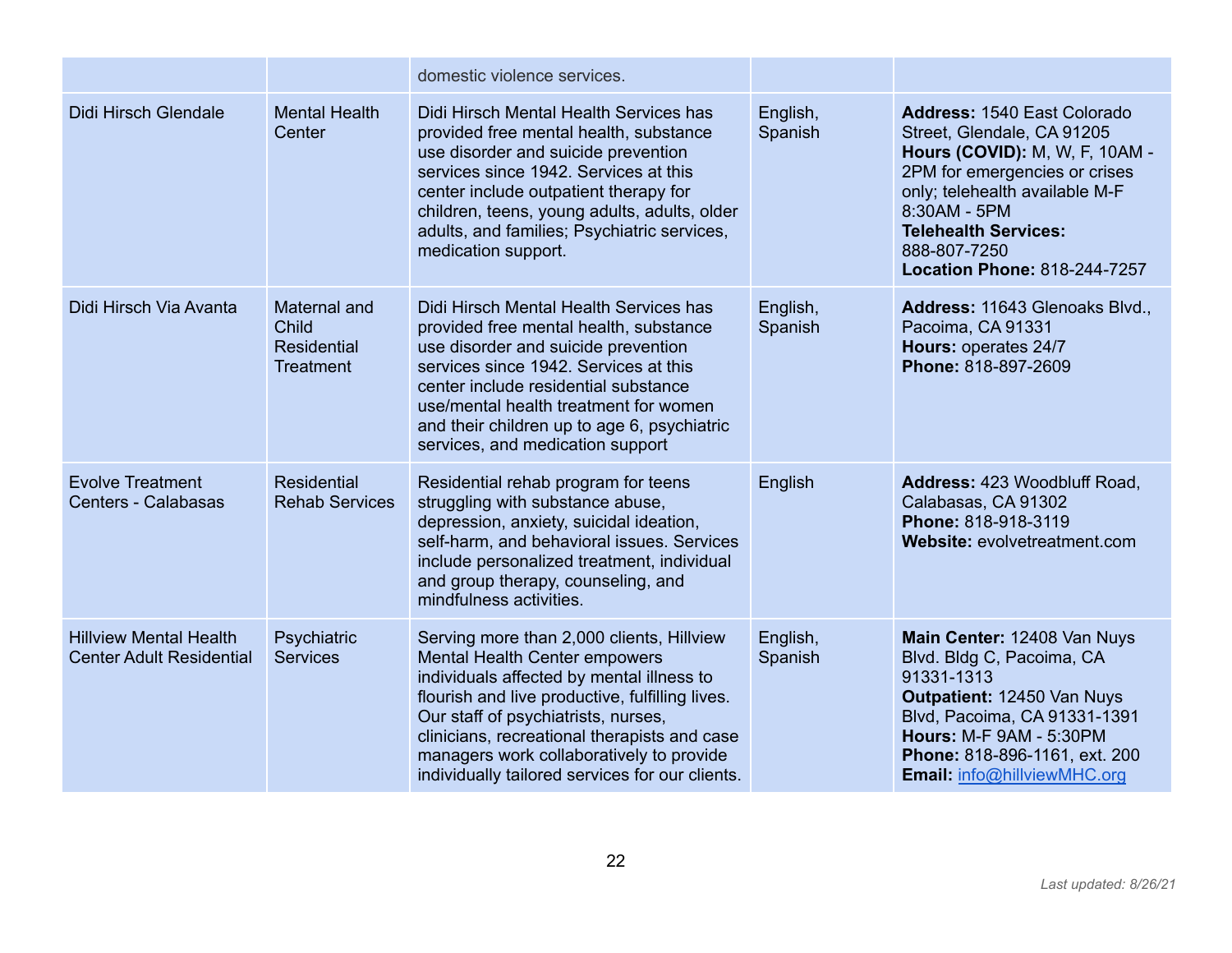| | | domestic violence services. | | |
|---|---|---|---|---|
| Didi Hirsch Glendale | Mental Health Center | Didi Hirsch Mental Health Services has provided free mental health, substance use disorder and suicide prevention services since 1942. Services at this center include outpatient therapy for children, teens, young adults, adults, older adults, and families; Psychiatric services, medication support. | English, Spanish | **Address:** 1540 East Colorado Street, Glendale, CA 91205 **Hours (COVID):** M, W, F, 10AM - 2PM for emergencies or crises only; telehealth available M-F 8:30AM - 5PM **Telehealth Services:** 888-807-7250 **Location Phone:** 818-244-7257 |
| Didi Hirsch Via Avanta | Maternal and Child Residential Treatment | Didi Hirsch Mental Health Services has provided free mental health, substance use disorder and suicide prevention services since 1942. Services at this center include residential substance use/mental health treatment for women and their children up to age 6, psychiatric services, and medication support | English, Spanish | **Address:** 11643 Glenoaks Blvd., Pacoima, CA 91331 **Hours:** operates 24/7 **Phone:** 818-897-2609 |
| Evolve Treatment Centers - Calabasas | Residential Rehab Services | Residential rehab program for teens struggling with substance abuse, depression, anxiety, suicidal ideation, self-harm, and behavioral issues. Services include personalized treatment, individual and group therapy, counseling, and mindfulness activities. | English | **Address:** 423 Woodbluff Road, Calabasas, CA 91302 **Phone:** 818-918-3119 **Website:** evolvetreatment.com |
| Hillview Mental Health Center Adult Residential | Psychiatric Services | Serving more than 2,000 clients, Hillview Mental Health Center empowers individuals affected by mental illness to flourish and live productive, fulfilling lives. Our staff of psychiatrists, nurses, clinicians, recreational therapists and case managers work collaboratively to provide individually tailored services for our clients. | English, Spanish | **Main Center:** 12408 Van Nuys Blvd. Bldg C, Pacoima, CA 91331-1313 **Outpatient:** 12450 Van Nuys Blvd, Pacoima, CA 91331-1391 **Hours:** M-F 9AM - 5:30PM **Phone:** 818-896-1161, ext. 200 **Email:** [info@hillviewMHC.org](mailto:info@hillviewMHC.org) |

*Last updated: 8/26/21*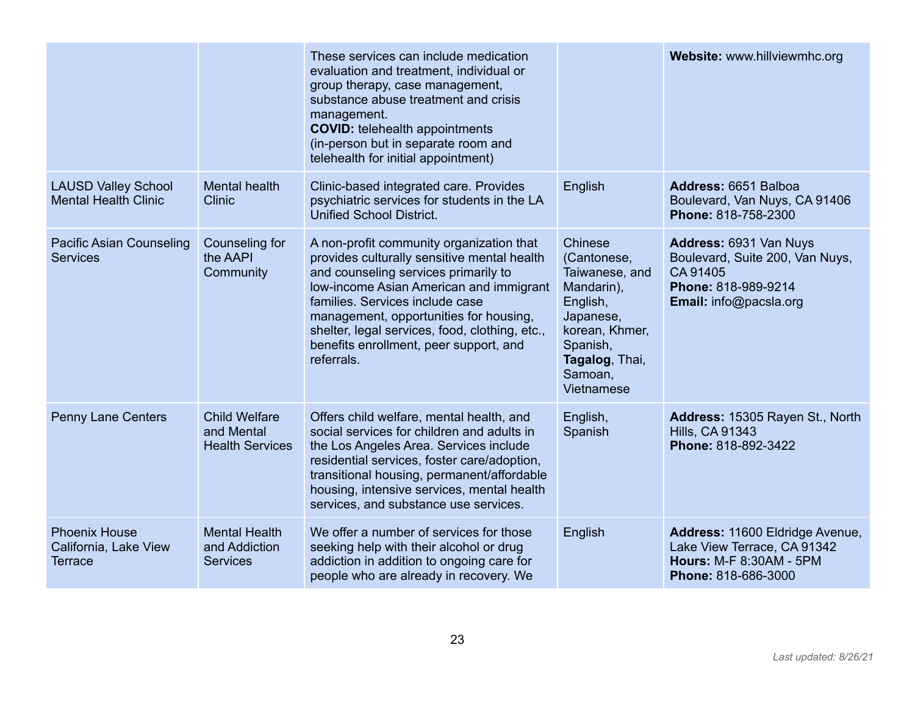| | | | | |
|---|---|---|---|---|
| | | These services can include medication evaluation and treatment, individual or group therapy, case management, substance abuse treatment and crisis management.<br>**COVID:** telehealth appointments (in-person but in separate room and telehealth for initial appointment) | | **Website:** www.hillviewmhc.org |
| LAUSD Valley School Mental Health Clinic | Mental health Clinic | Clinic-based integrated care. Provides psychiatric services for students in the LA Unified School District. | English | **Address:** 6651 Balboa Boulevard, Van Nuys, CA 91406<br>**Phone:** 818-758-2300 |
| Pacific Asian Counseling Services | Counseling for the AAPI Community | A non-profit community organization that provides culturally sensitive mental health and counseling services primarily to low-income Asian American and immigrant families. Services include case management, opportunities for housing, shelter, legal services, food, clothing, etc., benefits enrollment, peer support, and referrals. | Chinese (Cantonese, Taiwanese, and Mandarin), English, Japanese, korean, Khmer, Spanish, **Tagalog**, Thai, Samoan, Vietnamese | **Address:** 6931 Van Nuys Boulevard, Suite 200, Van Nuys, CA 91405<br>**Phone:** 818-989-9214<br>**Email:** info@pacsla.org |
| Penny Lane Centers | Child Welfare and Mental Health Services | Offers child welfare, mental health, and social services for children and adults in the Los Angeles Area. Services include residential services, foster care/adoption, transitional housing, permanent/affordable housing, intensive services, mental health services, and substance use services. | English, Spanish | **Address:** 15305 Rayen St., North Hills, CA 91343<br>**Phone:** 818-892-3422 |
| Phoenix House California, Lake View Terrace | Mental Health and Addiction Services | We offer a number of services for those seeking help with their alcohol or drug addiction in addition to ongoing care for people who are already in recovery. We | English | **Address:** 11600 Eldridge Avenue, Lake View Terrace, CA 91342<br>**Hours:** M-F 8:30AM - 5PM<br>**Phone:** 818-686-3000 |

*Last updated: 8/26/21*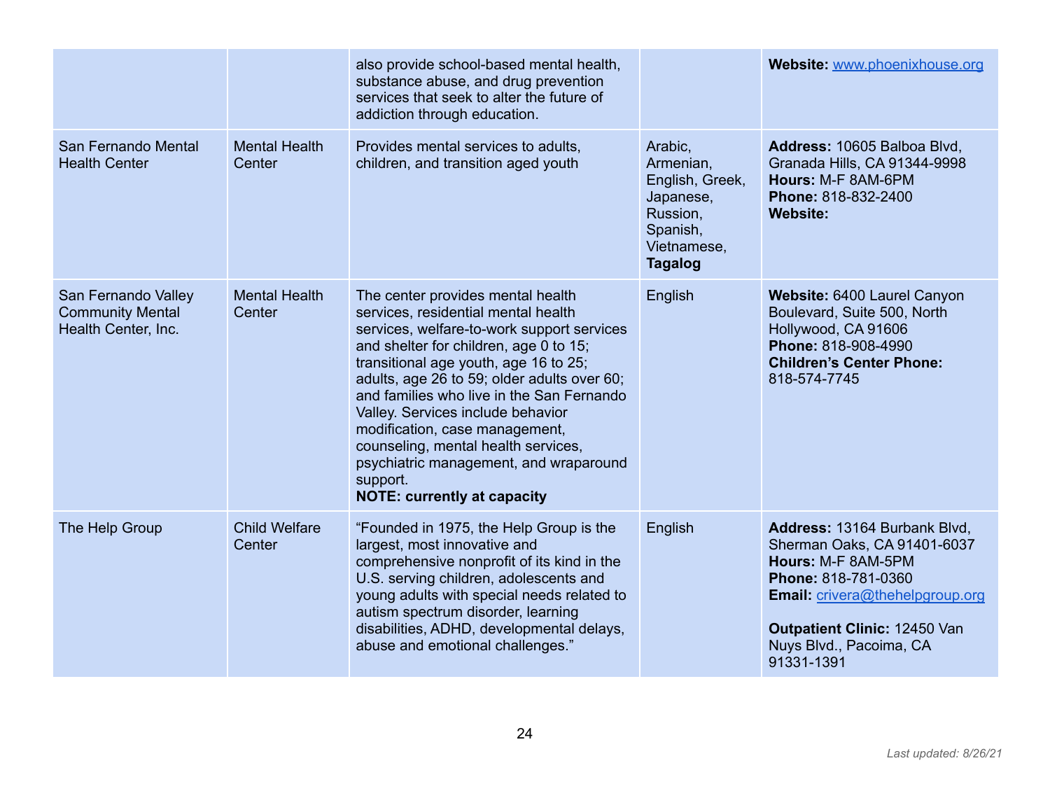| | | | | |
|---|---|---|---|---|
| | | also provide school-based mental health, substance abuse, and drug prevention services that seek to alter the future of addiction through education. | | **Website:** [www.phoenixhouse.org](http://www.phoenixhouse.org) |
| San Fernando Mental Health Center | Mental Health Center | Provides mental services to adults, children, and transition aged youth | Arabic, Armenian, English, Greek, Japanese, Russion, Spanish, Vietnamese, **Tagalog** | **Address:** 10605 Balboa Blvd, Granada Hills, CA 91344-9998<br>**Hours:** M-F 8AM-6PM<br>**Phone:** 818-832-2400<br>**Website:** |
| San Fernando Valley Community Mental Health Center, Inc. | Mental Health Center | The center provides mental health services, residential mental health services, welfare-to-work support services and shelter for children, age 0 to 15; transitional age youth, age 16 to 25; adults, age 26 to 59; older adults over 60; and families who live in the San Fernando Valley. Services include behavior modification, case management, counseling, mental health services, psychiatric management, and wraparound support.<br>**NOTE: currently at capacity** | English | **Website:** 6400 Laurel Canyon Boulevard, Suite 500, North Hollywood, CA 91606<br>**Phone:** 818-908-4990<br>**Children's Center Phone:** 818-574-7745 |
| The Help Group | Child Welfare Center | "Founded in 1975, the Help Group is the largest, most innovative and comprehensive nonprofit of its kind in the U.S. serving children, adolescents and young adults with special needs related to autism spectrum disorder, learning disabilities, ADHD, developmental delays, abuse and emotional challenges." | English | **Address:** 13164 Burbank Blvd, Sherman Oaks, CA 91401-6037<br>**Hours:** M-F 8AM-5PM<br>**Phone:** 818-781-0360<br>**Email:** [crivera@thehelpgroup.org](mailto:crivera@thehelpgroup.org)<br><br>**Outpatient Clinic:** 12450 Van Nuys Blvd., Pacoima, CA 91331-1391 |

*Last updated: 8/26/21*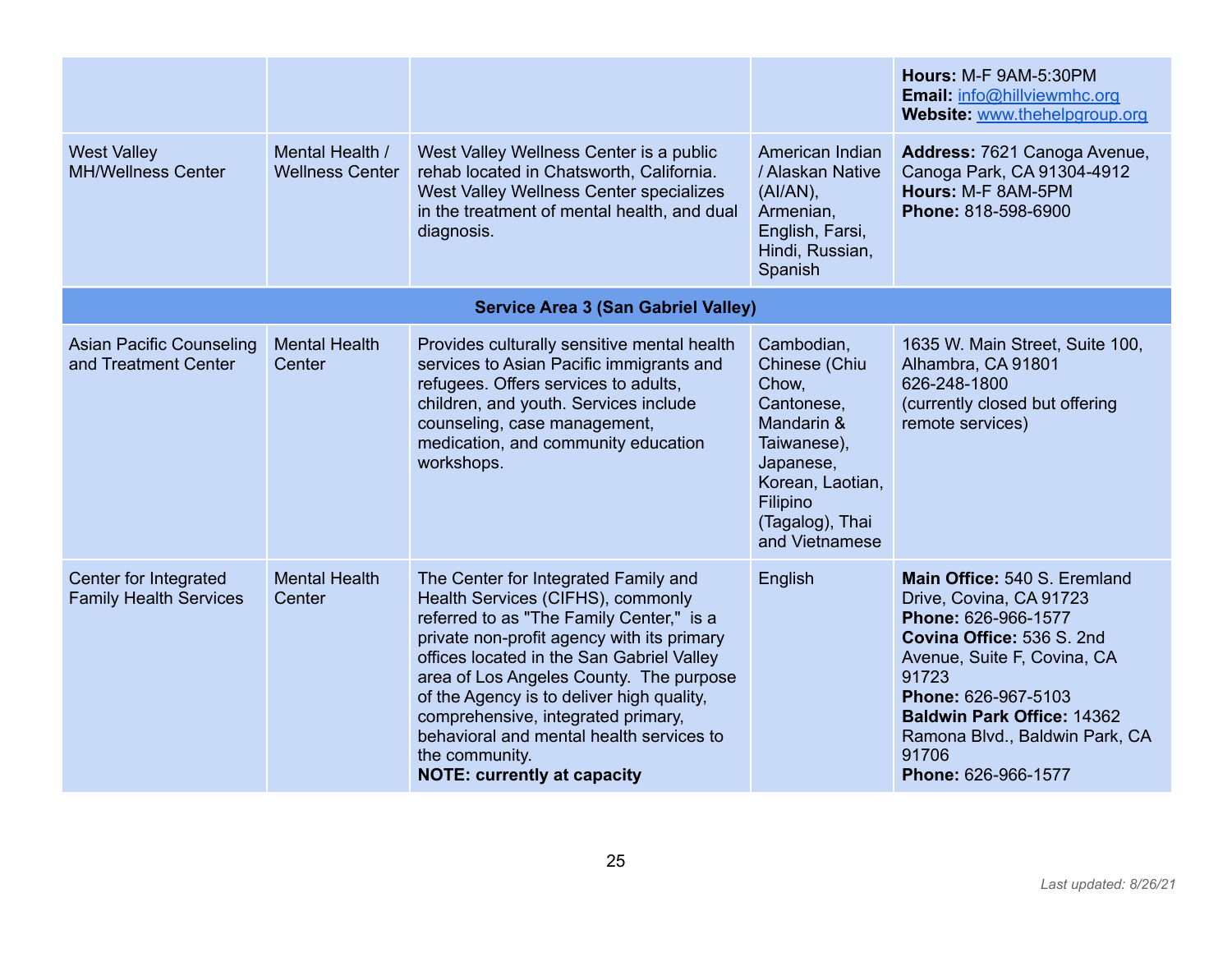| | | | | |
|---|---|---|---|---|
| | | | | **Hours:** M-F 9AM-5:30PM<br>**Email:** info@hillviewmhc.org<br>**Website:** www.thehelpgroup.org |
| West Valley MH/Wellness Center | Mental Health / Wellness Center | West Valley Wellness Center is a public rehab located in Chatsworth, California. West Valley Wellness Center specializes in the treatment of mental health, and dual diagnosis. | American Indian / Alaskan Native (AI/AN), Armenian, English, Farsi, Hindi, Russian, Spanish | **Address:** 7621 Canoga Avenue, Canoga Park, CA 91304-4912<br>**Hours:** M-F 8AM-5PM<br>**Phone:** 818-598-6900 |
| **Service Area 3 (San Gabriel Valley)** | | | | |
| Asian Pacific Counseling and Treatment Center | Mental Health Center | Provides culturally sensitive mental health services to Asian Pacific immigrants and refugees. Offers services to adults, children, and youth. Services include counseling, case management, medication, and community education workshops. | Cambodian, Chinese (Chiu Chow, Cantonese, Mandarin & Taiwanese), Japanese, Korean, Laotian, Filipino (Tagalog), Thai and Vietnamese | 1635 W. Main Street, Suite 100, Alhambra, CA 91801<br>626-248-1800<br>(currently closed but offering remote services) |
| Center for Integrated Family Health Services | Mental Health Center | The Center for Integrated Family and Health Services (CIFHS), commonly referred to as "The Family Center," is a private non-profit agency with its primary offices located in the San Gabriel Valley area of Los Angeles County. The purpose of the Agency is to deliver high quality, comprehensive, integrated primary, behavioral and mental health services to the community.<br>**NOTE: currently at capacity** | English | **Main Office:** 540 S. Eremland Drive, Covina, CA 91723<br>**Phone:** 626-966-1577<br>**Covina Office:** 536 S. 2nd Avenue, Suite F, Covina, CA 91723<br>**Phone:** 626-967-5103<br>**Baldwin Park Office:** 14362 Ramona Blvd., Baldwin Park, CA 91706<br>**Phone:** 626-966-1577 |

*Last updated: 8/26/21*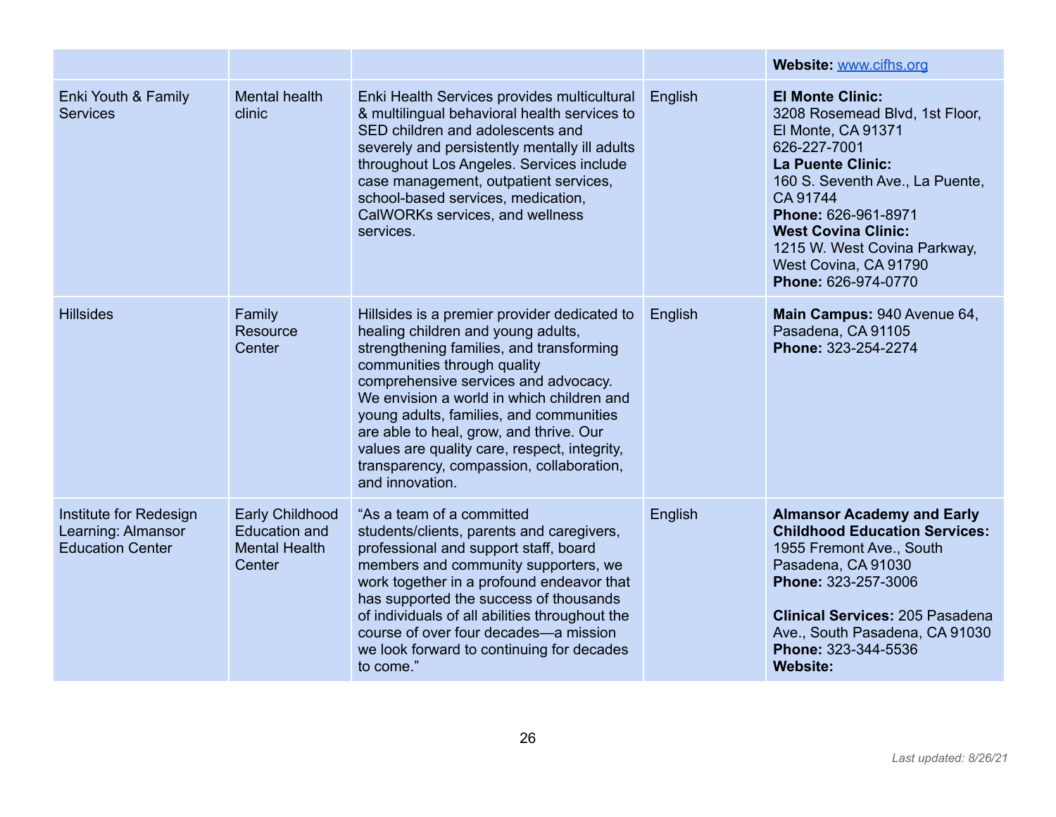| | | | | |
|---|---|---|---|---|
| | | | | **Website:** www.cifhs.org |
| Enki Youth & Family Services | Mental health clinic | Enki Health Services provides multicultural & multilingual behavioral health services to SED children and adolescents and severely and persistently mentally ill adults throughout Los Angeles. Services include case management, outpatient services, school-based services, medication, CalWORKs services, and wellness services. | English | **El Monte Clinic:** 3208 Rosemead Blvd, 1st Floor, El Monte, CA 91371 626-227-7001 **La Puente Clinic:** 160 S. Seventh Ave., La Puente, CA 91744 **Phone:** 626-961-8971 **West Covina Clinic:** 1215 W. West Covina Parkway, West Covina, CA 91790 **Phone:** 626-974-0770 |
| Hillsides | Family Resource Center | Hillsides is a premier provider dedicated to healing children and young adults, strengthening families, and transforming communities through quality comprehensive services and advocacy. We envision a world in which children and young adults, families, and communities are able to heal, grow, and thrive. Our values are quality care, respect, integrity, transparency, compassion, collaboration, and innovation. | English | **Main Campus:** 940 Avenue 64, Pasadena, CA 91105 **Phone:** 323-254-2274 |
| Institute for Redesign Learning: Almansor Education Center | Early Childhood Education and Mental Health Center | "As a team of a committed students/clients, parents and caregivers, professional and support staff, board members and community supporters, we work together in a profound endeavor that has supported the success of thousands of individuals of all abilities throughout the course of over four decades—a mission we look forward to continuing for decades to come." | English | **Almansor Academy and Early Childhood Education Services:** 1955 Fremont Ave., South Pasadena, CA 91030 **Phone:** 323-257-3006<br><br>**Clinical Services:** 205 Pasadena Ave., South Pasadena, CA 91030 **Phone:** 323-344-5536 **Website:** |

*Last updated: 8/26/21*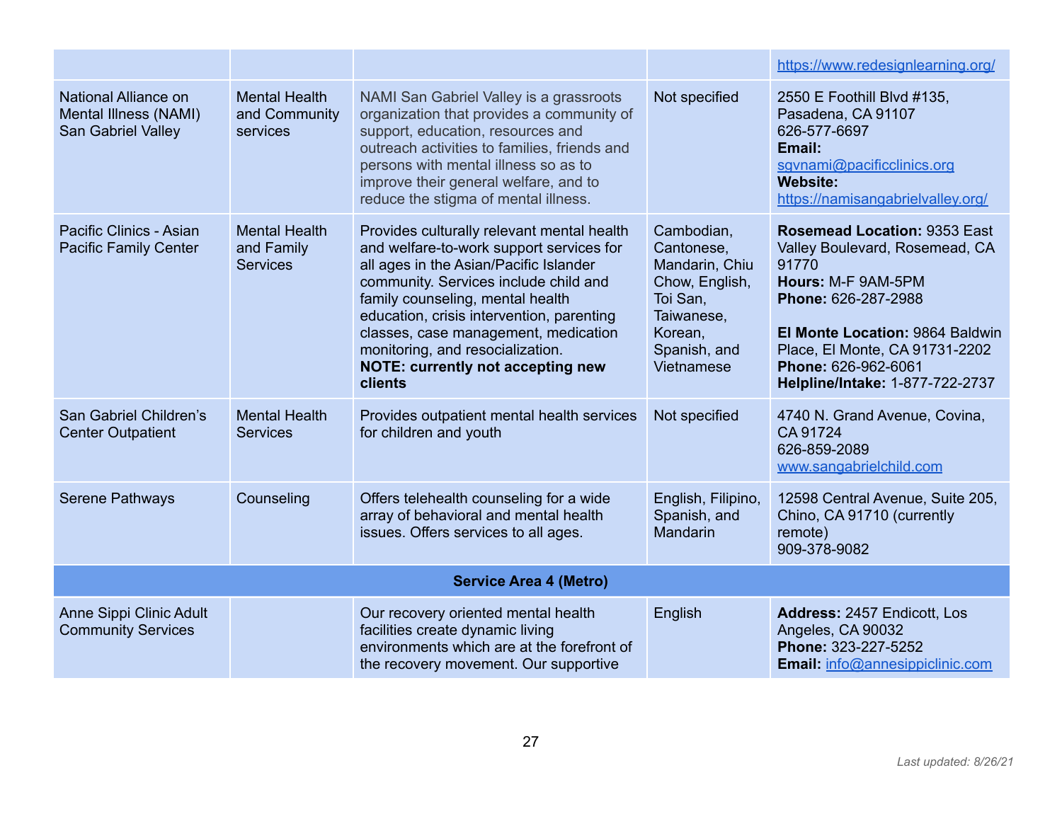| | | | | |
|---|---|---|---|---|
| | | | | https://www.redesignlearning.org/ |
| National Alliance on Mental Illness (NAMI) San Gabriel Valley | Mental Health and Community services | NAMI San Gabriel Valley is a grassroots organization that provides a community of support, education, resources and outreach activities to families, friends and persons with mental illness so as to improve their general welfare, and to reduce the stigma of mental illness. | Not specified | 2550 E Foothill Blvd #135, Pasadena, CA 91107<br>626-577-6697<br>**Email:** sgvnami@pacificclinics.org<br>**Website:** https://namisangabrielvalley.org/ |
| Pacific Clinics - Asian Pacific Family Center | Mental Health and Family Services | Provides culturally relevant mental health and welfare-to-work support services for all ages in the Asian/Pacific Islander community. Services include child and family counseling, mental health education, crisis intervention, parenting classes, case management, medication monitoring, and resocialization.<br>**NOTE: currently not accepting new clients** | Cambodian, Cantonese, Mandarin, Chiu Chow, English, Toi San, Taiwanese, Korean, Spanish, and Vietnamese | **Rosemead Location:** 9353 East Valley Boulevard, Rosemead, CA 91770<br>**Hours:** M-F 9AM-5PM<br>**Phone:** 626-287-2988<br><br>**El Monte Location:** 9864 Baldwin Place, El Monte, CA 91731-2202<br>**Phone:** 626-962-6061<br>**Helpline/Intake:** 1-877-722-2737 |
| San Gabriel Children's Center Outpatient | Mental Health Services | Provides outpatient mental health services for children and youth | Not specified | 4740 N. Grand Avenue, Covina, CA 91724<br>626-859-2089<br>www.sangabrielchild.com |
| Serene Pathways | Counseling | Offers telehealth counseling for a wide array of behavioral and mental health issues. Offers services to all ages. | English, Filipino, Spanish, and Mandarin | 12598 Central Avenue, Suite 205, Chino, CA 91710 (currently remote)<br>909-378-9082 |
| **Service Area 4 (Metro)** | | | | |
| Anne Sippi Clinic Adult Community Services | | Our recovery oriented mental health facilities create dynamic living environments which are at the forefront of the recovery movement. Our supportive | English | **Address:** 2457 Endicott, Los Angeles, CA 90032<br>**Phone:** 323-227-5252<br>**Email:** info@annesippiclinic.com |

*Last updated: 8/26/21*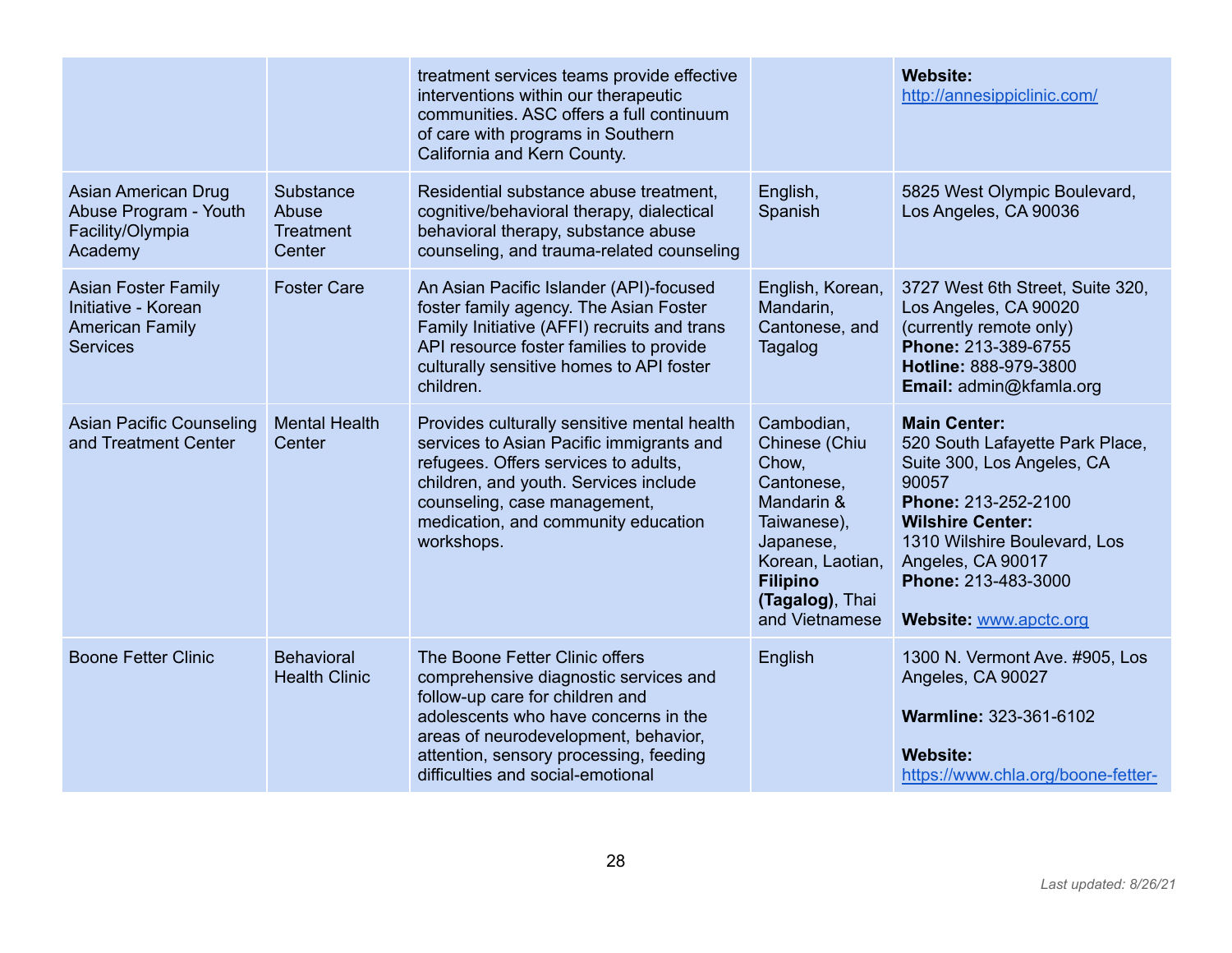| | | | | |
|---|---|---|---|---|
| | | treatment services teams provide effective interventions within our therapeutic communities. ASC offers a full continuum of care with programs in Southern California and Kern County. | | **Website:** http://annesippiclinic.com/ |
| Asian American Drug Abuse Program - Youth Facility/Olympia Academy | Substance Abuse Treatment Center | Residential substance abuse treatment, cognitive/behavioral therapy, dialectical behavioral therapy, substance abuse counseling, and trauma-related counseling | English, Spanish | 5825 West Olympic Boulevard, Los Angeles, CA 90036 |
| Asian Foster Family Initiative - Korean American Family Services | Foster Care | An Asian Pacific Islander (API)-focused foster family agency. The Asian Foster Family Initiative (AFFI) recruits and trans API resource foster families to provide culturally sensitive homes to API foster children. | English, Korean, Mandarin, Cantonese, and Tagalog | 3727 West 6th Street, Suite 320, Los Angeles, CA 90020 (currently remote only) **Phone:** 213-389-6755 **Hotline:** 888-979-3800 **Email:** admin@kfamla.org |
| Asian Pacific Counseling and Treatment Center | Mental Health Center | Provides culturally sensitive mental health services to Asian Pacific immigrants and refugees. Offers services to adults, children, and youth. Services include counseling, case management, medication, and community education workshops. | Cambodian, Chinese (Chiu Chow, Cantonese, Mandarin & Taiwanese), Japanese, Korean, Laotian, **Filipino (Tagalog)**, Thai and Vietnamese | **Main Center:** 520 South Lafayette Park Place, Suite 300, Los Angeles, CA 90057 **Phone:** 213-252-2100 **Wilshire Center:** 1310 Wilshire Boulevard, Los Angeles, CA 90017 **Phone:** 213-483-3000 **Website:** www.apctc.org |
| Boone Fetter Clinic | Behavioral Health Clinic | The Boone Fetter Clinic offers comprehensive diagnostic services and follow-up care for children and adolescents who have concerns in the areas of neurodevelopment, behavior, attention, sensory processing, feeding difficulties and social-emotional | English | 1300 N. Vermont Ave. #905, Los Angeles, CA 90027 **Warmline:** 323-361-6102 **Website:** https://www.chla.org/boone-fetter- |

*Last updated: 8/26/21*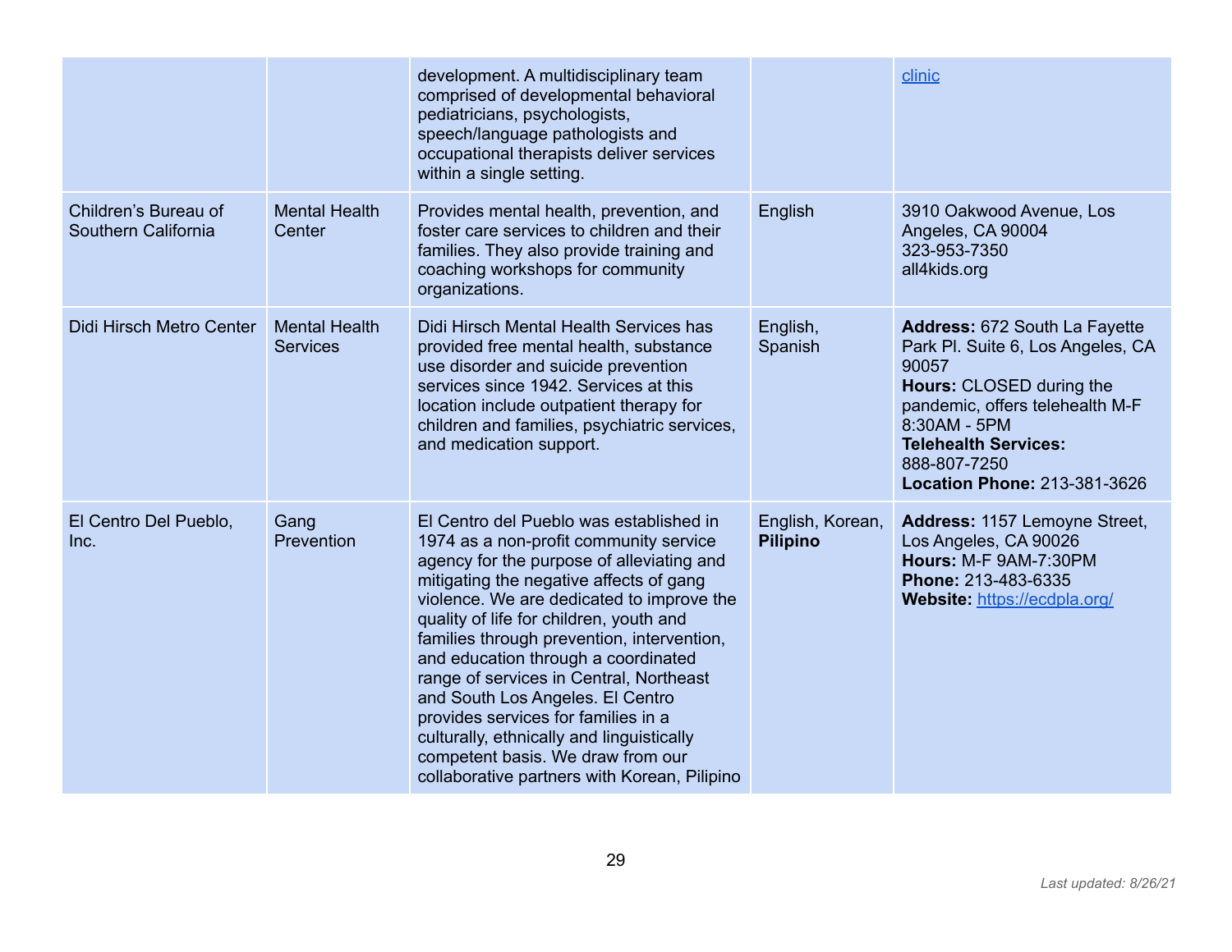| | | | | |
|---|---|---|---|---|
| | | development. A multidisciplinary team comprised of developmental behavioral pediatricians, psychologists, speech/language pathologists and occupational therapists deliver services within a single setting. | | [clinic]() |
| Children's Bureau of Southern California | Mental Health Center | Provides mental health, prevention, and foster care services to children and their families. They also provide training and coaching workshops for community organizations. | English | 3910 Oakwood Avenue, Los Angeles, CA 90004<br>323-953-7350<br>all4kids.org |
| Didi Hirsch Metro Center | Mental Health Services | Didi Hirsch Mental Health Services has provided free mental health, substance use disorder and suicide prevention services since 1942. Services at this location include outpatient therapy for children and families, psychiatric services, and medication support. | English, Spanish | **Address:** 672 South La Fayette Park Pl. Suite 6, Los Angeles, CA 90057<br>**Hours:** CLOSED during the pandemic, offers telehealth M-F 8:30AM - 5PM<br>**Telehealth Services:** 888-807-7250<br>**Location Phone:** 213-381-3626 |
| El Centro Del Pueblo, Inc. | Gang Prevention | El Centro del Pueblo was established in 1974 as a non-profit community service agency for the purpose of alleviating and mitigating the negative affects of gang violence. We are dedicated to improve the quality of life for children, youth and families through prevention, intervention, and education through a coordinated range of services in Central, Northeast and South Los Angeles. El Centro provides services for families in a culturally, ethnically and linguistically competent basis. We draw from our collaborative partners with Korean, Pilipino | English, Korean, **Pilipino** | **Address:** 1157 Lemoyne Street, Los Angeles, CA 90026<br>**Hours:** M-F 9AM-7:30PM<br>**Phone:** 213-483-6335<br>**Website:** [https://ecdpla.org/](https://ecdpla.org/) |

*Last updated: 8/26/21*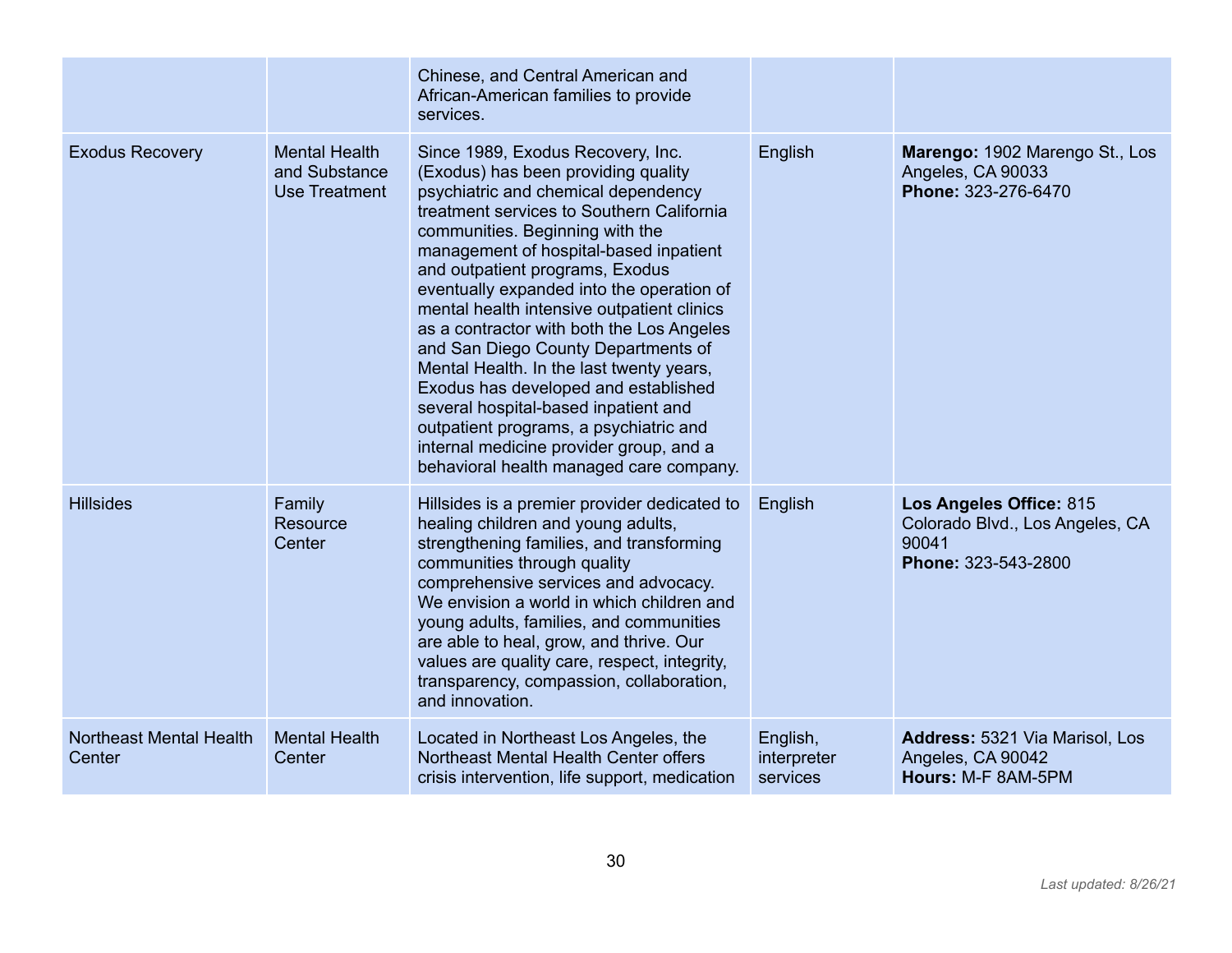| | | | | |
|---|---|---|---|---|
| | | Chinese, and Central American and African-American families to provide services. | | |
| Exodus Recovery | Mental Health and Substance Use Treatment | Since 1989, Exodus Recovery, Inc. (Exodus) has been providing quality psychiatric and chemical dependency treatment services to Southern California communities. Beginning with the management of hospital-based inpatient and outpatient programs, Exodus eventually expanded into the operation of mental health intensive outpatient clinics as a contractor with both the Los Angeles and San Diego County Departments of Mental Health. In the last twenty years, Exodus has developed and established several hospital-based inpatient and outpatient programs, a psychiatric and internal medicine provider group, and a behavioral health managed care company. | English | **Marengo:** 1902 Marengo St., Los Angeles, CA 90033<br>**Phone:** 323-276-6470 |
| Hillsides | Family Resource Center | Hillsides is a premier provider dedicated to healing children and young adults, strengthening families, and transforming communities through quality comprehensive services and advocacy. We envision a world in which children and young adults, families, and communities are able to heal, grow, and thrive. Our values are quality care, respect, integrity, transparency, compassion, collaboration, and innovation. | English | **Los Angeles Office:** 815 Colorado Blvd., Los Angeles, CA 90041<br>**Phone:** 323-543-2800 |
| Northeast Mental Health Center | Mental Health Center | Located in Northeast Los Angeles, the Northeast Mental Health Center offers crisis intervention, life support, medication | English, interpreter services | **Address:** 5321 Via Marisol, Los Angeles, CA 90042<br>**Hours:** M-F 8AM-5PM |

*Last updated: 8/26/21*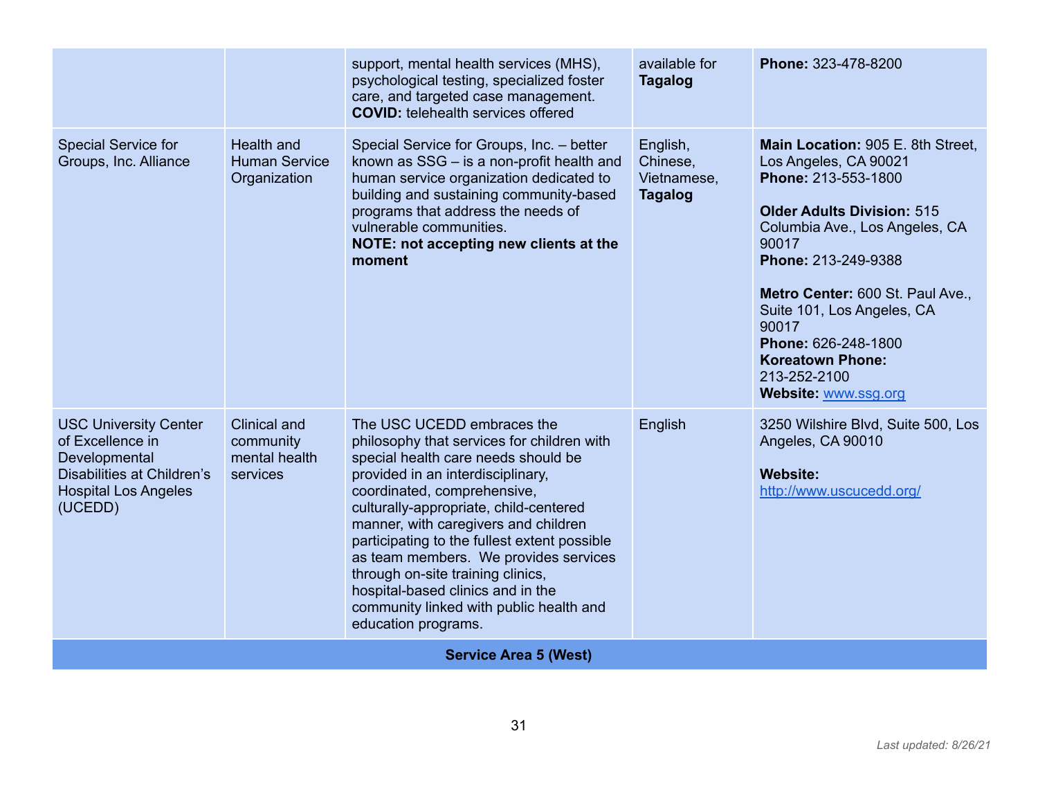| | | | | |
|---|---|---|---|---|
| | | support, mental health services (MHS), psychological testing, specialized foster care, and targeted case management.<br>**COVID:** telehealth services offered | available for **Tagalog** | **Phone:** 323-478-8200 |
| Special Service for Groups, Inc. Alliance | Health and Human Service Organization | Special Service for Groups, Inc. – better known as SSG – is a non-profit health and human service organization dedicated to building and sustaining community-based programs that address the needs of vulnerable communities.<br>**NOTE: not accepting new clients at the moment** | English, Chinese, Vietnamese, **Tagalog** | **Main Location:** 905 E. 8th Street, Los Angeles, CA 90021<br>**Phone:** 213-553-1800<br><br>**Older Adults Division:** 515 Columbia Ave., Los Angeles, CA 90017<br>**Phone:** 213-249-9388<br><br>**Metro Center:** 600 St. Paul Ave., Suite 101, Los Angeles, CA 90017<br>**Phone:** 626-248-1800<br>**Koreatown Phone:** 213-252-2100<br>**Website:** [www.ssg.org](www.ssg.org) |
| USC University Center of Excellence in Developmental Disabilities at Children's Hospital Los Angeles (UCEDD) | Clinical and community mental health services | The USC UCEDD embraces the philosophy that services for children with special health care needs should be provided in an interdisciplinary, coordinated, comprehensive, culturally-appropriate, child-centered manner, with caregivers and children participating to the fullest extent possible as team members. We provides services through on-site training clinics, hospital-based clinics and in the community linked with public health and education programs. | English | 3250 Wilshire Blvd, Suite 500, Los Angeles, CA 90010<br><br>**Website:** [http://www.uscucedd.org/](http://www.uscucedd.org/) |
| **Service Area 5 (West)** | | | | |

*Last updated: 8/26/21*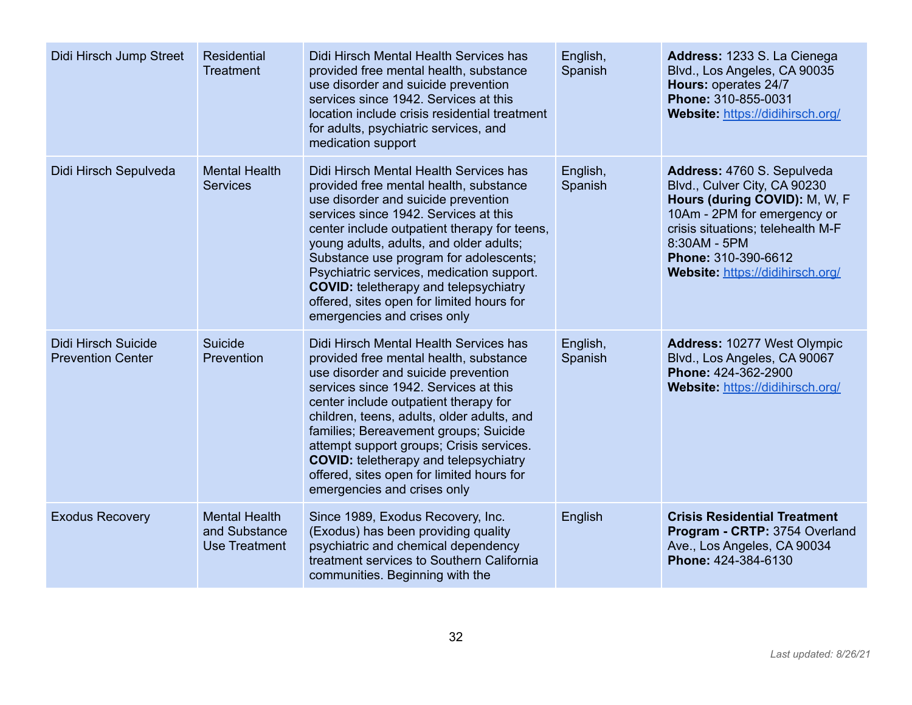| Didi Hirsch Jump Street | Residential Treatment | Didi Hirsch Mental Health Services has provided free mental health, substance use disorder and suicide prevention services since 1942. Services at this location include crisis residential treatment for adults, psychiatric services, and medication support | English, Spanish | **Address:** 1233 S. La Cienega Blvd., Los Angeles, CA 90035 **Hours:** operates 24/7 **Phone:** 310-855-0031 **Website:** https://didihirsch.org/ |
|---|---|---|---|---|
| Didi Hirsch Sepulveda | Mental Health Services | Didi Hirsch Mental Health Services has provided free mental health, substance use disorder and suicide prevention services since 1942. Services at this center include outpatient therapy for teens, young adults, adults, and older adults; Substance use program for adolescents; Psychiatric services, medication support. **COVID:** teletherapy and telepsychiatry offered, sites open for limited hours for emergencies and crises only | English, Spanish | **Address:** 4760 S. Sepulveda Blvd., Culver City, CA 90230 **Hours (during COVID):** M, W, F 10Am - 2PM for emergency or crisis situations; telehealth M-F 8:30AM - 5PM **Phone:** 310-390-6612 **Website:** https://didihirsch.org/ |
| Didi Hirsch Suicide Prevention Center | Suicide Prevention | Didi Hirsch Mental Health Services has provided free mental health, substance use disorder and suicide prevention services since 1942. Services at this center include outpatient therapy for children, teens, adults, older adults, and families; Bereavement groups; Suicide attempt support groups; Crisis services. **COVID:** teletherapy and telepsychiatry offered, sites open for limited hours for emergencies and crises only | English, Spanish | **Address:** 10277 West Olympic Blvd., Los Angeles, CA 90067 **Phone:** 424-362-2900 **Website:** https://didihirsch.org/ |
| Exodus Recovery | Mental Health and Substance Use Treatment | Since 1989, Exodus Recovery, Inc. (Exodus) has been providing quality psychiatric and chemical dependency treatment services to Southern California communities. Beginning with the | English | **Crisis Residential Treatment Program - CRTP:** 3754 Overland Ave., Los Angeles, CA 90034 **Phone:** 424-384-6130 |

*Last updated: 8/26/21*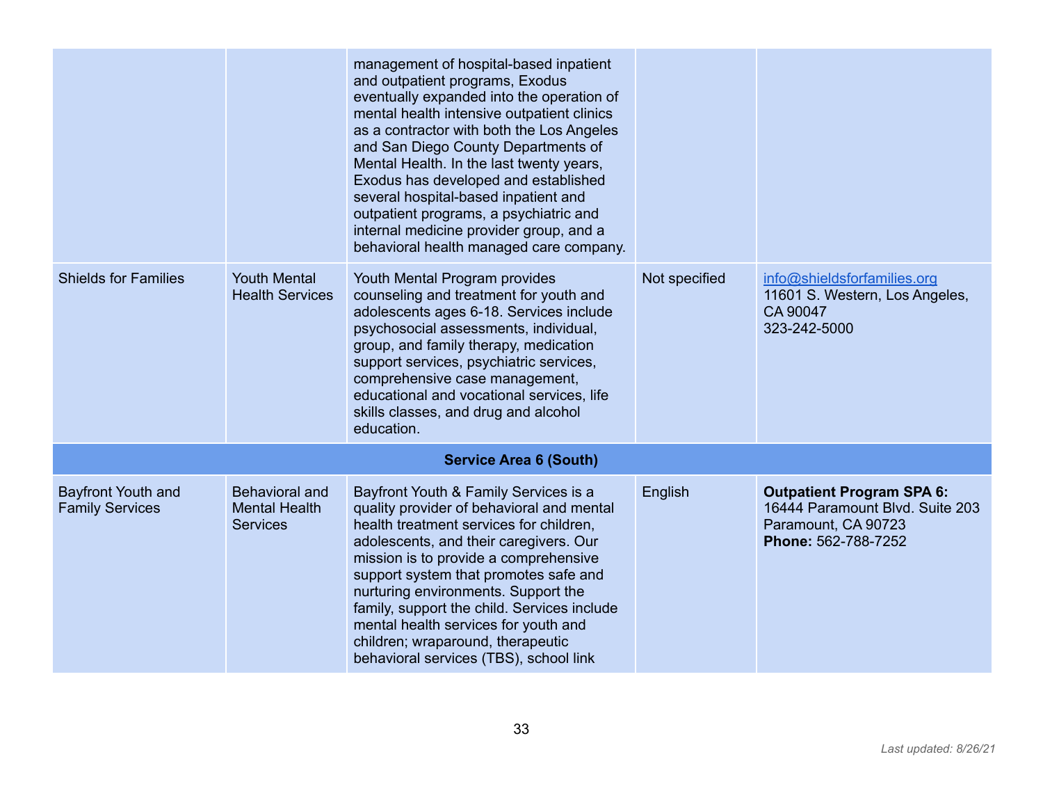| | | | | |
|---|---|---|---|---|
| | | management of hospital-based inpatient and outpatient programs, Exodus eventually expanded into the operation of mental health intensive outpatient clinics as a contractor with both the Los Angeles and San Diego County Departments of Mental Health. In the last twenty years, Exodus has developed and established several hospital-based inpatient and outpatient programs, a psychiatric and internal medicine provider group, and a behavioral health managed care company. | | |
| Shields for Families | Youth Mental Health Services | Youth Mental Program provides counseling and treatment for youth and adolescents ages 6-18. Services include psychosocial assessments, individual, group, and family therapy, medication support services, psychiatric services, comprehensive case management, educational and vocational services, life skills classes, and drug and alcohol education. | Not specified | info@shieldsforfamilies.org<br>11601 S. Western, Los Angeles, CA 90047<br>323-242-5000 |
| **Service Area 6 (South)** | | | | |
| Bayfront Youth and Family Services | Behavioral and Mental Health Services | Bayfront Youth & Family Services is a quality provider of behavioral and mental health treatment services for children, adolescents, and their caregivers. Our mission is to provide a comprehensive support system that promotes safe and nurturing environments. Support the family, support the child. Services include mental health services for youth and children; wraparound, therapeutic behavioral services (TBS), school link | English | **Outpatient Program SPA 6:**<br>16444 Paramount Blvd. Suite 203 Paramount, CA 90723<br>**Phone:** 562-788-7252 |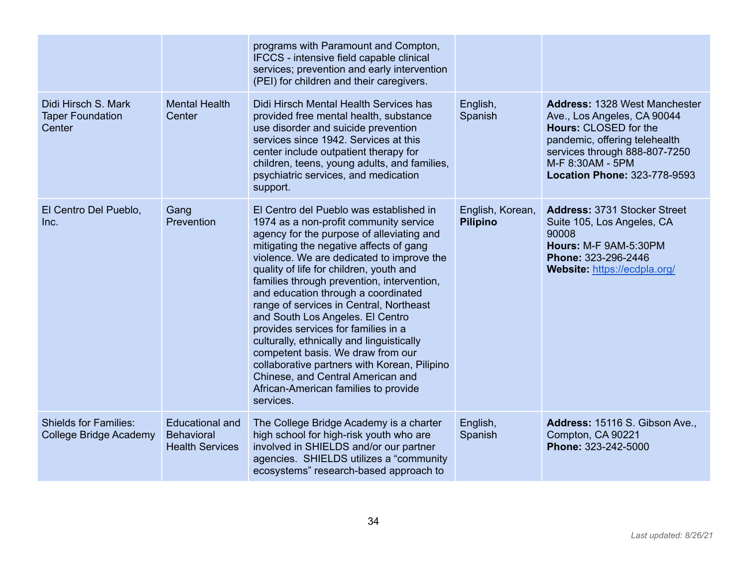| | | | | |
|---|---|---|---|---|
| | | programs with Paramount and Compton, IFCCS - intensive field capable clinical services; prevention and early intervention (PEI) for children and their caregivers. | | |
| Didi Hirsch S. Mark Taper Foundation Center | Mental Health Center | Didi Hirsch Mental Health Services has provided free mental health, substance use disorder and suicide prevention services since 1942. Services at this center include outpatient therapy for children, teens, young adults, and families, psychiatric services, and medication support. | English, Spanish | **Address:** 1328 West Manchester Ave., Los Angeles, CA 90044 **Hours:** CLOSED for the pandemic, offering telehealth services through 888-807-7250 M-F 8:30AM - 5PM **Location Phone:** 323-778-9593 |
| El Centro Del Pueblo, Inc. | Gang Prevention | El Centro del Pueblo was established in 1974 as a non-profit community service agency for the purpose of alleviating and mitigating the negative affects of gang violence. We are dedicated to improve the quality of life for children, youth and families through prevention, intervention, and education through a coordinated range of services in Central, Northeast and South Los Angeles. El Centro provides services for families in a culturally, ethnically and linguistically competent basis. We draw from our collaborative partners with Korean, Pilipino Chinese, and Central American and African-American families to provide services. | English, Korean, **Pilipino** | **Address:** 3731 Stocker Street Suite 105, Los Angeles, CA 90008 **Hours:** M-F 9AM-5:30PM **Phone:** 323-296-2446 **Website:** [https://ecdpla.org/](https://ecdpla.org/) |
| Shields for Families: College Bridge Academy | Educational and Behavioral Health Services | The College Bridge Academy is a charter high school for high-risk youth who are involved in SHIELDS and/or our partner agencies. SHIELDS utilizes a "community ecosystems" research-based approach to | English, Spanish | **Address:** 15116 S. Gibson Ave., Compton, CA 90221 **Phone:** 323-242-5000 |

*Last updated: 8/26/21*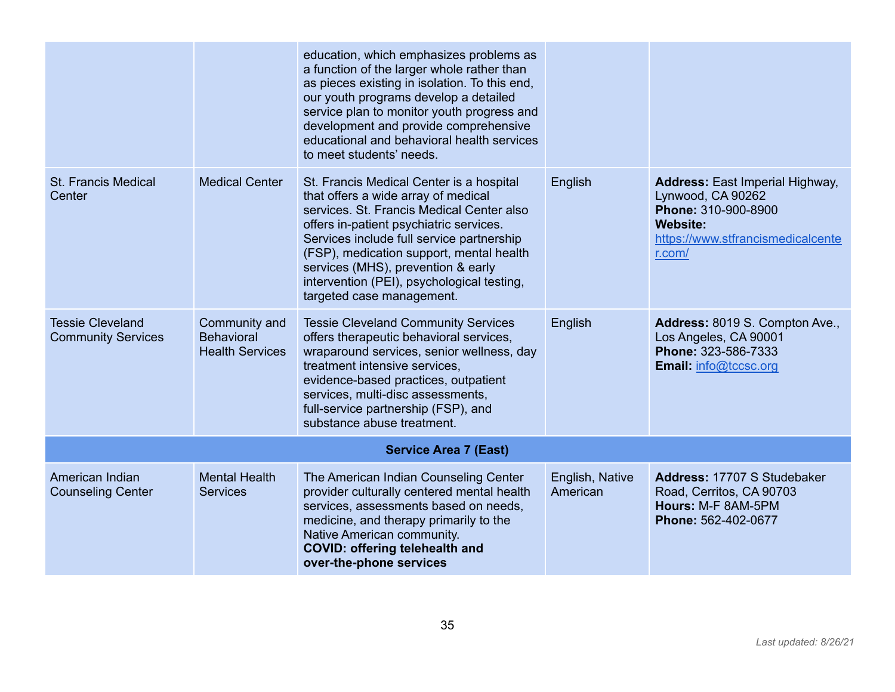| | | | | |
|---|---|---|---|---|
| | | education, which emphasizes problems as a function of the larger whole rather than as pieces existing in isolation. To this end, our youth programs develop a detailed service plan to monitor youth progress and development and provide comprehensive educational and behavioral health services to meet students' needs. | | |
| St. Francis Medical Center | Medical Center | St. Francis Medical Center is a hospital that offers a wide array of medical services. St. Francis Medical Center also offers in-patient psychiatric services. Services include full service partnership (FSP), medication support, mental health services (MHS), prevention & early intervention (PEI), psychological testing, targeted case management. | English | **Address:** East Imperial Highway, Lynwood, CA 90262 **Phone:** 310-900-8900 **Website:** [https://www.stfrancismedicalcenter.com/](https://www.stfrancismedicalcenter.com/) |
| Tessie Cleveland Community Services | Community and Behavioral Health Services | Tessie Cleveland Community Services offers therapeutic behavioral services, wraparound services, senior wellness, day treatment intensive services, evidence-based practices, outpatient services, multi-disc assessments, full-service partnership (FSP), and substance abuse treatment. | English | **Address:** 8019 S. Compton Ave., Los Angeles, CA 90001 **Phone:** 323-586-7333 **Email:** [info@tccsc.org](mailto:info@tccsc.org) |
| **Service Area 7 (East)** | | | | |
| American Indian Counseling Center | Mental Health Services | The American Indian Counseling Center provider culturally centered mental health services, assessments based on needs, medicine, and therapy primarily to the Native American community. **COVID: offering telehealth and over-the-phone services** | English, Native American | **Address:** 17707 S Studebaker Road, Cerritos, CA 90703 **Hours:** M-F 8AM-5PM **Phone:** 562-402-0677 |

*Last updated: 8/26/21*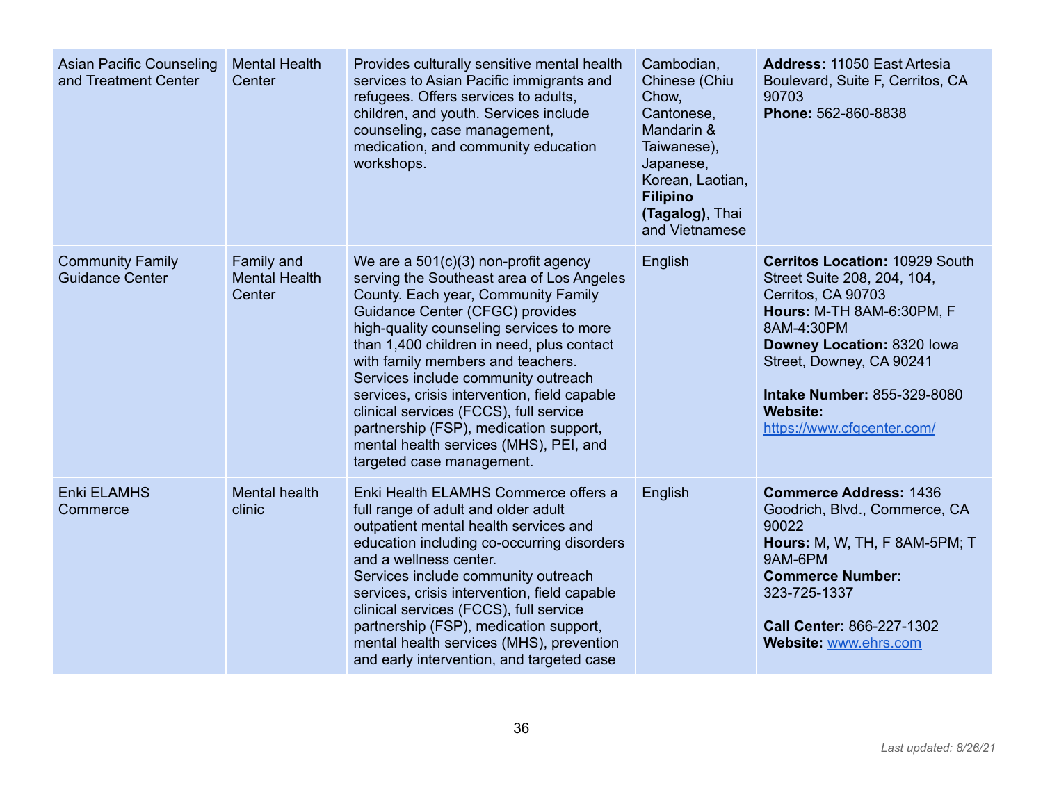| Asian Pacific Counseling and Treatment Center | Mental Health Center | Provides culturally sensitive mental health services to Asian Pacific immigrants and refugees. Offers services to adults, children, and youth. Services include counseling, case management, medication, and community education workshops. | Cambodian, Chinese (Chiu Chow, Cantonese, Mandarin & Taiwanese), Japanese, Korean, Laotian, **Filipino (Tagalog)**, Thai and Vietnamese | **Address:** 11050 East Artesia Boulevard, Suite F, Cerritos, CA 90703<br>**Phone:** 562-860-8838 |
|---|---|---|---|---|
| Community Family Guidance Center | Family and Mental Health Center | We are a 501(c)(3) non-profit agency serving the Southeast area of Los Angeles County. Each year, Community Family Guidance Center (CFGC) provides high-quality counseling services to more than 1,400 children in need, plus contact with family members and teachers. Services include community outreach services, crisis intervention, field capable clinical services (FCCS), full service partnership (FSP), medication support, mental health services (MHS), PEI, and targeted case management. | English | **Cerritos Location:** 10929 South Street Suite 208, 204, 104, Cerritos, CA 90703<br>**Hours:** M-TH 8AM-6:30PM, F 8AM-4:30PM<br>**Downey Location:** 8320 Iowa Street, Downey, CA 90241<br><br>**Intake Number:** 855-329-8080<br>**Website:** https://www.cfgcenter.com/ |
| Enki ELAMHS Commerce | Mental health clinic | Enki Health ELAMHS Commerce offers a full range of adult and older adult outpatient mental health services and education including co-occurring disorders and a wellness center.<br>Services include community outreach services, crisis intervention, field capable clinical services (FCCS), full service partnership (FSP), medication support, mental health services (MHS), prevention and early intervention, and targeted case | English | **Commerce Address:** 1436 Goodrich, Blvd., Commerce, CA 90022<br>**Hours:** M, W, TH, F 8AM-5PM; T 9AM-6PM<br>**Commerce Number:** 323-725-1337<br><br>**Call Center:** 866-227-1302<br>**Website:** www.ehrs.com |

*Last updated: 8/26/21*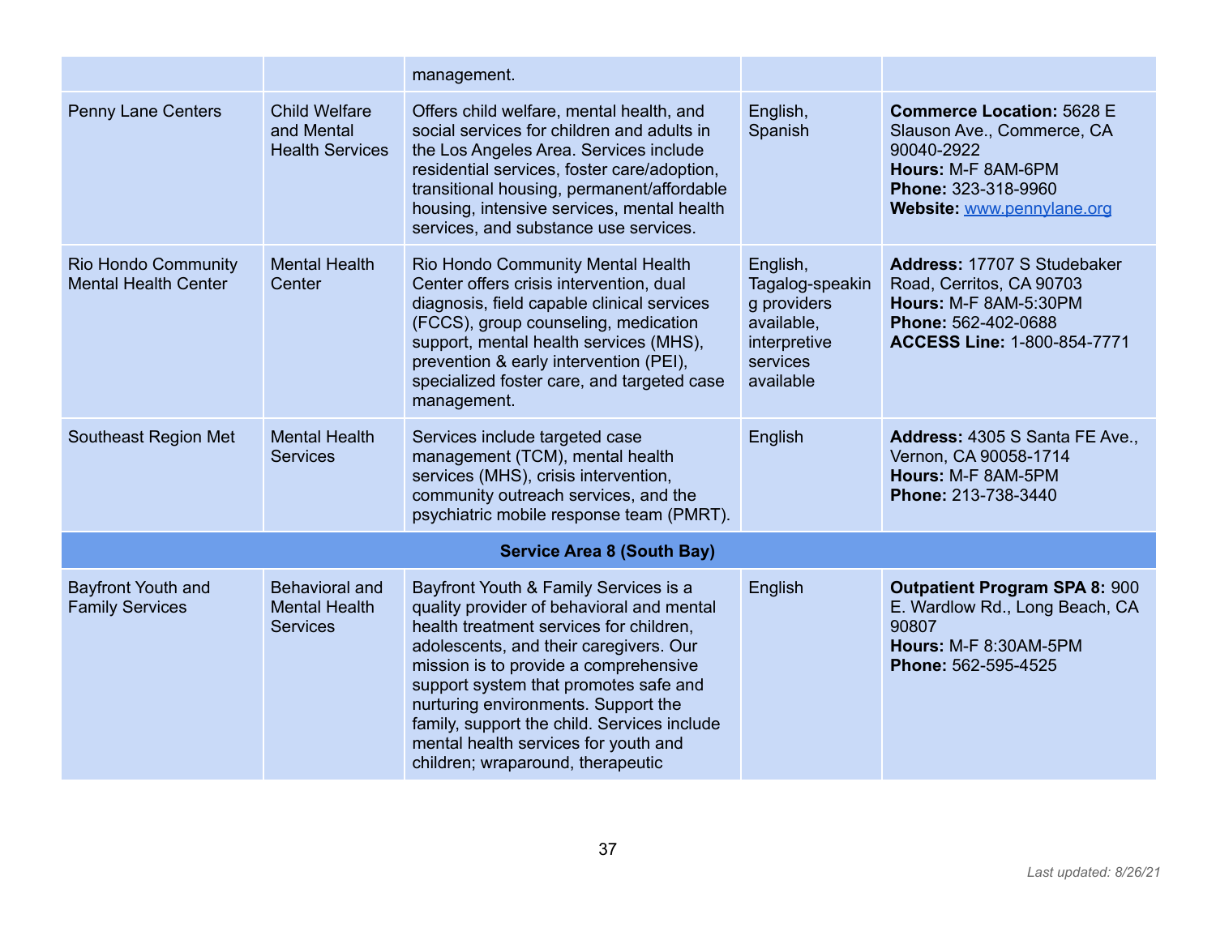| | | | | |
|---|---|---|---|---|
| | | management. | | |
| Penny Lane Centers | Child Welfare and Mental Health Services | Offers child welfare, mental health, and social services for children and adults in the Los Angeles Area. Services include residential services, foster care/adoption, transitional housing, permanent/affordable housing, intensive services, mental health services, and substance use services. | English, Spanish | **Commerce Location:** 5628 E Slauson Ave., Commerce, CA 90040-2922<br>**Hours:** M-F 8AM-6PM<br>**Phone:** 323-318-9960<br>**Website:** [www.pennylane.org](http://www.pennylane.org) |
| Rio Hondo Community Mental Health Center | Mental Health Center | Rio Hondo Community Mental Health Center offers crisis intervention, dual diagnosis, field capable clinical services (FCCS), group counseling, medication support, mental health services (MHS), prevention & early intervention (PEI), specialized foster care, and targeted case management. | English, Tagalog-speaking providers available, interpretive services available | **Address:** 17707 S Studebaker Road, Cerritos, CA 90703<br>**Hours:** M-F 8AM-5:30PM<br>**Phone:** 562-402-0688<br>**ACCESS Line:** 1-800-854-7771 |
| Southeast Region Met | Mental Health Services | Services include targeted case management (TCM), mental health services (MHS), crisis intervention, community outreach services, and the psychiatric mobile response team (PMRT). | English | **Address:** 4305 S Santa FE Ave., Vernon, CA 90058-1714<br>**Hours:** M-F 8AM-5PM<br>**Phone:** 213-738-3440 |
| **Service Area 8 (South Bay)** | | | | |
| Bayfront Youth and Family Services | Behavioral and Mental Health Services | Bayfront Youth & Family Services is a quality provider of behavioral and mental health treatment services for children, adolescents, and their caregivers. Our mission is to provide a comprehensive support system that promotes safe and nurturing environments. Support the family, support the child. Services include mental health services for youth and children; wraparound, therapeutic | English | **Outpatient Program SPA 8:** 900 E. Wardlow Rd., Long Beach, CA 90807<br>**Hours:** M-F 8:30AM-5PM<br>**Phone:** 562-595-4525 |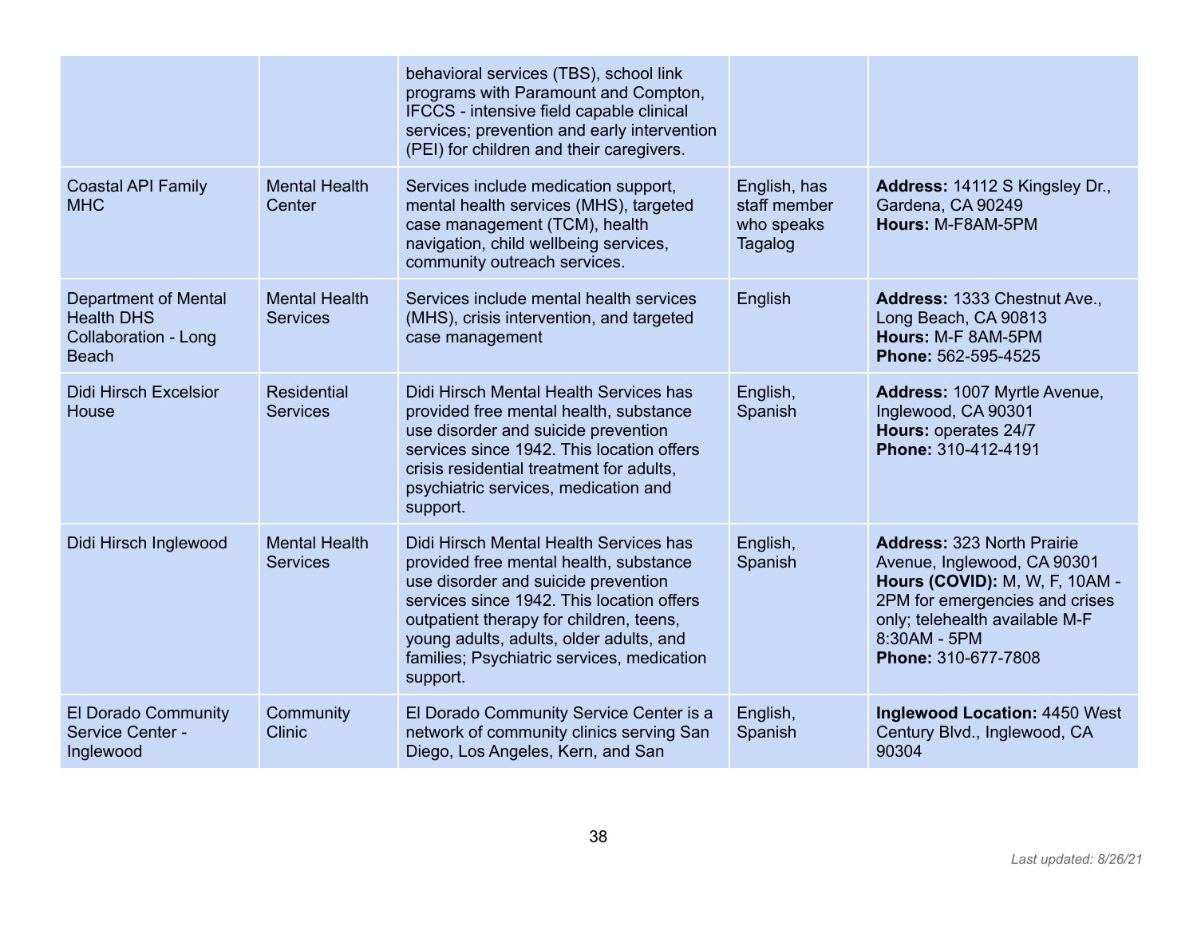| | | | | |
|---|---|---|---|---|
| | | behavioral services (TBS), school link programs with Paramount and Compton, IFCCS - intensive field capable clinical services; prevention and early intervention (PEI) for children and their caregivers. | | |
| Coastal API Family MHC | Mental Health Center | Services include medication support, mental health services (MHS), targeted case management (TCM), health navigation, child wellbeing services, community outreach services. | English, has staff member who speaks Tagalog | **Address:** 14112 S Kingsley Dr., Gardena, CA 90249<br>**Hours:** M-F8AM-5PM |
| Department of Mental Health DHS Collaboration - Long Beach | Mental Health Services | Services include mental health services (MHS), crisis intervention, and targeted case management | English | **Address:** 1333 Chestnut Ave., Long Beach, CA 90813<br>**Hours:** M-F 8AM-5PM<br>**Phone:** 562-595-4525 |
| Didi Hirsch Excelsior House | Residential Services | Didi Hirsch Mental Health Services has provided free mental health, substance use disorder and suicide prevention services since 1942. This location offers crisis residential treatment for adults, psychiatric services, medication and support. | English, Spanish | **Address:** 1007 Myrtle Avenue, Inglewood, CA 90301<br>**Hours:** operates 24/7<br>**Phone:** 310-412-4191 |
| Didi Hirsch Inglewood | Mental Health Services | Didi Hirsch Mental Health Services has provided free mental health, substance use disorder and suicide prevention services since 1942. This location offers outpatient therapy for children, teens, young adults, adults, older adults, and families; Psychiatric services, medication support. | English, Spanish | **Address:** 323 North Prairie Avenue, Inglewood, CA 90301<br>**Hours (COVID):** M, W, F, 10AM - 2PM for emergencies and crises only; telehealth available M-F 8:30AM - 5PM<br>**Phone:** 310-677-7808 |
| El Dorado Community Service Center - Inglewood | Community Clinic | El Dorado Community Service Center is a network of community clinics serving San Diego, Los Angeles, Kern, and San | English, Spanish | **Inglewood Location:** 4450 West Century Blvd., Inglewood, CA 90304 |

*Last updated: 8/26/21*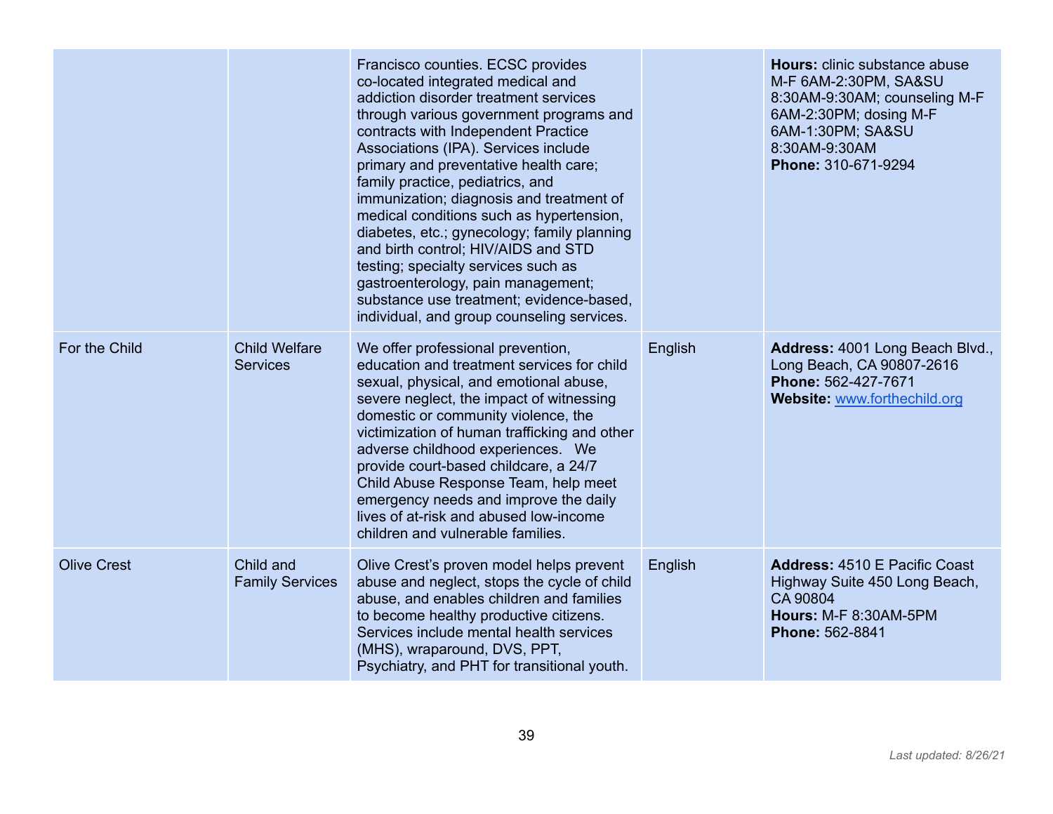| | | | | |
|---|---|---|---|---|
| | | Francisco counties. ECSC provides co-located integrated medical and addiction disorder treatment services through various government programs and contracts with Independent Practice Associations (IPA). Services include primary and preventative health care; family practice, pediatrics, and immunization; diagnosis and treatment of medical conditions such as hypertension, diabetes, etc.; gynecology; family planning and birth control; HIV/AIDS and STD testing; specialty services such as gastroenterology, pain management; substance use treatment; evidence-based, individual, and group counseling services. | | **Hours:** clinic substance abuse M-F 6AM-2:30PM, SA&SU 8:30AM-9:30AM; counseling M-F 6AM-2:30PM; dosing M-F 6AM-1:30PM; SA&SU 8:30AM-9:30AM<br>**Phone:** 310-671-9294 |
| For the Child | Child Welfare Services | We offer professional prevention, education and treatment services for child sexual, physical, and emotional abuse, severe neglect, the impact of witnessing domestic or community violence, the victimization of human trafficking and other adverse childhood experiences. We provide court-based childcare, a 24/7 Child Abuse Response Team, help meet emergency needs and improve the daily lives of at-risk and abused low-income children and vulnerable families. | English | **Address:** 4001 Long Beach Blvd., Long Beach, CA 90807-2616<br>**Phone:** 562-427-7671<br>**Website:** [www.forthechild.org](www.forthechild.org) |
| Olive Crest | Child and Family Services | Olive Crest's proven model helps prevent abuse and neglect, stops the cycle of child abuse, and enables children and families to become healthy productive citizens. Services include mental health services (MHS), wraparound, DVS, PPT, Psychiatry, and PHT for transitional youth. | English | **Address:** 4510 E Pacific Coast Highway Suite 450 Long Beach, CA 90804<br>**Hours:** M-F 8:30AM-5PM<br>**Phone:** 562-8841 |

*Last updated: 8/26/21*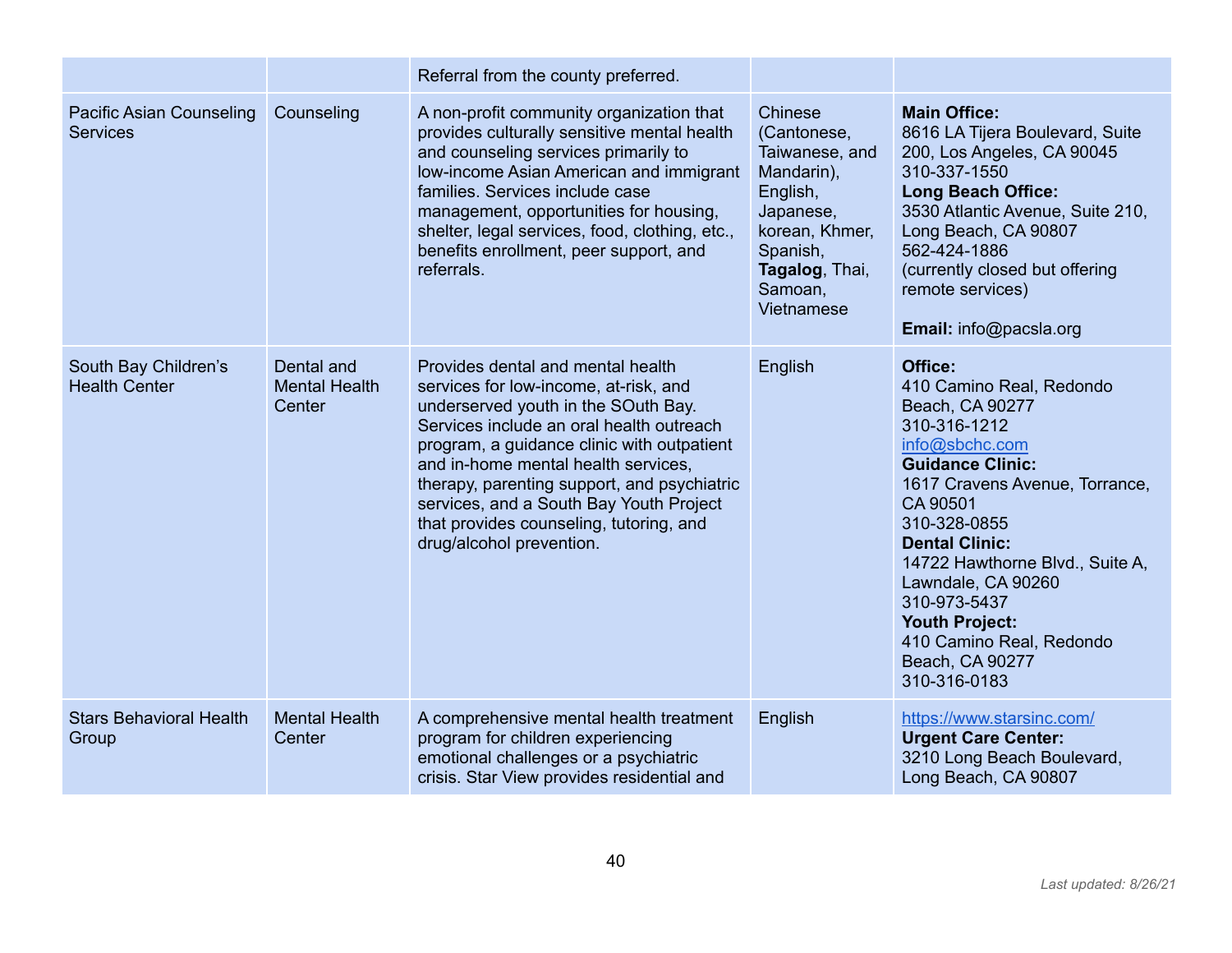| | | | | |
|---|---|---|---|---|
| | | Referral from the county preferred. | | |
| Pacific Asian Counseling Services | Counseling | A non-profit community organization that provides culturally sensitive mental health and counseling services primarily to low-income Asian American and immigrant families. Services include case management, opportunities for housing, shelter, legal services, food, clothing, etc., benefits enrollment, peer support, and referrals. | Chinese (Cantonese, Taiwanese, and Mandarin), English, Japanese, korean, Khmer, Spanish, **Tagalog**, Thai, Samoan, Vietnamese | **Main Office:** 8616 LA Tijera Boulevard, Suite 200, Los Angeles, CA 90045 310-337-1550 **Long Beach Office:** 3530 Atlantic Avenue, Suite 210, Long Beach, CA 90807 562-424-1886 (currently closed but offering remote services) **Email:** info@pacsla.org |
| South Bay Children's Health Center | Dental and Mental Health Center | Provides dental and mental health services for low-income, at-risk, and underserved youth in the SOuth Bay. Services include an oral health outreach program, a guidance clinic with outpatient and in-home mental health services, therapy, parenting support, and psychiatric services, and a South Bay Youth Project that provides counseling, tutoring, and drug/alcohol prevention. | English | **Office:** 410 Camino Real, Redondo Beach, CA 90277 310-316-1212 info@sbchc.com **Guidance Clinic:** 1617 Cravens Avenue, Torrance, CA 90501 310-328-0855 **Dental Clinic:** 14722 Hawthorne Blvd., Suite A, Lawndale, CA 90260 310-973-5437 **Youth Project:** 410 Camino Real, Redondo Beach, CA 90277 310-316-0183 |
| Stars Behavioral Health Group | Mental Health Center | A comprehensive mental health treatment program for children experiencing emotional challenges or a psychiatric crisis. Star View provides residential and | English | https://www.starsinc.com/ **Urgent Care Center:** 3210 Long Beach Boulevard, Long Beach, CA 90807 |

*Last updated: 8/26/21*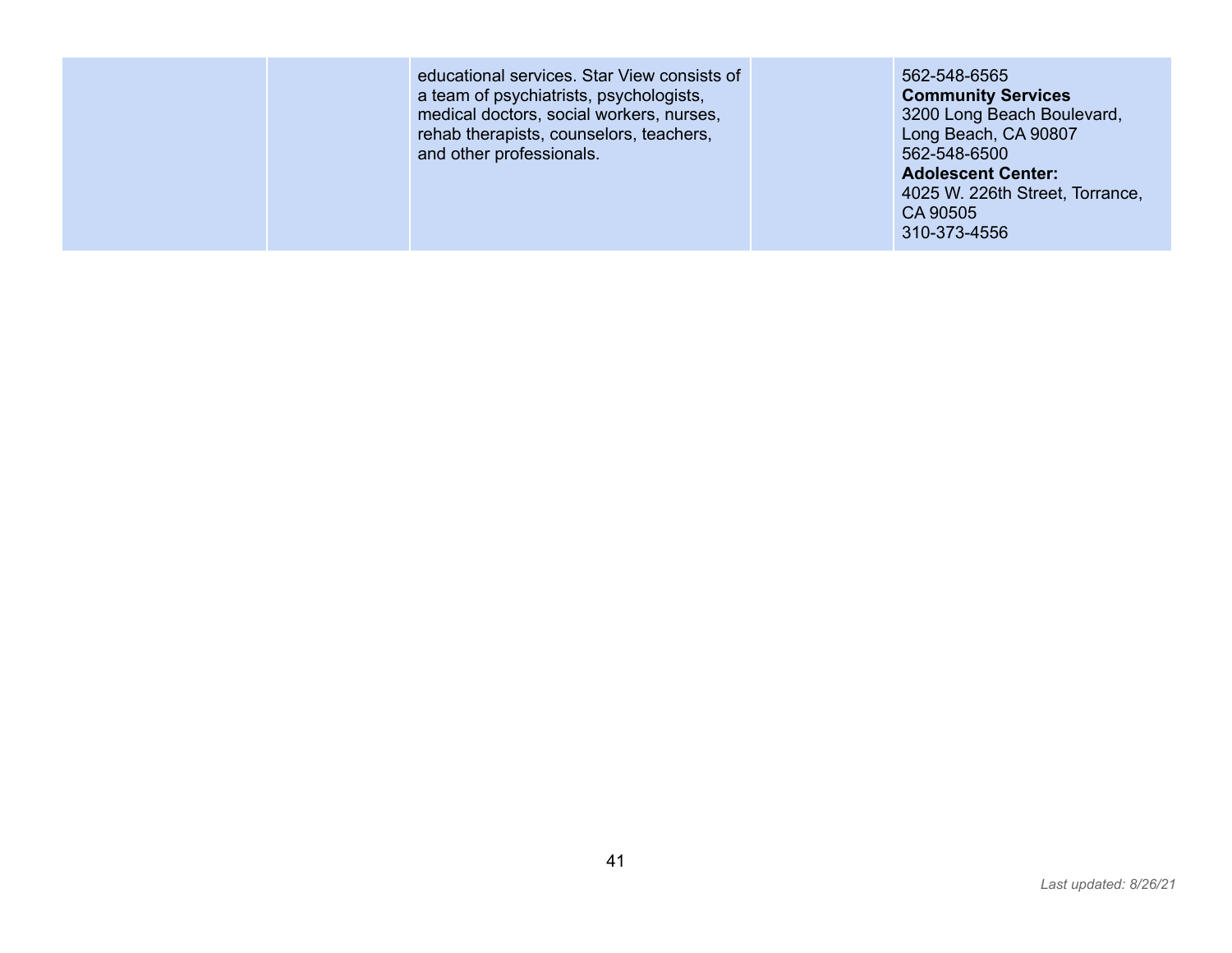| | | | | |
|---|---|---|---|---|
| | | educational services. Star View consists of a team of psychiatrists, psychologists, medical doctors, social workers, nurses, rehab therapists, counselors, teachers, and other professionals. | | 562-548-6565<br>**Community Services**<br>3200 Long Beach Boulevard, Long Beach, CA 90807<br>562-548-6500<br>**Adolescent Center:**<br>4025 W. 226th Street, Torrance, CA 90505<br>310-373-4556 |

*Last updated: 8/26/21*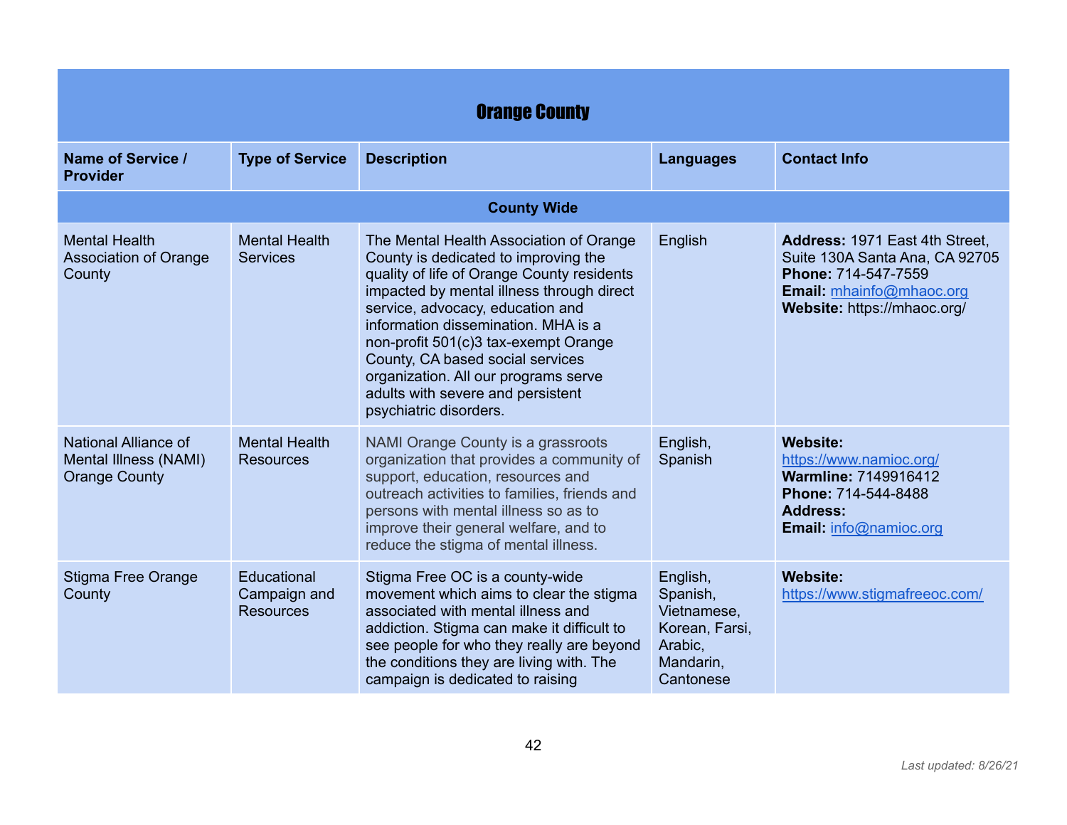## Orange County

| Name of Service / Provider | Type of Service | Description | Languages | Contact Info |
|---|---|---|---|---|
| **County Wide** | | | | |
| Mental Health Association of Orange County | Mental Health Services | The Mental Health Association of Orange County is dedicated to improving the quality of life of Orange County residents impacted by mental illness through direct service, advocacy, education and information dissemination. MHA is a non-profit 501(c)3 tax-exempt Orange County, CA based social services organization. All our programs serve adults with severe and persistent psychiatric disorders. | English | **Address:** 1971 East 4th Street, Suite 130A Santa Ana, CA 92705 **Phone:** 714-547-7559 **Email:** mhainfo@mhaoc.org **Website:** https://mhaoc.org/ |
| National Alliance of Mental Illness (NAMI) Orange County | Mental Health Resources | NAMI Orange County is a grassroots organization that provides a community of support, education, resources and outreach activities to families, friends and persons with mental illness so as to improve their general welfare, and to reduce the stigma of mental illness. | English, Spanish | **Website:** https://www.namioc.org/ **Warmline:** 7149916412 **Phone:** 714-544-8488 **Address:** **Email:** info@namioc.org |
| Stigma Free Orange County | Educational Campaign and Resources | Stigma Free OC is a county-wide movement which aims to clear the stigma associated with mental illness and addiction. Stigma can make it difficult to see people for who they really are beyond the conditions they are living with. The campaign is dedicated to raising | English, Spanish, Vietnamese, Korean, Farsi, Arabic, Mandarin, Cantonese | **Website:** https://www.stigmafreeoc.com/ |

*Last updated: 8/26/21*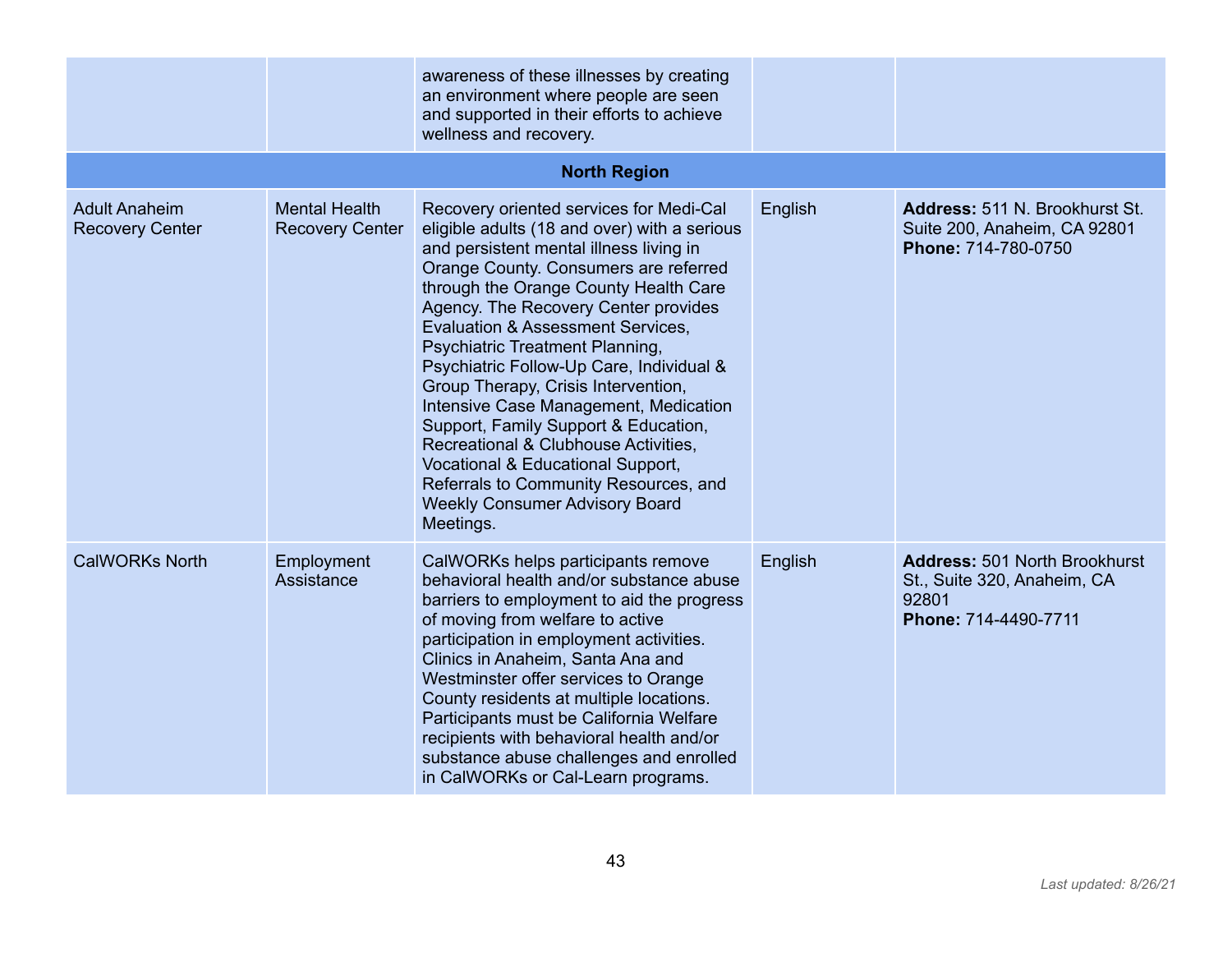| | | | | |
|---|---|---|---|---|
| | | awareness of these illnesses by creating an environment where people are seen and supported in their efforts to achieve wellness and recovery. | | |
| **North Region** | | | | |
| Adult Anaheim Recovery Center | Mental Health Recovery Center | Recovery oriented services for Medi-Cal eligible adults (18 and over) with a serious and persistent mental illness living in Orange County. Consumers are referred through the Orange County Health Care Agency. The Recovery Center provides Evaluation & Assessment Services, Psychiatric Treatment Planning, Psychiatric Follow-Up Care, Individual & Group Therapy, Crisis Intervention, Intensive Case Management, Medication Support, Family Support & Education, Recreational & Clubhouse Activities, Vocational & Educational Support, Referrals to Community Resources, and Weekly Consumer Advisory Board Meetings. | English | **Address:** 511 N. Brookhurst St. Suite 200, Anaheim, CA 92801 **Phone:** 714-780-0750 |
| CalWORKs North | Employment Assistance | CalWORKs helps participants remove behavioral health and/or substance abuse barriers to employment to aid the progress of moving from welfare to active participation in employment activities. Clinics in Anaheim, Santa Ana and Westminster offer services to Orange County residents at multiple locations. Participants must be California Welfare recipients with behavioral health and/or substance abuse challenges and enrolled in CalWORKs or Cal-Learn programs. | English | **Address:** 501 North Brookhurst St., Suite 320, Anaheim, CA 92801 **Phone:** 714-4490-7711 |

*Last updated: 8/26/21*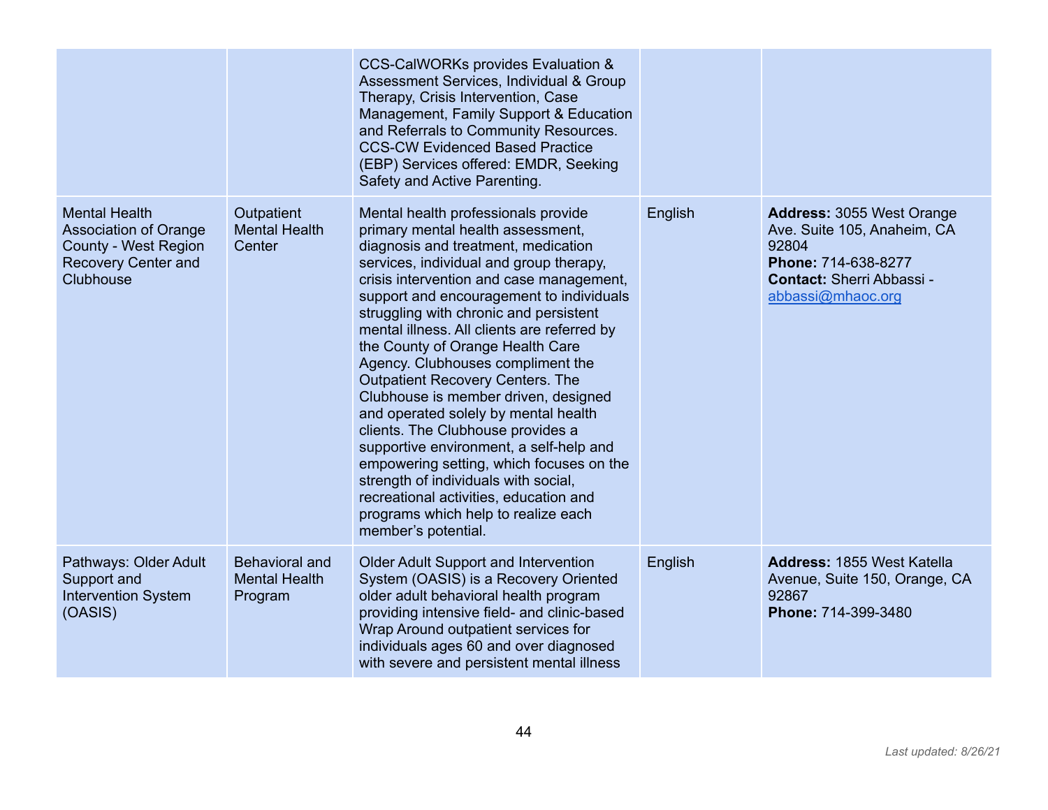| | | | | |
|---|---|---|---|---|
| | | CCS-CalWORKs provides Evaluation & Assessment Services, Individual & Group Therapy, Crisis Intervention, Case Management, Family Support & Education and Referrals to Community Resources. CCS-CW Evidenced Based Practice (EBP) Services offered: EMDR, Seeking Safety and Active Parenting. | | |
| Mental Health Association of Orange County - West Region Recovery Center and Clubhouse | Outpatient Mental Health Center | Mental health professionals provide primary mental health assessment, diagnosis and treatment, medication services, individual and group therapy, crisis intervention and case management, support and encouragement to individuals struggling with chronic and persistent mental illness. All clients are referred by the County of Orange Health Care Agency. Clubhouses compliment the Outpatient Recovery Centers. The Clubhouse is member driven, designed and operated solely by mental health clients. The Clubhouse provides a supportive environment, a self-help and empowering setting, which focuses on the strength of individuals with social, recreational activities, education and programs which help to realize each member's potential. | English | **Address:** 3055 West Orange Ave. Suite 105, Anaheim, CA 92804 **Phone:** 714-638-8277 **Contact:** Sherri Abbassi - abbassi@mhaoc.org |
| Pathways: Older Adult Support and Intervention System (OASIS) | Behavioral and Mental Health Program | Older Adult Support and Intervention System (OASIS) is a Recovery Oriented older adult behavioral health program providing intensive field- and clinic-based Wrap Around outpatient services for individuals ages 60 and over diagnosed with severe and persistent mental illness | English | **Address:** 1855 West Katella Avenue, Suite 150, Orange, CA 92867 **Phone:** 714-399-3480 |

*Last updated: 8/26/21*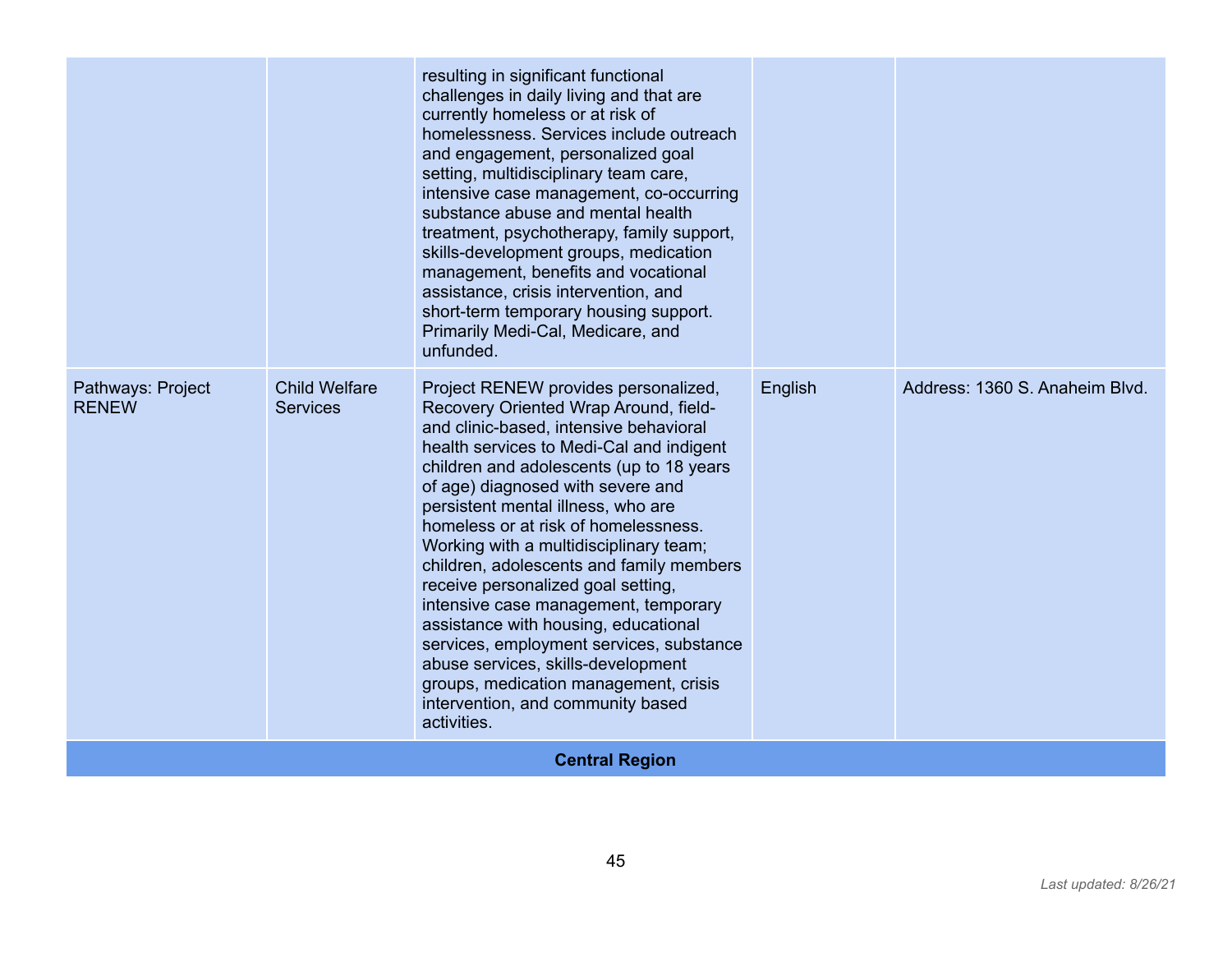| | | | | |
|---|---|---|---|---|
| | | resulting in significant functional challenges in daily living and that are currently homeless or at risk of homelessness. Services include outreach and engagement, personalized goal setting, multidisciplinary team care, intensive case management, co-occurring substance abuse and mental health treatment, psychotherapy, family support, skills-development groups, medication management, benefits and vocational assistance, crisis intervention, and short-term temporary housing support. Primarily Medi-Cal, Medicare, and unfunded. | | |
| Pathways: Project RENEW | Child Welfare Services | Project RENEW provides personalized, Recovery Oriented Wrap Around, field- and clinic-based, intensive behavioral health services to Medi-Cal and indigent children and adolescents (up to 18 years of age) diagnosed with severe and persistent mental illness, who are homeless or at risk of homelessness. Working with a multidisciplinary team; children, adolescents and family members receive personalized goal setting, intensive case management, temporary assistance with housing, educational services, employment services, substance abuse services, skills-development groups, medication management, crisis intervention, and community based activities. | English | Address: 1360 S. Anaheim Blvd. |
| **Central Region** | | | | |

*Last updated: 8/26/21*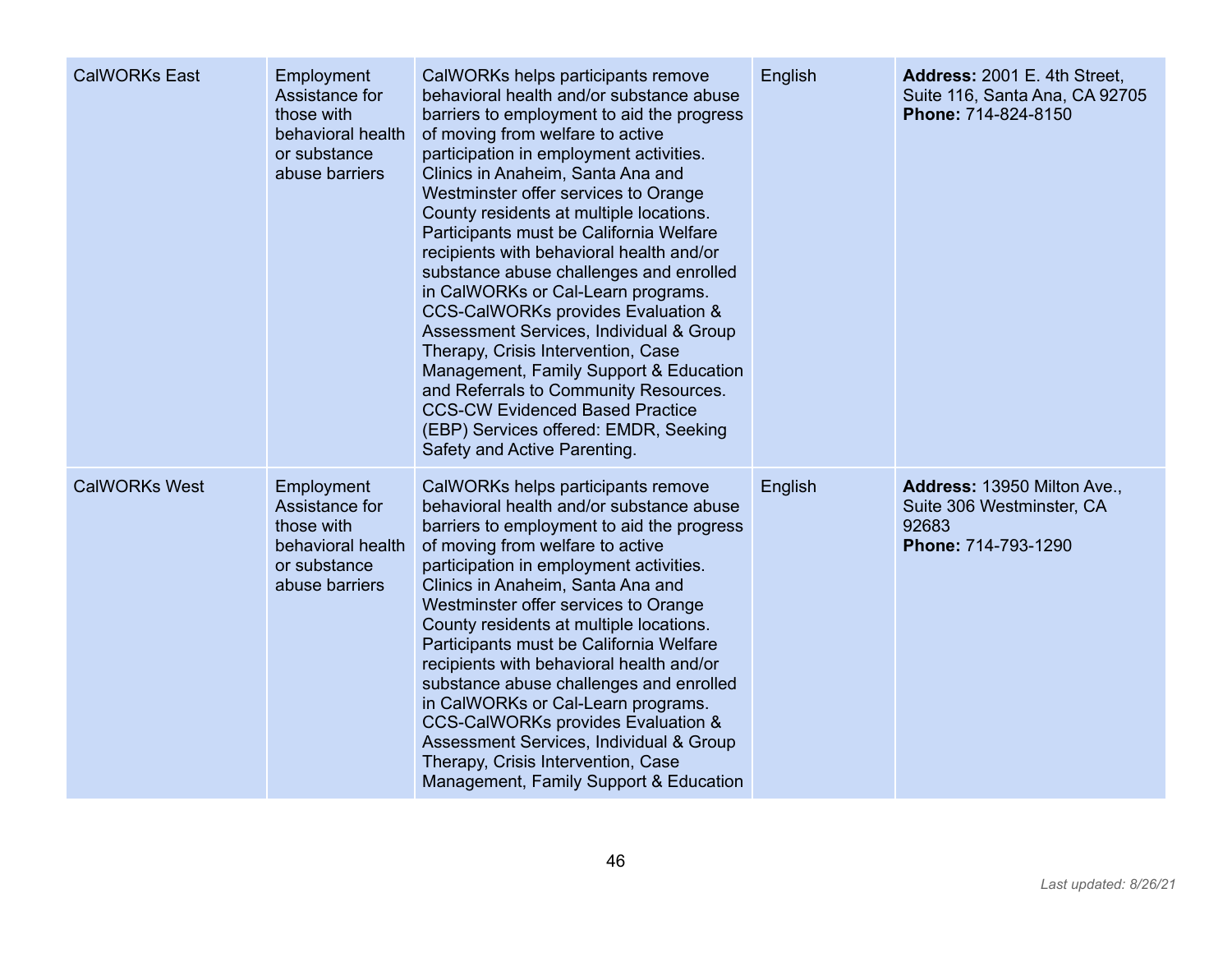| | | | | |
|---|---|---|---|---|
| CalWORKs East | Employment Assistance for those with behavioral health or substance abuse barriers | CalWORKs helps participants remove behavioral health and/or substance abuse barriers to employment to aid the progress of moving from welfare to active participation in employment activities. Clinics in Anaheim, Santa Ana and Westminster offer services to Orange County residents at multiple locations. Participants must be California Welfare recipients with behavioral health and/or substance abuse challenges and enrolled in CalWORKs or Cal-Learn programs. CCS-CalWORKs provides Evaluation & Assessment Services, Individual & Group Therapy, Crisis Intervention, Case Management, Family Support & Education and Referrals to Community Resources. CCS-CW Evidenced Based Practice (EBP) Services offered: EMDR, Seeking Safety and Active Parenting. | English | **Address:** 2001 E. 4th Street, Suite 116, Santa Ana, CA 92705 **Phone:** 714-824-8150 |
| CalWORKs West | Employment Assistance for those with behavioral health or substance abuse barriers | CalWORKs helps participants remove behavioral health and/or substance abuse barriers to employment to aid the progress of moving from welfare to active participation in employment activities. Clinics in Anaheim, Santa Ana and Westminster offer services to Orange County residents at multiple locations. Participants must be California Welfare recipients with behavioral health and/or substance abuse challenges and enrolled in CalWORKs or Cal-Learn programs. CCS-CalWORKs provides Evaluation & Assessment Services, Individual & Group Therapy, Crisis Intervention, Case Management, Family Support & Education | English | **Address:** 13950 Milton Ave., Suite 306 Westminster, CA 92683 **Phone:** 714-793-1290 |

*Last updated: 8/26/21*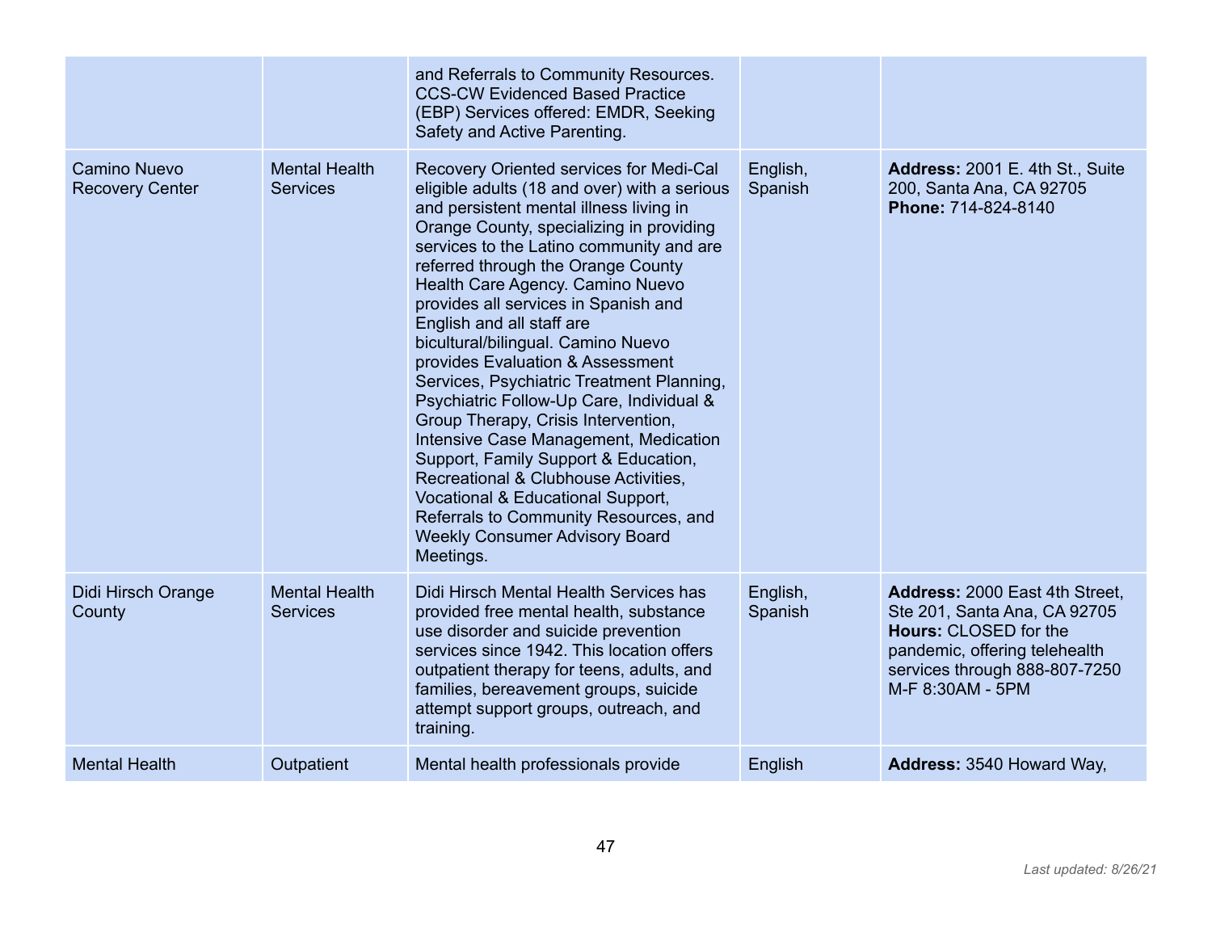| | | | | |
|---|---|---|---|---|
| | | and Referrals to Community Resources. CCS-CW Evidenced Based Practice (EBP) Services offered: EMDR, Seeking Safety and Active Parenting. | | |
| Camino Nuevo Recovery Center | Mental Health Services | Recovery Oriented services for Medi-Cal eligible adults (18 and over) with a serious and persistent mental illness living in Orange County, specializing in providing services to the Latino community and are referred through the Orange County Health Care Agency. Camino Nuevo provides all services in Spanish and English and all staff are bicultural/bilingual. Camino Nuevo provides Evaluation & Assessment Services, Psychiatric Treatment Planning, Psychiatric Follow-Up Care, Individual & Group Therapy, Crisis Intervention, Intensive Case Management, Medication Support, Family Support & Education, Recreational & Clubhouse Activities, Vocational & Educational Support, Referrals to Community Resources, and Weekly Consumer Advisory Board Meetings. | English, Spanish | **Address:** 2001 E. 4th St., Suite 200, Santa Ana, CA 92705 **Phone:** 714-824-8140 |
| Didi Hirsch Orange County | Mental Health Services | Didi Hirsch Mental Health Services has provided free mental health, substance use disorder and suicide prevention services since 1942. This location offers outpatient therapy for teens, adults, and families, bereavement groups, suicide attempt support groups, outreach, and training. | English, Spanish | **Address:** 2000 East 4th Street, Ste 201, Santa Ana, CA 92705 **Hours:** CLOSED for the pandemic, offering telehealth services through 888-807-7250 M-F 8:30AM - 5PM |
| Mental Health | Outpatient | Mental health professionals provide | English | **Address:** 3540 Howard Way, |

*Last updated: 8/26/21*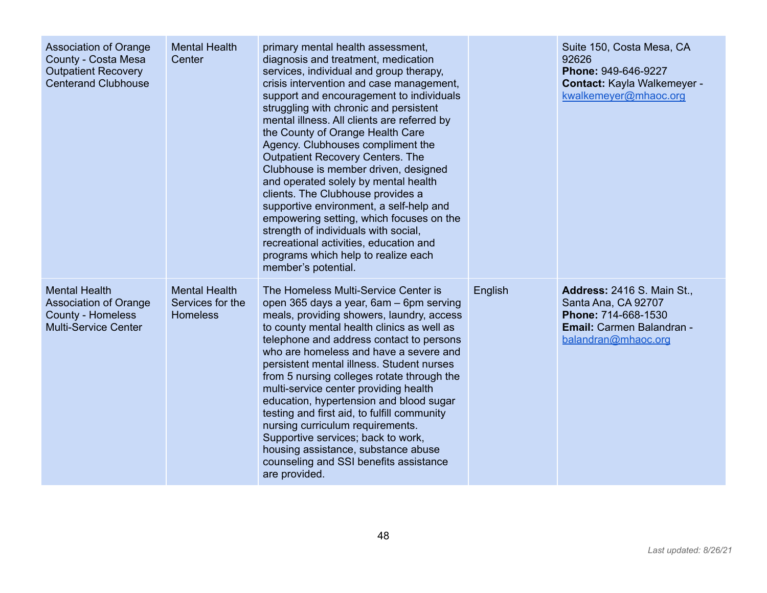| | | | | |
|---|---|---|---|---|
| Association of Orange County - Costa Mesa Outpatient Recovery Centerand Clubhouse | Mental Health Center | primary mental health assessment, diagnosis and treatment, medication services, individual and group therapy, crisis intervention and case management, support and encouragement to individuals struggling with chronic and persistent mental illness. All clients are referred by the County of Orange Health Care Agency. Clubhouses compliment the Outpatient Recovery Centers. The Clubhouse is member driven, designed and operated solely by mental health clients. The Clubhouse provides a supportive environment, a self-help and empowering setting, which focuses on the strength of individuals with social, recreational activities, education and programs which help to realize each member's potential. | | Suite 150, Costa Mesa, CA 92626<br>**Phone:** 949-646-9227<br>**Contact:** Kayla Walkemeyer - kwalkemeyer@mhaoc.org |
| Mental Health Association of Orange County - Homeless Multi-Service Center | Mental Health Services for the Homeless | The Homeless Multi-Service Center is open 365 days a year, 6am – 6pm serving meals, providing showers, laundry, access to county mental health clinics as well as telephone and address contact to persons who are homeless and have a severe and persistent mental illness. Student nurses from 5 nursing colleges rotate through the multi-service center providing health education, hypertension and blood sugar testing and first aid, to fulfill community nursing curriculum requirements. Supportive services; back to work, housing assistance, substance abuse counseling and SSI benefits assistance are provided. | English | **Address:** 2416 S. Main St., Santa Ana, CA 92707<br>**Phone:** 714-668-1530<br>**Email:** Carmen Balandran - balandran@mhaoc.org |

*Last updated: 8/26/21*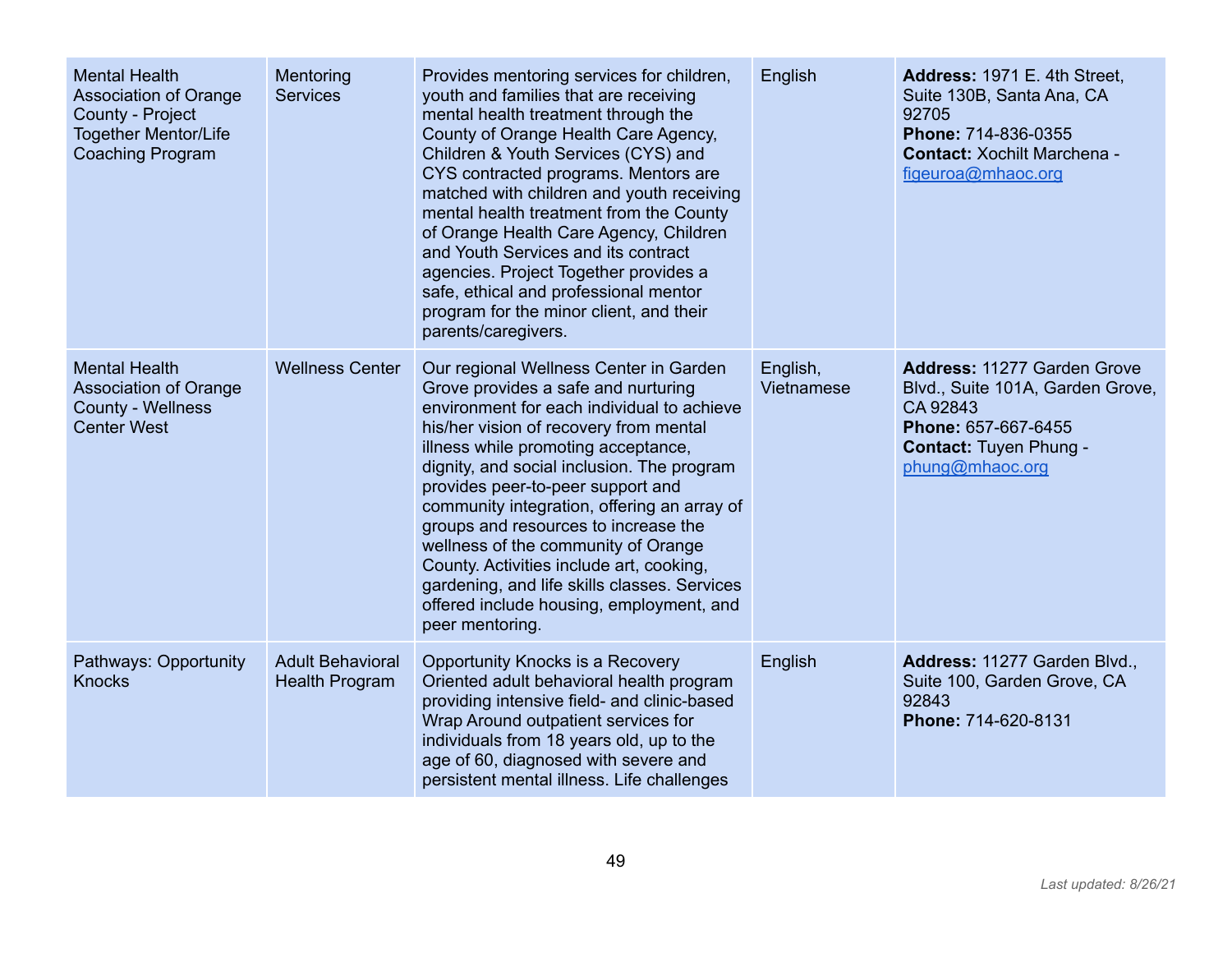| | | | | |
|---|---|---|---|---|
| Mental Health Association of Orange County - Project Together Mentor/Life Coaching Program | Mentoring Services | Provides mentoring services for children, youth and families that are receiving mental health treatment through the County of Orange Health Care Agency, Children & Youth Services (CYS) and CYS contracted programs. Mentors are matched with children and youth receiving mental health treatment from the County of Orange Health Care Agency, Children and Youth Services and its contract agencies. Project Together provides a safe, ethical and professional mentor program for the minor client, and their parents/caregivers. | English | **Address:** 1971 E. 4th Street, Suite 130B, Santa Ana, CA 92705 **Phone:** 714-836-0355 **Contact:** Xochilt Marchena - figeuroa@mhaoc.org |
| Mental Health Association of Orange County - Wellness Center West | Wellness Center | Our regional Wellness Center in Garden Grove provides a safe and nurturing environment for each individual to achieve his/her vision of recovery from mental illness while promoting acceptance, dignity, and social inclusion. The program provides peer-to-peer support and community integration, offering an array of groups and resources to increase the wellness of the community of Orange County. Activities include art, cooking, gardening, and life skills classes. Services offered include housing, employment, and peer mentoring. | English, Vietnamese | **Address:** 11277 Garden Grove Blvd., Suite 101A, Garden Grove, CA 92843 **Phone:** 657-667-6455 **Contact:** Tuyen Phung - phung@mhaoc.org |
| Pathways: Opportunity Knocks | Adult Behavioral Health Program | Opportunity Knocks is a Recovery Oriented adult behavioral health program providing intensive field- and clinic-based Wrap Around outpatient services for individuals from 18 years old, up to the age of 60, diagnosed with severe and persistent mental illness. Life challenges | English | **Address:** 11277 Garden Blvd., Suite 100, Garden Grove, CA 92843 **Phone:** 714-620-8131 |

*Last updated: 8/26/21*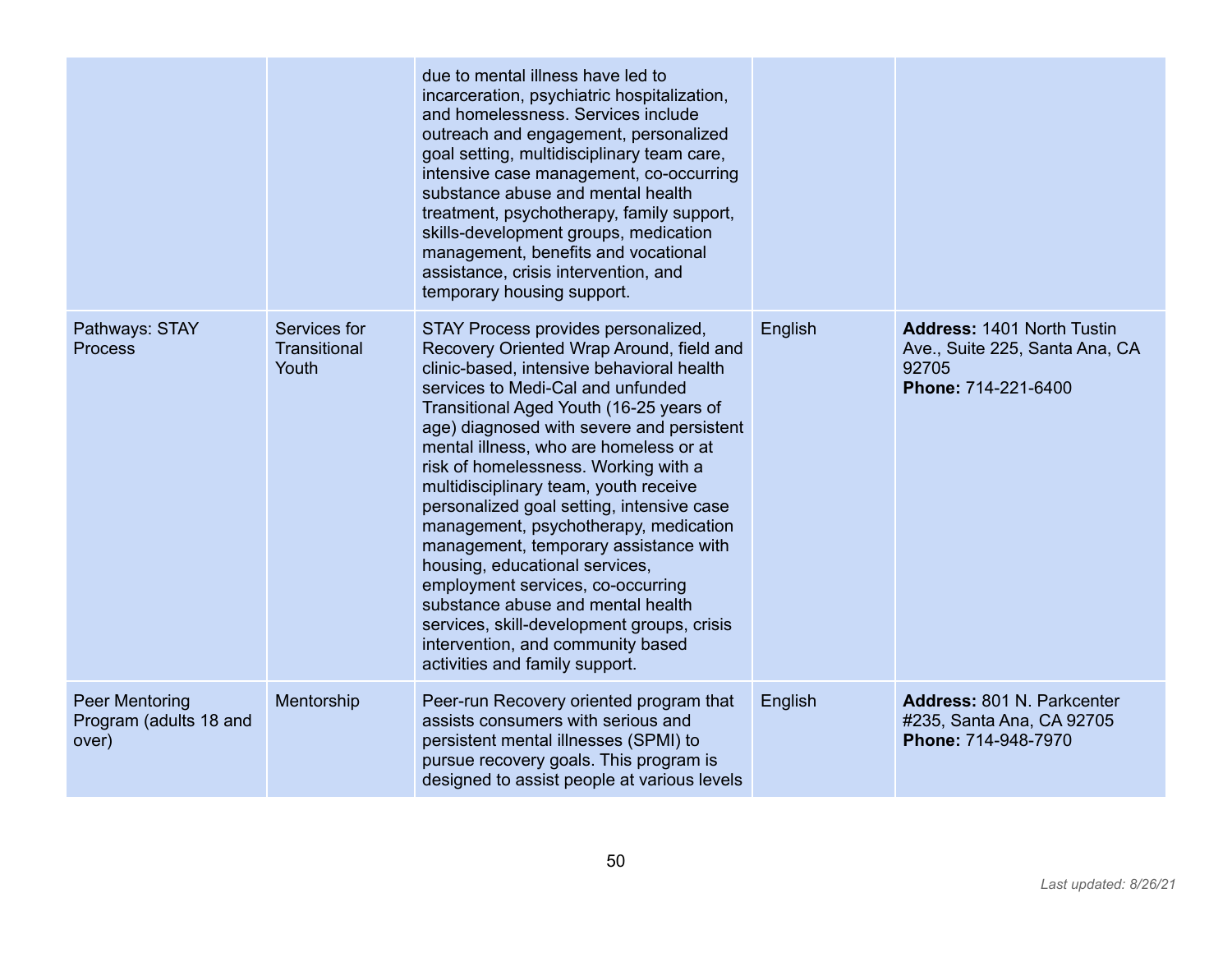| | | | | |
|---|---|---|---|---|
| | | due to mental illness have led to incarceration, psychiatric hospitalization, and homelessness. Services include outreach and engagement, personalized goal setting, multidisciplinary team care, intensive case management, co-occurring substance abuse and mental health treatment, psychotherapy, family support, skills-development groups, medication management, benefits and vocational assistance, crisis intervention, and temporary housing support. | | |
| Pathways: STAY Process | Services for Transitional Youth | STAY Process provides personalized, Recovery Oriented Wrap Around, field and clinic-based, intensive behavioral health services to Medi-Cal and unfunded Transitional Aged Youth (16-25 years of age) diagnosed with severe and persistent mental illness, who are homeless or at risk of homelessness. Working with a multidisciplinary team, youth receive personalized goal setting, intensive case management, psychotherapy, medication management, temporary assistance with housing, educational services, employment services, co-occurring substance abuse and mental health services, skill-development groups, crisis intervention, and community based activities and family support. | English | **Address:** 1401 North Tustin Ave., Suite 225, Santa Ana, CA 92705<br>**Phone:** 714-221-6400 |
| Peer Mentoring Program (adults 18 and over) | Mentorship | Peer-run Recovery oriented program that assists consumers with serious and persistent mental illnesses (SPMI) to pursue recovery goals. This program is designed to assist people at various levels | English | **Address:** 801 N. Parkcenter #235, Santa Ana, CA 92705<br>**Phone:** 714-948-7970 |

*Last updated: 8/26/21*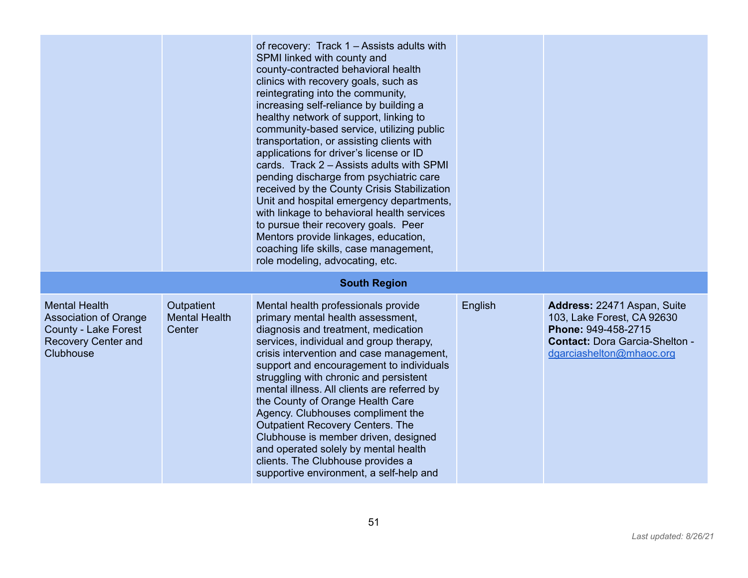| | | | | |
|---|---|---|---|---|
| | | of recovery: Track 1 – Assists adults with SPMI linked with county and county-contracted behavioral health clinics with recovery goals, such as reintegrating into the community, increasing self-reliance by building a healthy network of support, linking to community-based service, utilizing public transportation, or assisting clients with applications for driver's license or ID cards. Track 2 – Assists adults with SPMI pending discharge from psychiatric care received by the County Crisis Stabilization Unit and hospital emergency departments, with linkage to behavioral health services to pursue their recovery goals. Peer Mentors provide linkages, education, coaching life skills, case management, role modeling, advocating, etc. | | |
| **South Region** | | | | |
| Mental Health Association of Orange County - Lake Forest Recovery Center and Clubhouse | Outpatient Mental Health Center | Mental health professionals provide primary mental health assessment, diagnosis and treatment, medication services, individual and group therapy, crisis intervention and case management, support and encouragement to individuals struggling with chronic and persistent mental illness. All clients are referred by the County of Orange Health Care Agency. Clubhouses compliment the Outpatient Recovery Centers. The Clubhouse is member driven, designed and operated solely by mental health clients. The Clubhouse provides a supportive environment, a self-help and | English | **Address:** 22471 Aspan, Suite 103, Lake Forest, CA 92630 **Phone:** 949-458-2715 **Contact:** Dora Garcia-Shelton - dgarciashelton@mhaoc.org |

*Last updated: 8/26/21*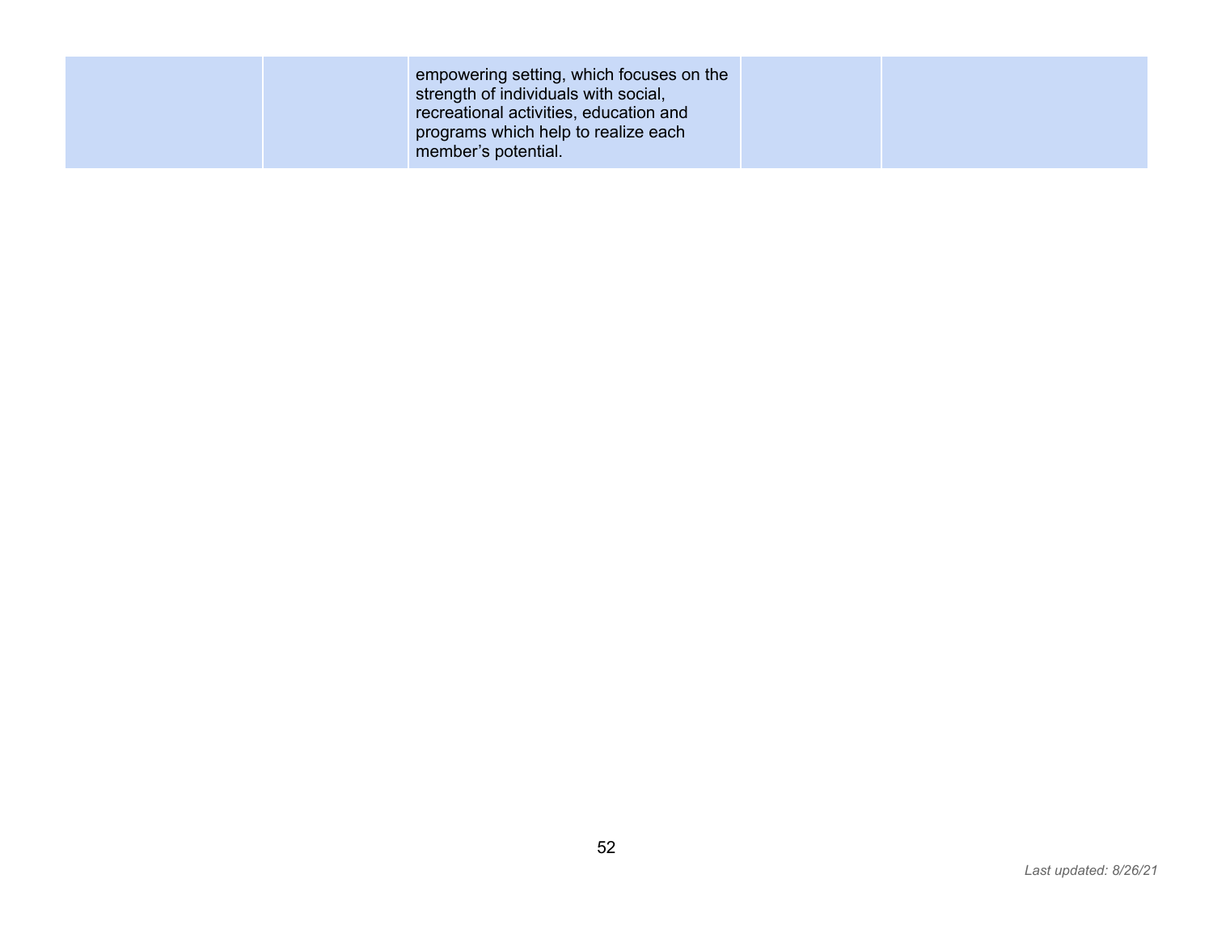| | | | | |
|---|---|---|---|---|
| | | empowering setting, which focuses on the strength of individuals with social, recreational activities, education and programs which help to realize each member's potential. | | |

*Last updated: 8/26/21*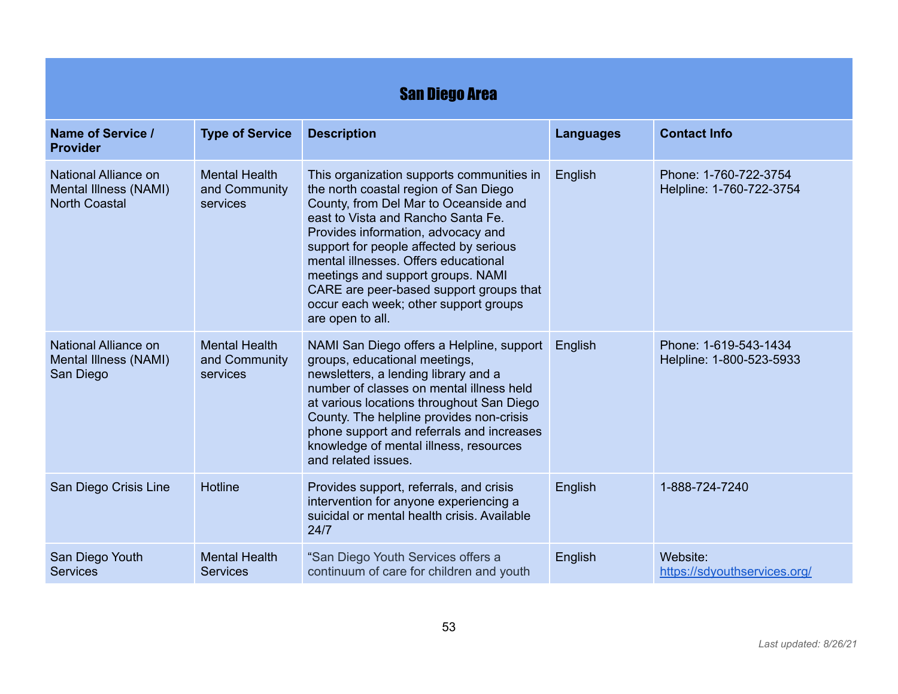| San Diego Area | | | | |
|---|---|---|---|---|
| **Name of Service / Provider** | **Type of Service** | **Description** | **Languages** | **Contact Info** |
| National Alliance on Mental Illness (NAMI) North Coastal | Mental Health and Community services | This organization supports communities in the north coastal region of San Diego County, from Del Mar to Oceanside and east to Vista and Rancho Santa Fe. Provides information, advocacy and support for people affected by serious mental illnesses. Offers educational meetings and support groups. NAMI CARE are peer-based support groups that occur each week; other support groups are open to all. | English | Phone: 1-760-722-3754<br>Helpline: 1-760-722-3754 |
| National Alliance on Mental Illness (NAMI) San Diego | Mental Health and Community services | NAMI San Diego offers a Helpline, support groups, educational meetings, newsletters, a lending library and a number of classes on mental illness held at various locations throughout San Diego County. The helpline provides non-crisis phone support and referrals and increases knowledge of mental illness, resources and related issues. | English | Phone: 1-619-543-1434<br>Helpline: 1-800-523-5933 |
| San Diego Crisis Line | Hotline | Provides support, referrals, and crisis intervention for anyone experiencing a suicidal or mental health crisis. Available 24/7 | English | 1-888-724-7240 |
| San Diego Youth Services | Mental Health Services | "San Diego Youth Services offers a continuum of care for children and youth | English | Website: [https://sdyouthservices.org/](https://sdyouthservices.org/) |

*Last updated: 8/26/21*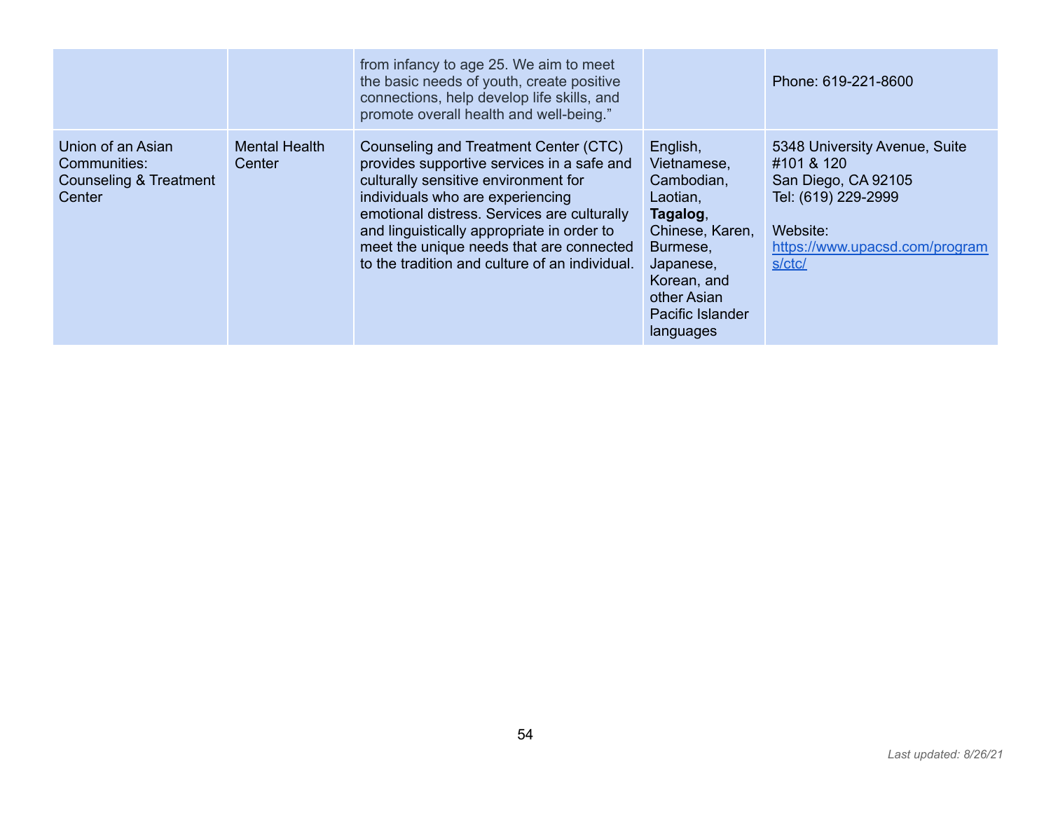| | | | | |
|---|---|---|---|---|
| | | from infancy to age 25. We aim to meet the basic needs of youth, create positive connections, help develop life skills, and promote overall health and well-being.” | | Phone: 619-221-8600 |
| Union of an Asian Communities: Counseling & Treatment Center | Mental Health Center | Counseling and Treatment Center (CTC) provides supportive services in a safe and culturally sensitive environment for individuals who are experiencing emotional distress. Services are culturally and linguistically appropriate in order to meet the unique needs that are connected to the tradition and culture of an individual. | English, Vietnamese, Cambodian, Laotian, **Tagalog**, Chinese, Karen, Burmese, Japanese, Korean, and other Asian Pacific Islander languages | 5348 University Avenue, Suite #101 & 120<br>San Diego, CA 92105<br>Tel: (619) 229-2999<br><br>Website:<br>https://www.upacsd.com/programs/ctc/ |

*Last updated: 8/26/21*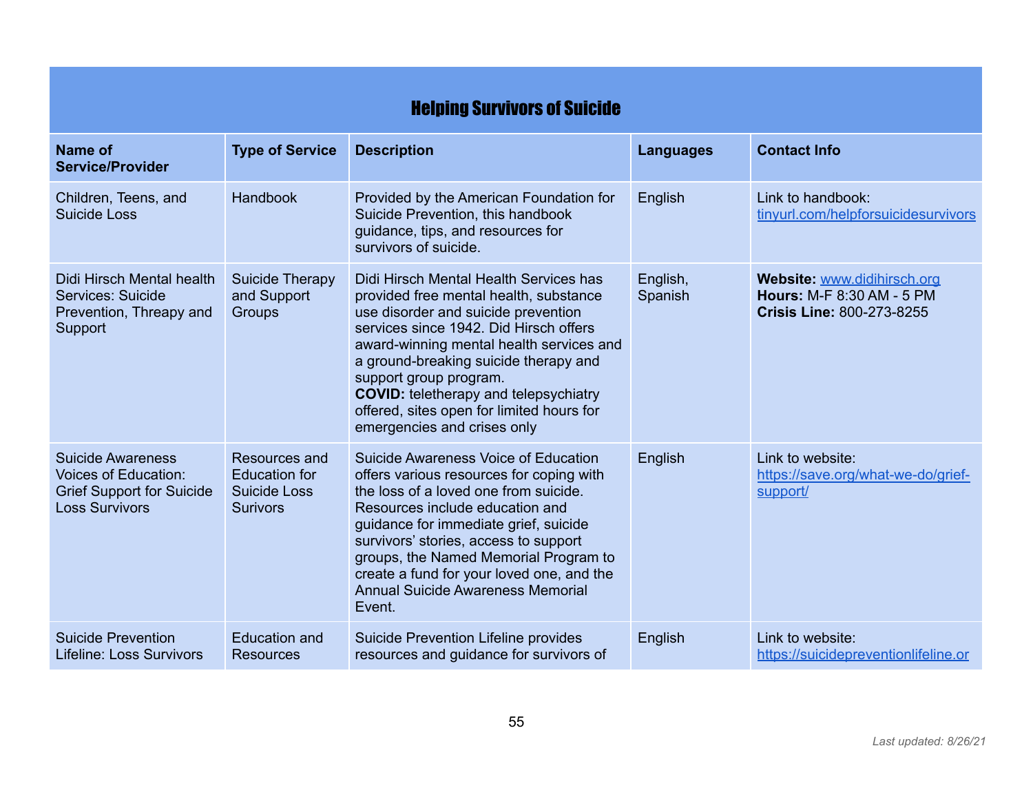| Helping Survivors of Suicide | | | | |
|---|---|---|---|---|
| **Name of Service/Provider** | **Type of Service** | **Description** | **Languages** | **Contact Info** |
| Children, Teens, and Suicide Loss | Handbook | Provided by the American Foundation for Suicide Prevention, this handbook guidance, tips, and resources for survivors of suicide. | English | Link to handbook: tinyurl.com/helpforsuicidesurvivors |
| Didi Hirsch Mental health Services: Suicide Prevention, Threapy and Support | Suicide Therapy and Support Groups | Didi Hirsch Mental Health Services has provided free mental health, substance use disorder and suicide prevention services since 1942. Did Hirsch offers award-winning mental health services and a ground-breaking suicide therapy and support group program. **COVID:** teletherapy and telepsychiatry offered, sites open for limited hours for emergencies and crises only | English, Spanish | **Website:** www.didihirsch.org **Hours:** M-F 8:30 AM - 5 PM **Crisis Line:** 800-273-8255 |
| Suicide Awareness Voices of Education: Grief Support for Suicide Loss Survivors | Resources and Education for Suicide Loss Surivors | Suicide Awareness Voice of Education offers various resources for coping with the loss of a loved one from suicide. Resources include education and guidance for immediate grief, suicide survivors' stories, access to support groups, the Named Memorial Program to create a fund for your loved one, and the Annual Suicide Awareness Memorial Event. | English | Link to website: https://save.org/what-we-do/grief-support/ |
| Suicide Prevention Lifeline: Loss Survivors | Education and Resources | Suicide Prevention Lifeline provides resources and guidance for survivors of | English | Link to website: https://suicidepreventionlifeline.or |

*Last updated: 8/26/21*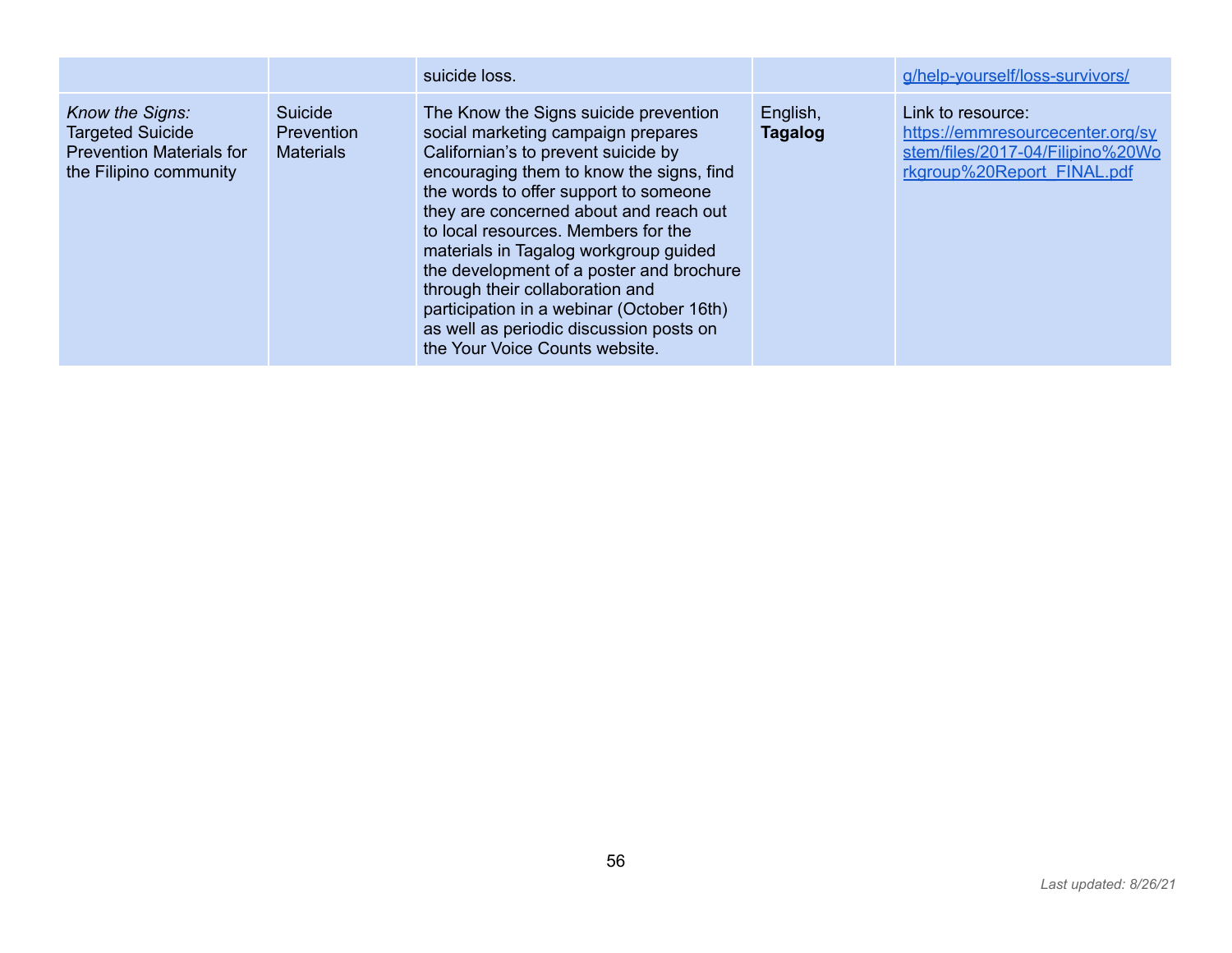| | | | | |
|---|---|---|---|---|
| | | suicide loss. | | g/help-yourself/loss-survivors/ |
| *Know the Signs:* Targeted Suicide Prevention Materials for the Filipino community | Suicide Prevention Materials | The Know the Signs suicide prevention social marketing campaign prepares Californian's to prevent suicide by encouraging them to know the signs, find the words to offer support to someone they are concerned about and reach out to local resources. Members for the materials in Tagalog workgroup guided the development of a poster and brochure through their collaboration and participation in a webinar (October 16th) as well as periodic discussion posts on the Your Voice Counts website. | English, **Tagalog** | Link to resource: https://emmresourcecenter.org/system/files/2017-04/Filipino%20Workgroup%20Report_FINAL.pdf |

*Last updated: 8/26/21*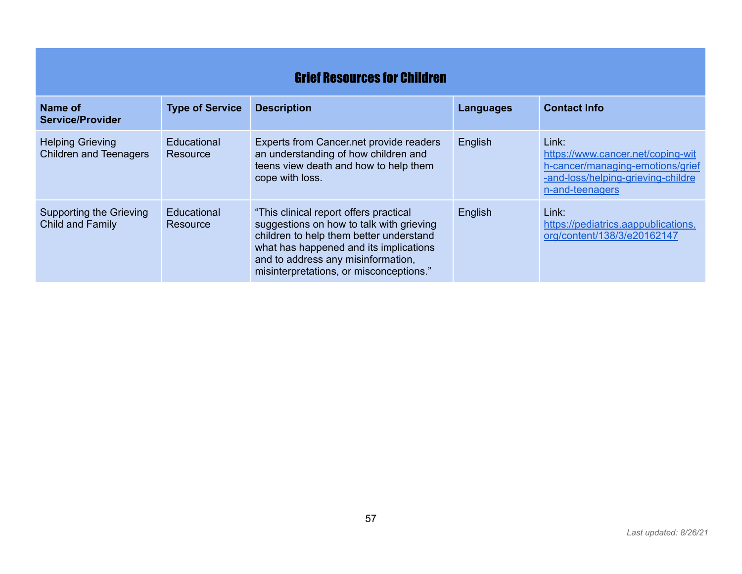| Grief Resources for Children | | | | |
|---|---|---|---|---|
| **Name of Service/Provider** | **Type of Service** | **Description** | **Languages** | **Contact Info** |
| Helping Grieving Children and Teenagers | Educational Resource | Experts from Cancer.net provide readers an understanding of how children and teens view death and how to help them cope with loss. | English | Link: https://www.cancer.net/coping-with-cancer/managing-emotions/grief-and-loss/helping-grieving-children-and-teenagers |
| Supporting the Grieving Child and Family | Educational Resource | "This clinical report offers practical suggestions on how to talk with grieving children to help them better understand what has happened and its implications and to address any misinformation, misinterpretations, or misconceptions." | English | Link: https://pediatrics.aappublications.org/content/138/3/e20162147 |

*Last updated: 8/26/21*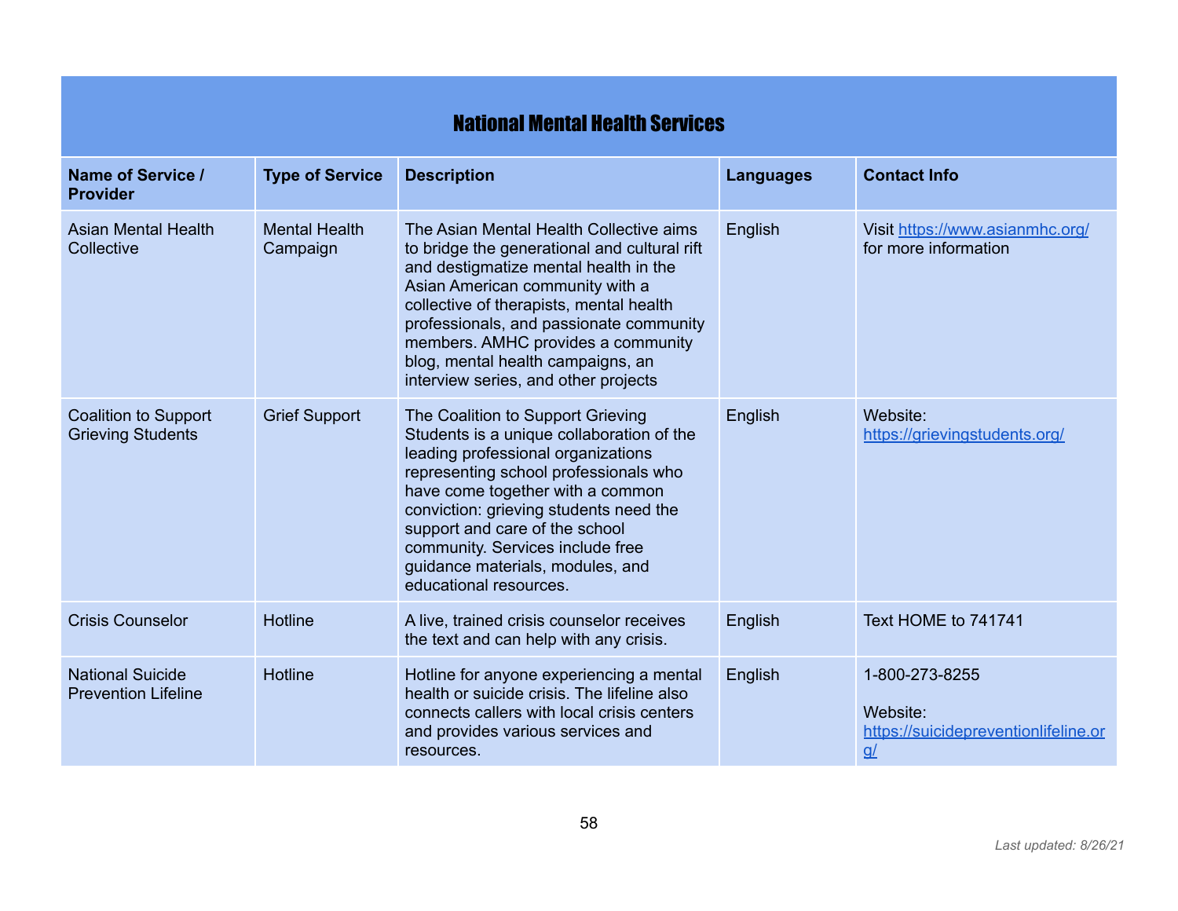## National Mental Health Services

| Name of Service / Provider | Type of Service | Description | Languages | Contact Info |
|---|---|---|---|---|
| Asian Mental Health Collective | Mental Health Campaign | The Asian Mental Health Collective aims to bridge the generational and cultural rift and destigmatize mental health in the Asian American community with a collective of therapists, mental health professionals, and passionate community members. AMHC provides a community blog, mental health campaigns, an interview series, and other projects | English | Visit https://www.asianmhc.org/ for more information |
| Coalition to Support Grieving Students | Grief Support | The Coalition to Support Grieving Students is a unique collaboration of the leading professional organizations representing school professionals who have come together with a common conviction: grieving students need the support and care of the school community. Services include free guidance materials, modules, and educational resources. | English | Website: https://grievingstudents.org/ |
| Crisis Counselor | Hotline | A live, trained crisis counselor receives the text and can help with any crisis. | English | Text HOME to 741741 |
| National Suicide Prevention Lifeline | Hotline | Hotline for anyone experiencing a mental health or suicide crisis. The lifeline also connects callers with local crisis centers and provides various services and resources. | English | 1-800-273-8255<br><br>Website: https://suicidepreventionlifeline.org/ |

*Last updated: 8/26/21*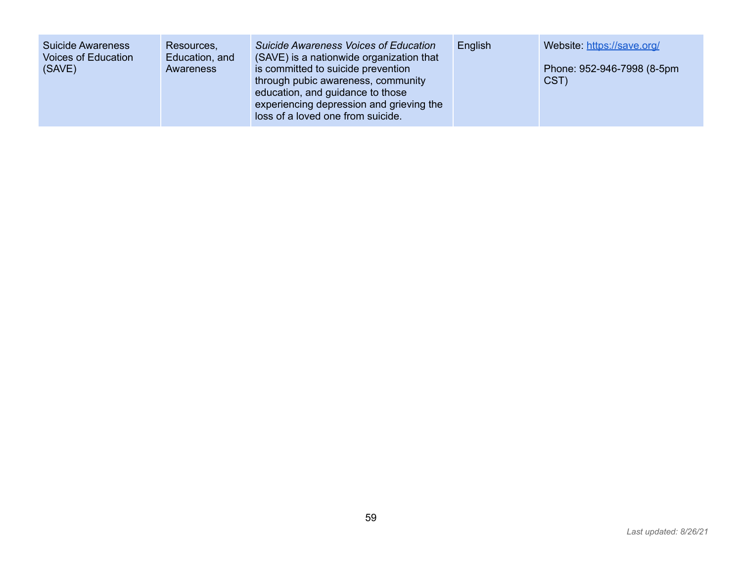| | | | | |
|---|---|---|---|---|
| Suicide Awareness Voices of Education (SAVE) | Resources, Education, and Awareness | *Suicide Awareness Voices of Education* (SAVE) is a nationwide organization that is committed to suicide prevention through pubic awareness, community education, and guidance to those experiencing depression and grieving the loss of a loved one from suicide. | English | Website: https://save.org/<br><br>Phone: 952-946-7998 (8-5pm CST) |

*Last updated: 8/26/21*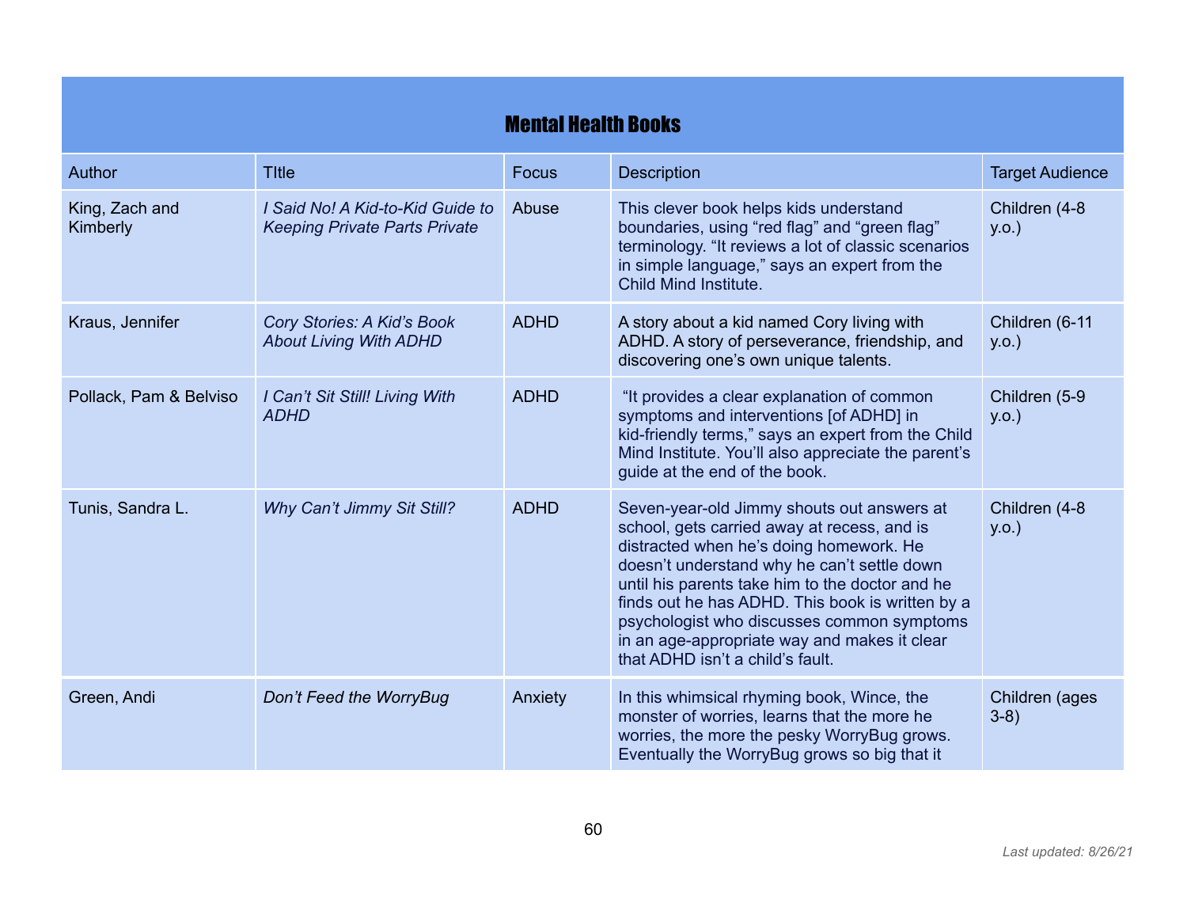| **Mental Health Books** | | | | |
|---|---|---|---|---|
| Author | TItle | Focus | Description | Target Audience |
| King, Zach and Kimberly | *I Said No! A Kid-to-Kid Guide to Keeping Private Parts Private* | Abuse | This clever book helps kids understand boundaries, using "red flag" and "green flag" terminology. "It reviews a lot of classic scenarios in simple language," says an expert from the Child Mind Institute. | Children (4-8 y.o.) |
| Kraus, Jennifer | *Cory Stories: A Kid's Book About Living With ADHD* | ADHD | A story about a kid named Cory living with ADHD. A story of perseverance, friendship, and discovering one's own unique talents. | Children (6-11 y.o.) |
| Pollack, Pam & Belviso | *I Can't Sit Still! Living With ADHD* | ADHD | "It provides a clear explanation of common symptoms and interventions [of ADHD] in kid-friendly terms," says an expert from the Child Mind Institute. You'll also appreciate the parent's guide at the end of the book. | Children (5-9 y.o.) |
| Tunis, Sandra L. | *Why Can't Jimmy Sit Still?* | ADHD | Seven-year-old Jimmy shouts out answers at school, gets carried away at recess, and is distracted when he's doing homework. He doesn't understand why he can't settle down until his parents take him to the doctor and he finds out he has ADHD. This book is written by a psychologist who discusses common symptoms in an age-appropriate way and makes it clear that ADHD isn't a child's fault. | Children (4-8 y.o.) |
| Green, Andi | *Don't Feed the WorryBug* | Anxiety | In this whimsical rhyming book, Wince, the monster of worries, learns that the more he worries, the more the pesky WorryBug grows. Eventually the WorryBug grows so big that it | Children (ages 3-8) |

*Last updated: 8/26/21*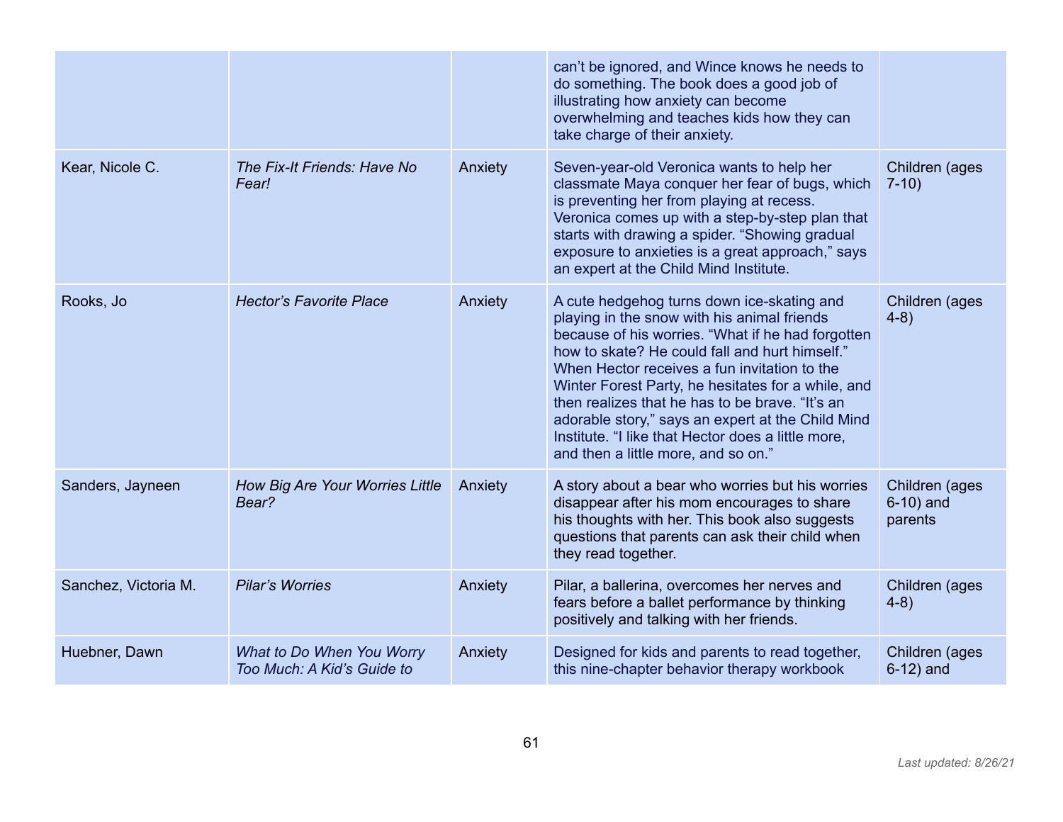| | | | | |
|---|---|---|---|---|
| | | | can't be ignored, and Wince knows he needs to do something. The book does a good job of illustrating how anxiety can become overwhelming and teaches kids how they can take charge of their anxiety. | |
| Kear, Nicole C. | *The Fix-It Friends: Have No Fear!* | Anxiety | Seven-year-old Veronica wants to help her classmate Maya conquer her fear of bugs, which is preventing her from playing at recess. Veronica comes up with a step-by-step plan that starts with drawing a spider. "Showing gradual exposure to anxieties is a great approach," says an expert at the Child Mind Institute. | Children (ages 7-10) |
| Rooks, Jo | *Hector's Favorite Place* | Anxiety | A cute hedgehog turns down ice-skating and playing in the snow with his animal friends because of his worries. "What if he had forgotten how to skate? He could fall and hurt himself." When Hector receives a fun invitation to the Winter Forest Party, he hesitates for a while, and then realizes that he has to be brave. "It's an adorable story," says an expert at the Child Mind Institute. "I like that Hector does a little more, and then a little more, and so on." | Children (ages 4-8) |
| Sanders, Jayneen | *How Big Are Your Worries Little Bear?* | Anxiety | A story about a bear who worries but his worries disappear after his mom encourages to share his thoughts with her. This book also suggests questions that parents can ask their child when they read together. | Children (ages 6-10) and parents |
| Sanchez, Victoria M. | *Pilar's Worries* | Anxiety | Pilar, a ballerina, overcomes her nerves and fears before a ballet performance by thinking positively and talking with her friends. | Children (ages 4-8) |
| Huebner, Dawn | *What to Do When You Worry Too Much: A Kid's Guide to* | Anxiety | Designed for kids and parents to read together, this nine-chapter behavior therapy workbook | Children (ages 6-12) and |

*Last updated: 8/26/21*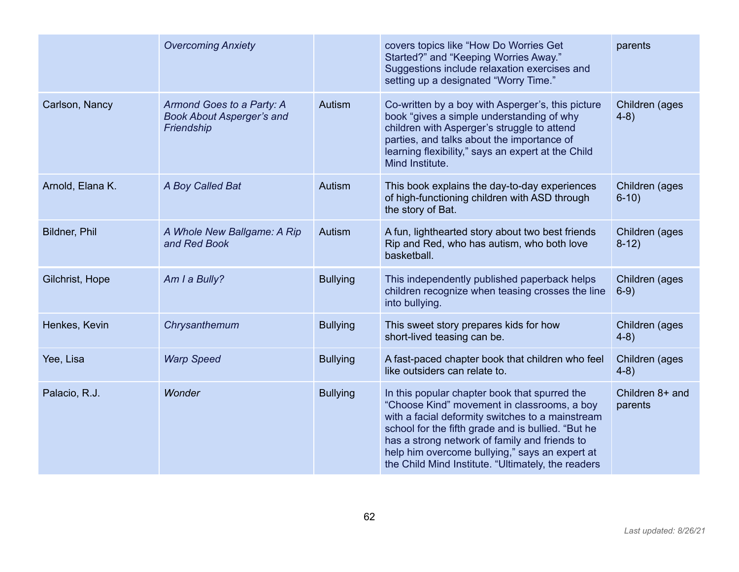| | | | | |
|---|---|---|---|---|
| | *Overcoming Anxiety* | | covers topics like "How Do Worries Get Started?" and "Keeping Worries Away." Suggestions include relaxation exercises and setting up a designated "Worry Time." | parents |
| Carlson, Nancy | *Armond Goes to a Party: A Book About Asperger's and Friendship* | Autism | Co-written by a boy with Asperger's, this picture book "gives a simple understanding of why children with Asperger's struggle to attend parties, and talks about the importance of learning flexibility," says an expert at the Child Mind Institute. | Children (ages 4-8) |
| Arnold, Elana K. | *A Boy Called Bat* | Autism | This book explains the day-to-day experiences of high-functioning children with ASD through the story of Bat. | Children (ages 6-10) |
| Bildner, Phil | *A Whole New Ballgame: A Rip and Red Book* | Autism | A fun, lighthearted story about two best friends Rip and Red, who has autism, who both love basketball. | Children (ages 8-12) |
| Gilchrist, Hope | *Am I a Bully?* | Bullying | This independently published paperback helps children recognize when teasing crosses the line into bullying. | Children (ages 6-9) |
| Henkes, Kevin | *Chrysanthemum* | Bullying | This sweet story prepares kids for how short-lived teasing can be. | Children (ages 4-8) |
| Yee, Lisa | *Warp Speed* | Bullying | A fast-paced chapter book that children who feel like outsiders can relate to. | Children (ages 4-8) |
| Palacio, R.J. | *Wonder* | Bullying | In this popular chapter book that spurred the "Choose Kind" movement in classrooms, a boy with a facial deformity switches to a mainstream school for the fifth grade and is bullied. "But he has a strong network of family and friends to help him overcome bullying," says an expert at the Child Mind Institute. "Ultimately, the readers | Children 8+ and parents |

*Last updated: 8/26/21*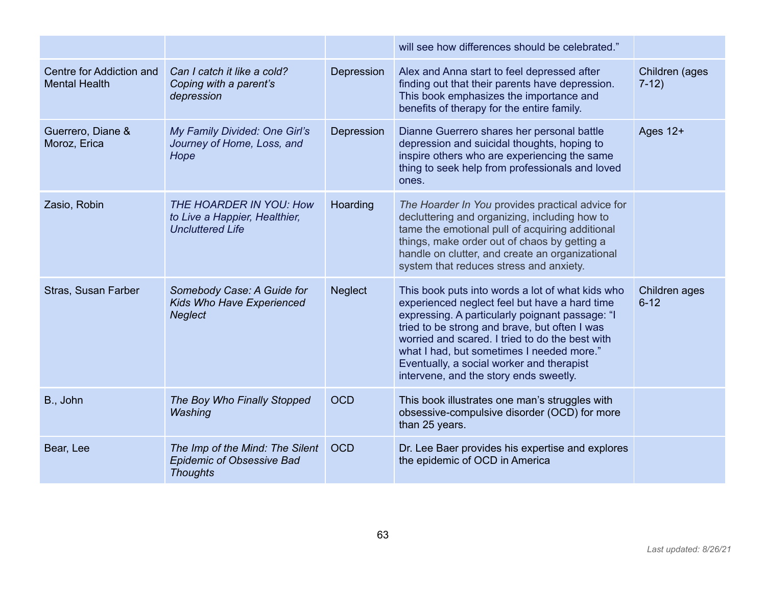| | | | will see how differences should be celebrated." | |
|---|---|---|---|---|
| Centre for Addiction and Mental Health | *Can I catch it like a cold? Coping with a parent's depression* | Depression | Alex and Anna start to feel depressed after finding out that their parents have depression. This book emphasizes the importance and benefits of therapy for the entire family. | Children (ages 7-12) |
| Guerrero, Diane & Moroz, Erica | *My Family Divided: One Girl's Journey of Home, Loss, and Hope* | Depression | Dianne Guerrero shares her personal battle depression and suicidal thoughts, hoping to inspire others who are experiencing the same thing to seek help from professionals and loved ones. | Ages 12+ |
| Zasio, Robin | *THE HOARDER IN YOU: How to Live a Happier, Healthier, Uncluttered Life* | Hoarding | *The Hoarder In You* provides practical advice for decluttering and organizing, including how to tame the emotional pull of acquiring additional things, make order out of chaos by getting a handle on clutter, and create an organizational system that reduces stress and anxiety. | |
| Stras, Susan Farber | *Somebody Case: A Guide for Kids Who Have Experienced Neglect* | Neglect | This book puts into words a lot of what kids who experienced neglect feel but have a hard time expressing. A particularly poignant passage: "I tried to be strong and brave, but often I was worried and scared. I tried to do the best with what I had, but sometimes I needed more." Eventually, a social worker and therapist intervene, and the story ends sweetly. | Children ages 6-12 |
| B., John | *The Boy Who Finally Stopped Washing* | OCD | This book illustrates one man's struggles with obsessive-compulsive disorder (OCD) for more than 25 years. | |
| Bear, Lee | *The Imp of the Mind: The Silent Epidemic of Obsessive Bad Thoughts* | OCD | Dr. Lee Baer provides his expertise and explores the epidemic of OCD in America | |

*Last updated: 8/26/21*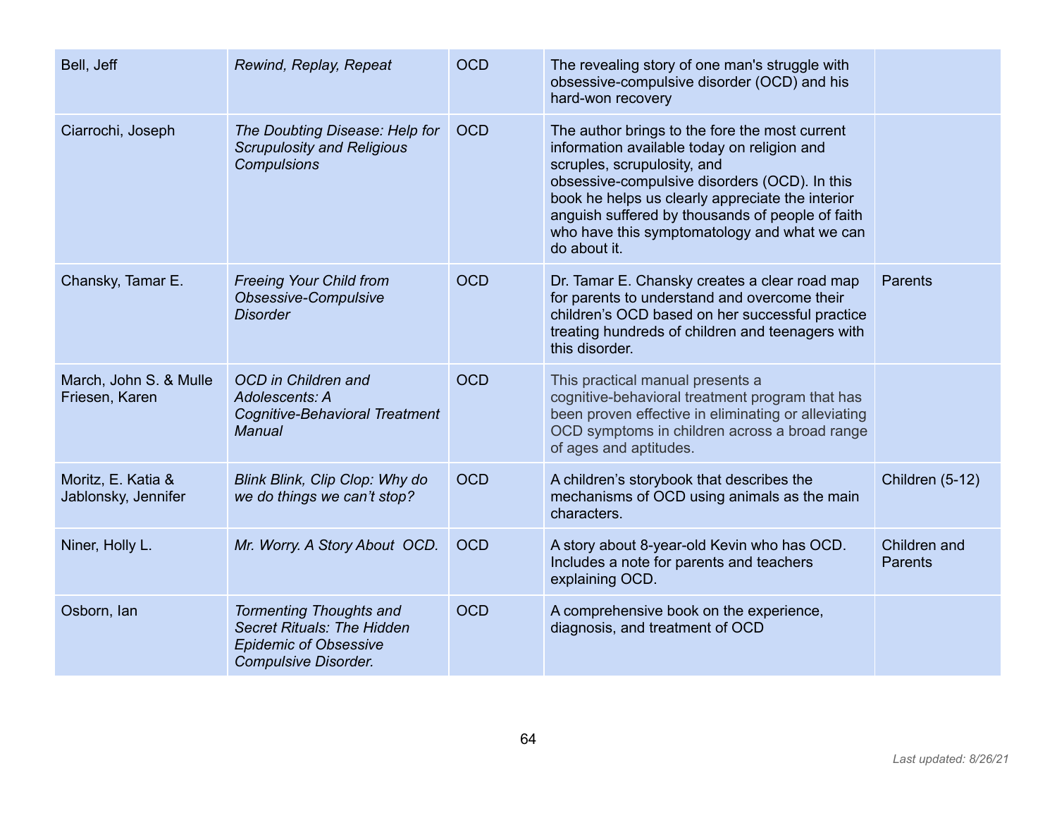| | | | | |
|---|---|---|---|---|
| Bell, Jeff | *Rewind, Replay, Repeat* | OCD | The revealing story of one man's struggle with obsessive-compulsive disorder (OCD) and his hard-won recovery | |
| Ciarrochi, Joseph | *The Doubting Disease: Help for Scrupulosity and Religious Compulsions* | OCD | The author brings to the fore the most current information available today on religion and scruples, scrupulosity, and obsessive-compulsive disorders (OCD). In this book he helps us clearly appreciate the interior anguish suffered by thousands of people of faith who have this symptomatology and what we can do about it. | |
| Chansky, Tamar E. | *Freeing Your Child from Obsessive-Compulsive Disorder* | OCD | Dr. Tamar E. Chansky creates a clear road map for parents to understand and overcome their children's OCD based on her successful practice treating hundreds of children and teenagers with this disorder. | Parents |
| March, John S. & Mulle Friesen, Karen | *OCD in Children and Adolescents: A Cognitive-Behavioral Treatment Manual* | OCD | This practical manual presents a cognitive-behavioral treatment program that has been proven effective in eliminating or alleviating OCD symptoms in children across a broad range of ages and aptitudes. | |
| Moritz, E. Katia & Jablonsky, Jennifer | *Blink Blink, Clip Clop: Why do we do things we can't stop?* | OCD | A children's storybook that describes the mechanisms of OCD using animals as the main characters. | Children (5-12) |
| Niner, Holly L. | *Mr. Worry. A Story About OCD.* | OCD | A story about 8-year-old Kevin who has OCD. Includes a note for parents and teachers explaining OCD. | Children and Parents |
| Osborn, Ian | *Tormenting Thoughts and Secret Rituals: The Hidden Epidemic of Obsessive Compulsive Disorder.* | OCD | A comprehensive book on the experience, diagnosis, and treatment of OCD | |

*Last updated: 8/26/21*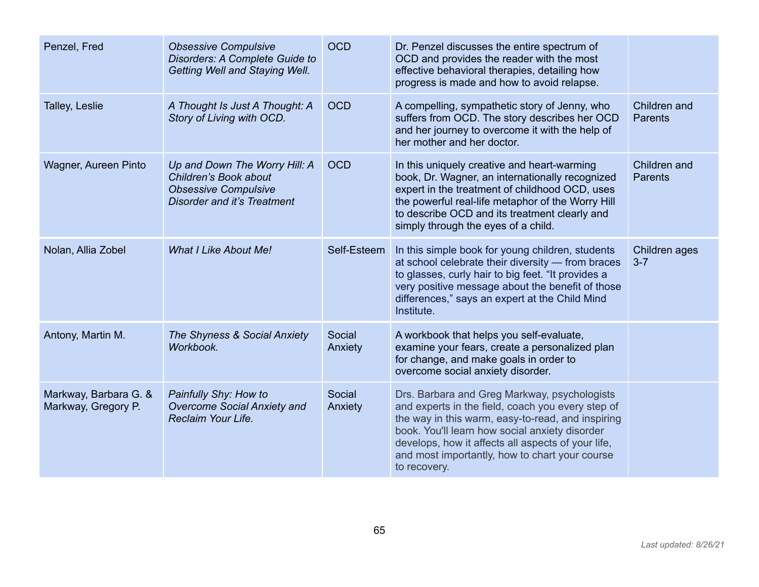| Penzel, Fred | *Obsessive Compulsive Disorders: A Complete Guide to Getting Well and Staying Well.* | OCD | Dr. Penzel discusses the entire spectrum of OCD and provides the reader with the most effective behavioral therapies, detailing how progress is made and how to avoid relapse. | |
|---|---|---|---|---|
| Talley, Leslie | *A Thought Is Just A Thought: A Story of Living with OCD.* | OCD | A compelling, sympathetic story of Jenny, who suffers from OCD. The story describes her OCD and her journey to overcome it with the help of her mother and her doctor. | Children and Parents |
| Wagner, Aureen Pinto | *Up and Down The Worry Hill: A Children's Book about Obsessive Compulsive Disorder and it's Treatment* | OCD | In this uniquely creative and heart-warming book, Dr. Wagner, an internationally recognized expert in the treatment of childhood OCD, uses the powerful real-life metaphor of the Worry Hill to describe OCD and its treatment clearly and simply through the eyes of a child. | Children and Parents |
| Nolan, Allia Zobel | *What I Like About Me!* | Self-Esteem | In this simple book for young children, students at school celebrate their diversity — from braces to glasses, curly hair to big feet. "It provides a very positive message about the benefit of those differences," says an expert at the Child Mind Institute. | Children ages 3-7 |
| Antony, Martin M. | *The Shyness & Social Anxiety Workbook.* | Social Anxiety | A workbook that helps you self-evaluate, examine your fears, create a personalized plan for change, and make goals in order to overcome social anxiety disorder. | |
| Markway, Barbara G. & Markway, Gregory P. | *Painfully Shy: How to Overcome Social Anxiety and Reclaim Your Life.* | Social Anxiety | Drs. Barbara and Greg Markway, psychologists and experts in the field, coach you every step of the way in this warm, easy-to-read, and inspiring book. You'll learn how social anxiety disorder develops, how it affects all aspects of your life, and most importantly, how to chart your course to recovery. | |

*Last updated: 8/26/21*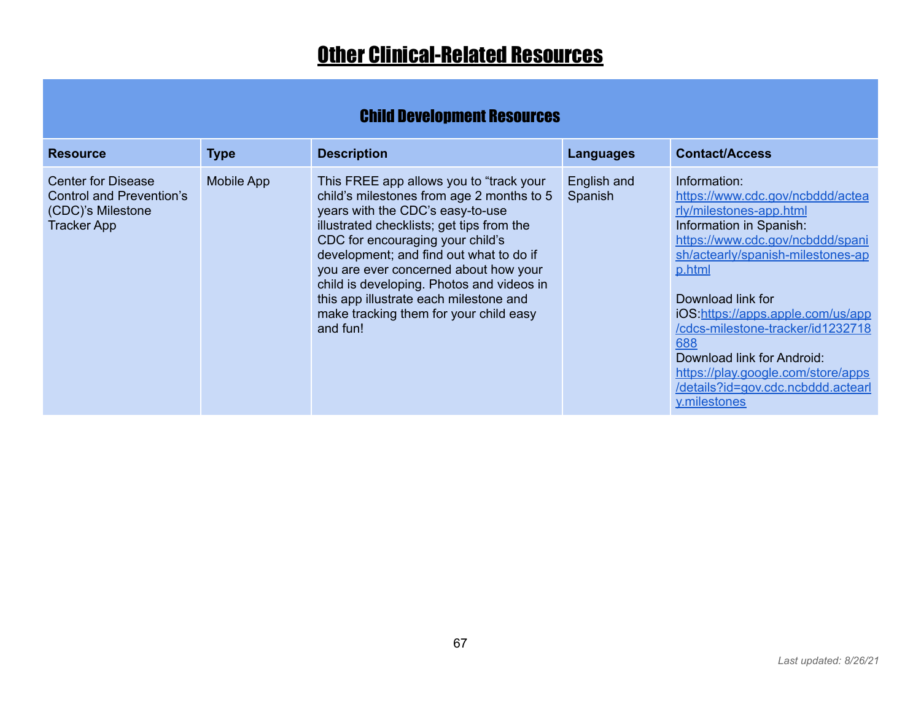# Other Clinical-Related Resources

| Child Development Resources | | | | |
|---|---|---|---|---|
| **Resource** | **Type** | **Description** | **Languages** | **Contact/Access** |
| Center for Disease Control and Prevention's (CDC)'s Milestone Tracker App | Mobile App | This FREE app allows you to "track your child's milestones from age 2 months to 5 years with the CDC's easy-to-use illustrated checklists; get tips from the CDC for encouraging your child's development; and find out what to do if you are ever concerned about how your child is developing. Photos and videos in this app illustrate each milestone and make tracking them for your child easy and fun! | English and Spanish | Information: https://www.cdc.gov/ncbddd/actearly/milestones-app.html<br>Information in Spanish: https://www.cdc.gov/ncbddd/spanish/actearly/spanish-milestones-app.html<br><br>Download link for iOS:https://apps.apple.com/us/app/cdcs-milestone-tracker/id1232718688<br>Download link for Android: https://play.google.com/store/apps/details?id=gov.cdc.ncbddd.actearly.milestones |

*Last updated: 8/26/21*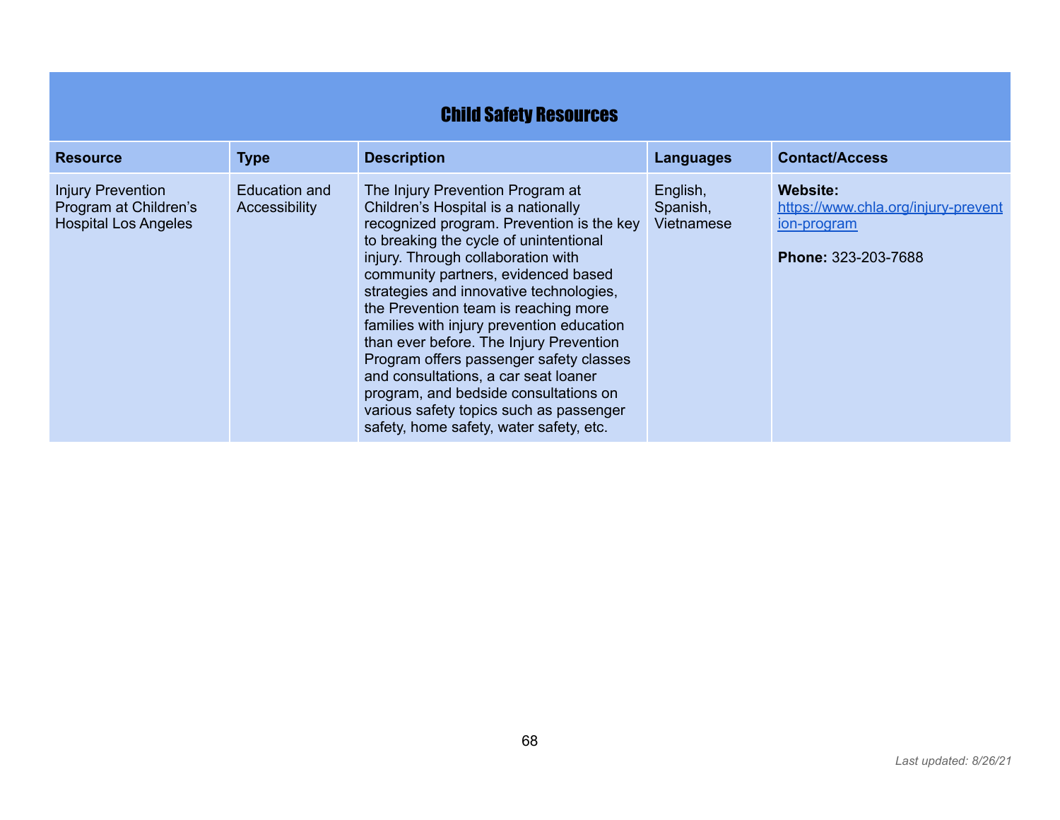## Child Safety Resources

| Resource | Type | Description | Languages | Contact/Access |
|---|---|---|---|---|
| Injury Prevention Program at Children's Hospital Los Angeles | Education and Accessibility | The Injury Prevention Program at Children's Hospital is a nationally recognized program. Prevention is the key to breaking the cycle of unintentional injury. Through collaboration with community partners, evidenced based strategies and innovative technologies, the Prevention team is reaching more families with injury prevention education than ever before. The Injury Prevention Program offers passenger safety classes and consultations, a car seat loaner program, and bedside consultations on various safety topics such as passenger safety, home safety, water safety, etc. | English, Spanish, Vietnamese | **Website:** [https://www.chla.org/injury-prevention-program](https://www.chla.org/injury-prevention-program) <br><br> **Phone:** 323-203-7688 |

*Last updated: 8/26/21*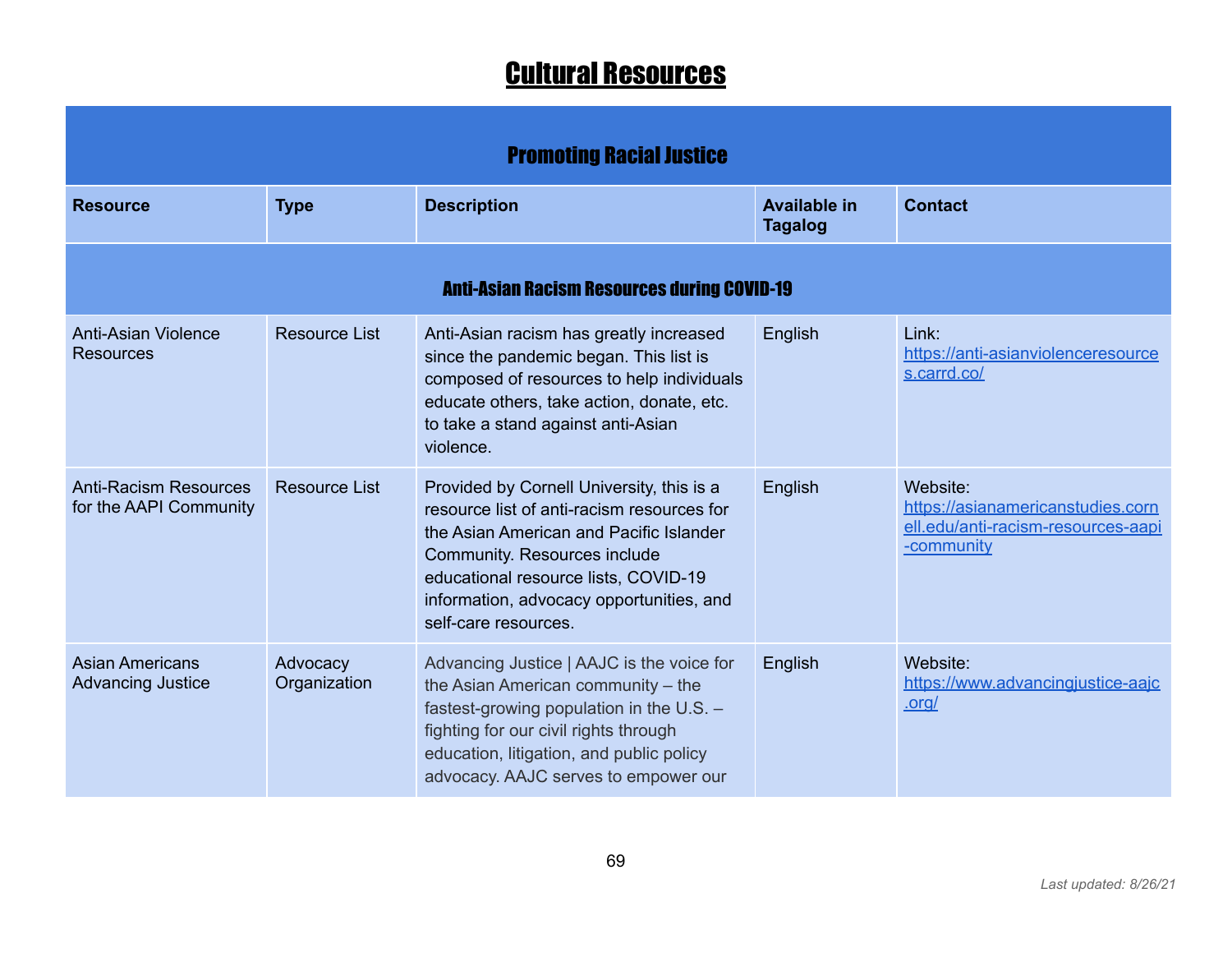# Cultural Resources

| Promoting Racial Justice | | | | |
|---|---|---|---|---|
| **Resource** | **Type** | **Description** | **Available in Tagalog** | **Contact** |
| **Anti-Asian Racism Resources during COVID-19** | | | | |
| Anti-Asian Violence Resources | Resource List | Anti-Asian racism has greatly increased since the pandemic began. This list is composed of resources to help individuals educate others, take action, donate, etc. to take a stand against anti-Asian violence. | English | Link: https://anti-asianviolenceresources.carrd.co/ |
| Anti-Racism Resources for the AAPI Community | Resource List | Provided by Cornell University, this is a resource list of anti-racism resources for the Asian American and Pacific Islander Community. Resources include educational resource lists, COVID-19 information, advocacy opportunities, and self-care resources. | English | Website: https://asianamericanstudies.cornell.edu/anti-racism-resources-aapi-community |
| Asian Americans Advancing Justice | Advocacy Organization | Advancing Justice \| AAJC is the voice for the Asian American community – the fastest-growing population in the U.S. – fighting for our civil rights through education, litigation, and public policy advocacy. AAJC serves to empower our | English | Website: https://www.advancingjustice-aajc.org/ |

*Last updated: 8/26/21*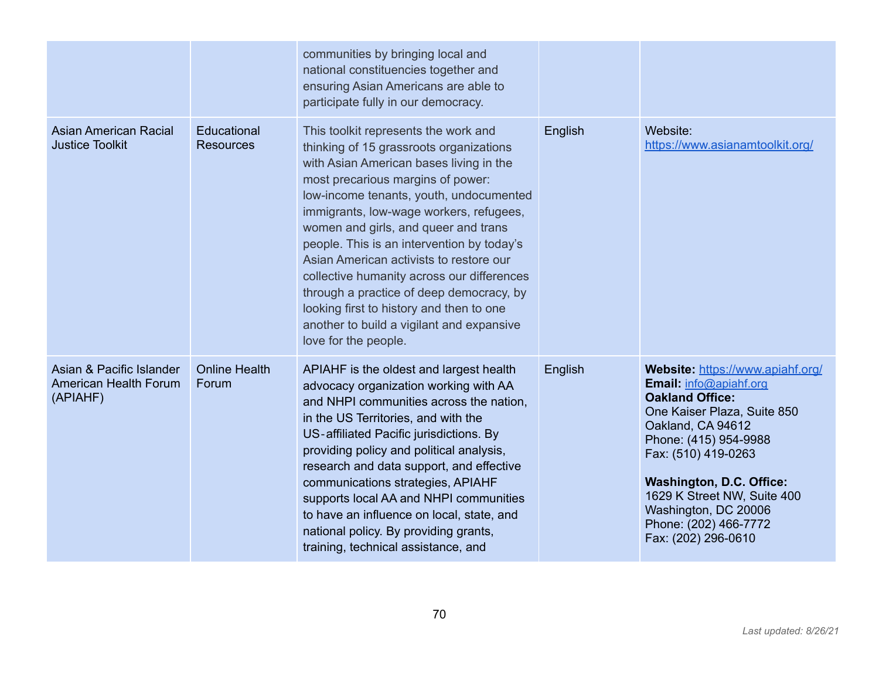| | | | | |
|---|---|---|---|---|
| | | communities by bringing local and national constituencies together and ensuring Asian Americans are able to participate fully in our democracy. | | |
| Asian American Racial Justice Toolkit | Educational Resources | This toolkit represents the work and thinking of 15 grassroots organizations with Asian American bases living in the most precarious margins of power: low-income tenants, youth, undocumented immigrants, low-wage workers, refugees, women and girls, and queer and trans people. This is an intervention by today's Asian American activists to restore our collective humanity across our differences through a practice of deep democracy, by looking first to history and then to one another to build a vigilant and expansive love for the people. | English | Website: https://www.asianamtoolkit.org/ |
| Asian & Pacific Islander American Health Forum (APIAHF) | Online Health Forum | APIAHF is the oldest and largest health advocacy organization working with AA and NHPI communities across the nation, in the US Territories, and with the US-affiliated Pacific jurisdictions. By providing policy and political analysis, research and data support, and effective communications strategies, APIAHF supports local AA and NHPI communities to have an influence on local, state, and national policy. By providing grants, training, technical assistance, and | English | **Website:** https://www.apiahf.org/<br>**Email:** info@apiahf.org<br>**Oakland Office:**<br>One Kaiser Plaza, Suite 850<br>Oakland, CA 94612<br>Phone: (415) 954-9988<br>Fax: (510) 419-0263<br><br>**Washington, D.C. Office:**<br>1629 K Street NW, Suite 400<br>Washington, DC 20006<br>Phone: (202) 466-7772<br>Fax: (202) 296-0610 |

*Last updated: 8/26/21*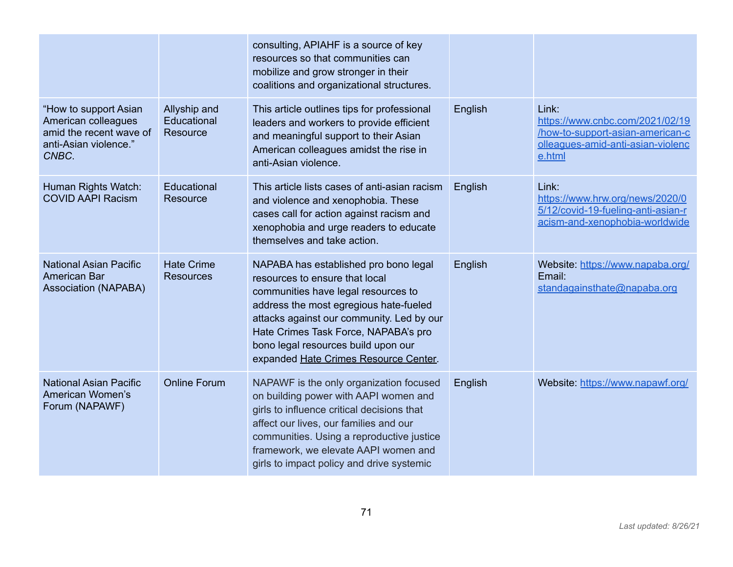| | | | | |
|---|---|---|---|---|
| | | consulting, APIAHF is a source of key resources so that communities can mobilize and grow stronger in their coalitions and organizational structures. | | |
| "How to support Asian American colleagues amid the recent wave of anti-Asian violence." *CNBC*. | Allyship and Educational Resource | This article outlines tips for professional leaders and workers to provide efficient and meaningful support to their Asian American colleagues amidst the rise in anti-Asian violence. | English | Link: https://www.cnbc.com/2021/02/19/how-to-support-asian-american-colleagues-amid-anti-asian-violence.html |
| Human Rights Watch: COVID AAPI Racism | Educational Resource | This article lists cases of anti-asian racism and violence and xenophobia. These cases call for action against racism and xenophobia and urge readers to educate themselves and take action. | English | Link: https://www.hrw.org/news/2020/05/12/covid-19-fueling-anti-asian-racism-and-xenophobia-worldwide |
| National Asian Pacific American Bar Association (NAPABA) | Hate Crime Resources | NAPABA has established pro bono legal resources to ensure that local communities have legal resources to address the most egregious hate-fueled attacks against our community. Led by our Hate Crimes Task Force, NAPABA's pro bono legal resources build upon our expanded Hate Crimes Resource Center. | English | Website: https://www.napaba.org/ Email: standagainsthate@napaba.org |
| National Asian Pacific American Women's Forum (NAPAWF) | Online Forum | NAPAWF is the only organization focused on building power with AAPI women and girls to influence critical decisions that affect our lives, our families and our communities. Using a reproductive justice framework, we elevate AAPI women and girls to impact policy and drive systemic | English | Website: https://www.napawf.org/ |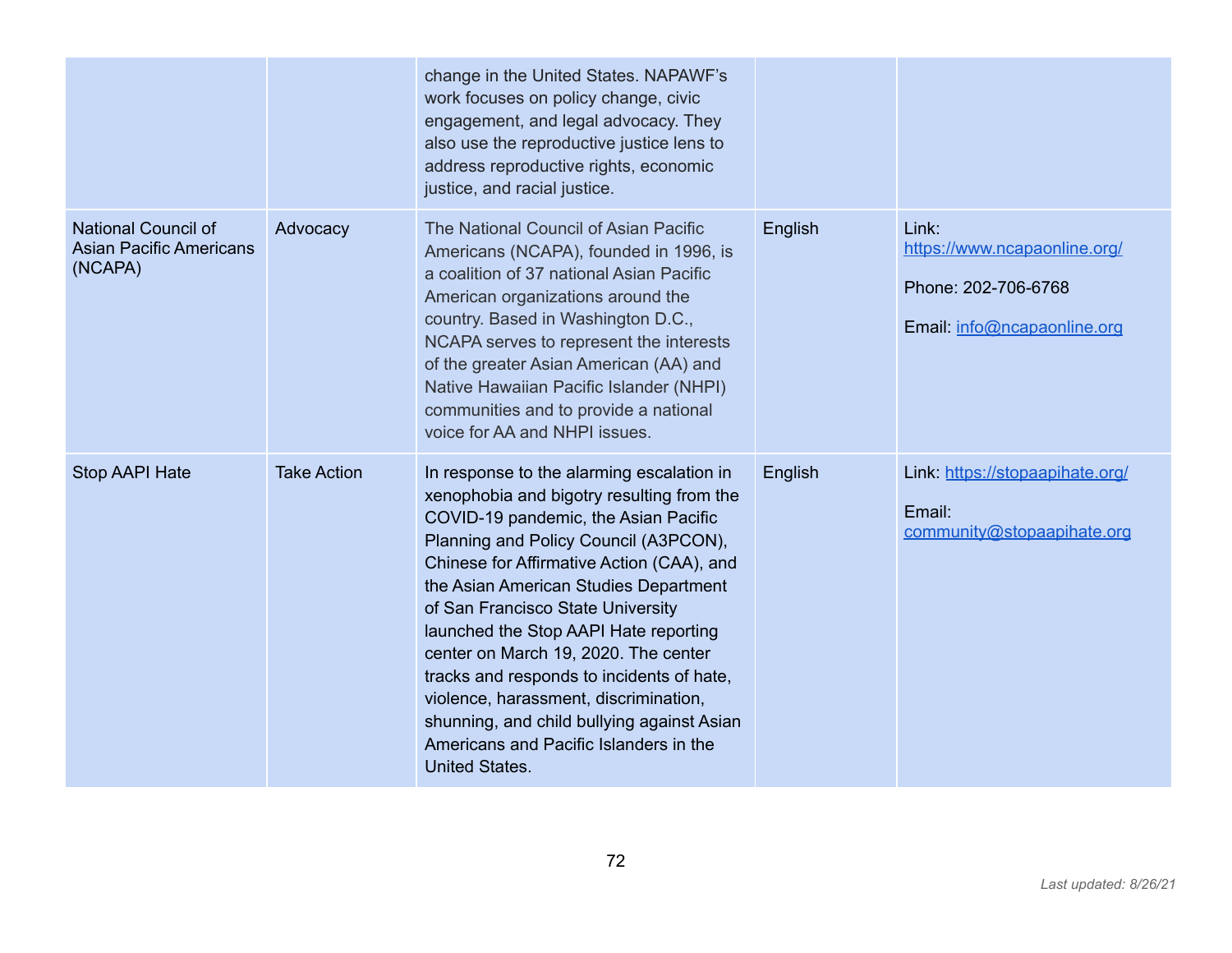| | | | | |
|---|---|---|---|---|
| | | change in the United States. NAPAWF's work focuses on policy change, civic engagement, and legal advocacy. They also use the reproductive justice lens to address reproductive rights, economic justice, and racial justice. | | |
| National Council of Asian Pacific Americans (NCAPA) | Advocacy | The National Council of Asian Pacific Americans (NCAPA), founded in 1996, is a coalition of 37 national Asian Pacific American organizations around the country. Based in Washington D.C., NCAPA serves to represent the interests of the greater Asian American (AA) and Native Hawaiian Pacific Islander (NHPI) communities and to provide a national voice for AA and NHPI issues. | English | Link: https://www.ncapaonline.org/<br><br>Phone: 202-706-6768<br><br>Email: info@ncapaonline.org |
| Stop AAPI Hate | Take Action | In response to the alarming escalation in xenophobia and bigotry resulting from the COVID-19 pandemic, the Asian Pacific Planning and Policy Council (A3PCON), Chinese for Affirmative Action (CAA), and the Asian American Studies Department of San Francisco State University launched the Stop AAPI Hate reporting center on March 19, 2020. The center tracks and responds to incidents of hate, violence, harassment, discrimination, shunning, and child bullying against Asian Americans and Pacific Islanders in the United States. | English | Link: https://stopaapihate.org/<br><br>Email: community@stopaapihate.org |

*Last updated: 8/26/21*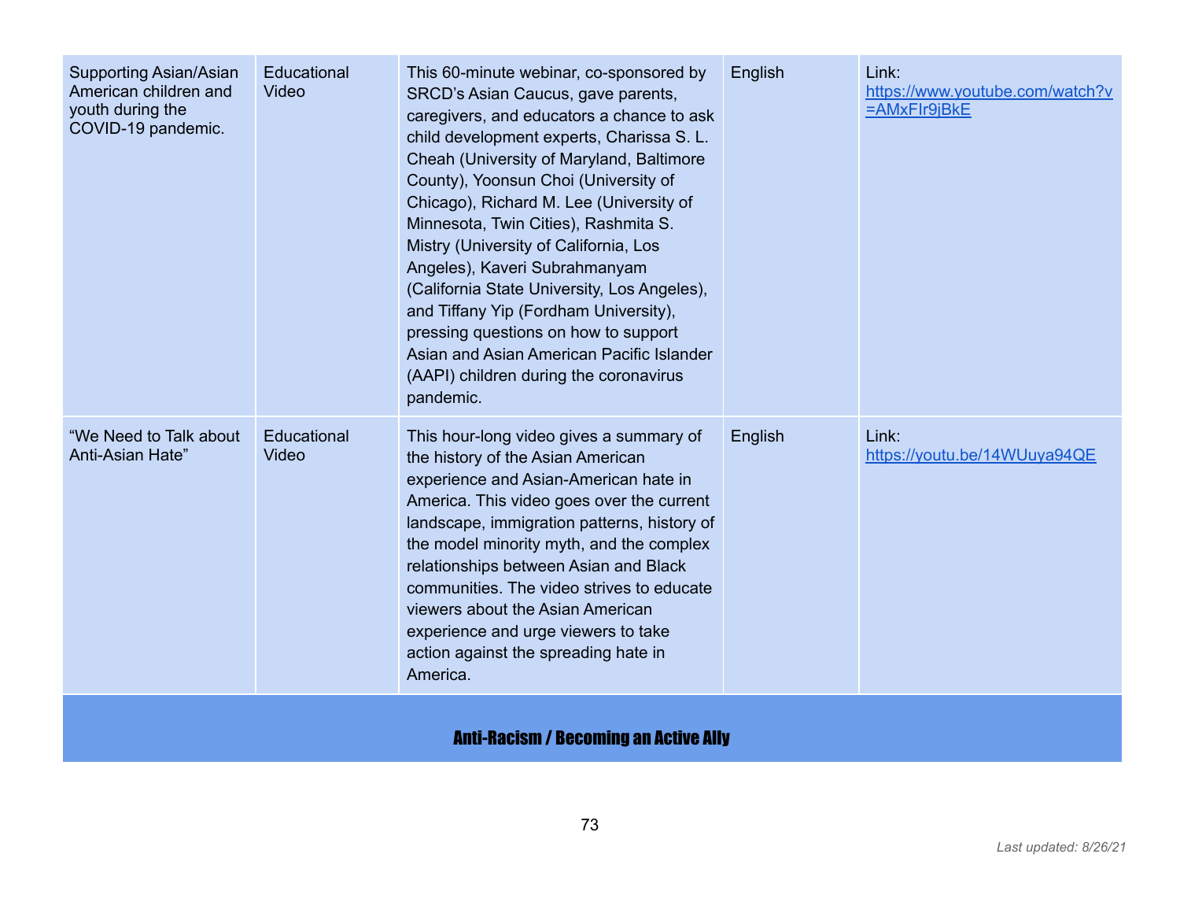| | | | | |
|---|---|---|---|---|
| Supporting Asian/Asian American children and youth during the COVID-19 pandemic. | Educational Video | This 60-minute webinar, co-sponsored by SRCD's Asian Caucus, gave parents, caregivers, and educators a chance to ask child development experts, Charissa S. L. Cheah (University of Maryland, Baltimore County), Yoonsun Choi (University of Chicago), Richard M. Lee (University of Minnesota, Twin Cities), Rashmita S. Mistry (University of California, Los Angeles), Kaveri Subrahmanyam (California State University, Los Angeles), and Tiffany Yip (Fordham University), pressing questions on how to support Asian and Asian American Pacific Islander (AAPI) children during the coronavirus pandemic. | English | Link: https://www.youtube.com/watch?v=AMxFIr9jBkE |
| "We Need to Talk about Anti-Asian Hate" | Educational Video | This hour-long video gives a summary of the history of the Asian American experience and Asian-American hate in America. This video goes over the current landscape, immigration patterns, history of the model minority myth, and the complex relationships between Asian and Black communities. The video strives to educate viewers about the Asian American experience and urge viewers to take action against the spreading hate in America. | English | Link: https://youtu.be/14WUuya94QE |

## Anti-Racism / Becoming an Active Ally

*Last updated: 8/26/21*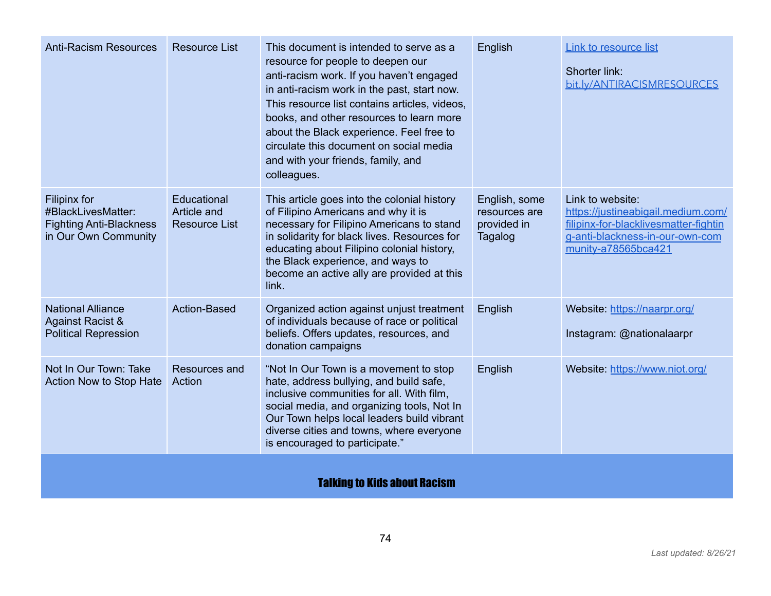| | | | | |
|---|---|---|---|---|
| Anti-Racism Resources | Resource List | This document is intended to serve as a resource for people to deepen our anti-racism work. If you haven't engaged in anti-racism work in the past, start now. This resource list contains articles, videos, books, and other resources to learn more about the Black experience. Feel free to circulate this document on social media and with your friends, family, and colleagues. | English | Link to resource list<br><br>Shorter link: bit.ly/ANTIRACISMRESOURCES |
| Filipinx for #BlackLivesMatter: Fighting Anti-Blackness in Our Own Community | Educational Article and Resource List | This article goes into the colonial history of Filipino Americans and why it is necessary for Filipino Americans to stand in solidarity for black lives. Resources for educating about Filipino colonial history, the Black experience, and ways to become an active ally are provided at this link. | English, some resources are provided in Tagalog | Link to website: https://justineabigail.medium.com/filipinx-for-blacklivesmatter-fighting-anti-blackness-in-our-own-community-a78565bca421 |
| National Alliance Against Racist & Political Repression | Action-Based | Organized action against unjust treatment of individuals because of race or political beliefs. Offers updates, resources, and donation campaigns | English | Website: https://naarpr.org/<br><br>Instagram: @nationalaarpr |
| Not In Our Town: Take Action Now to Stop Hate | Resources and Action | "Not In Our Town is a movement to stop hate, address bullying, and build safe, inclusive communities for all. With film, social media, and organizing tools, Not In Our Town helps local leaders build vibrant diverse cities and towns, where everyone is encouraged to participate." | English | Website: https://www.niot.org/ |

## Talking to Kids about Racism

*Last updated: 8/26/21*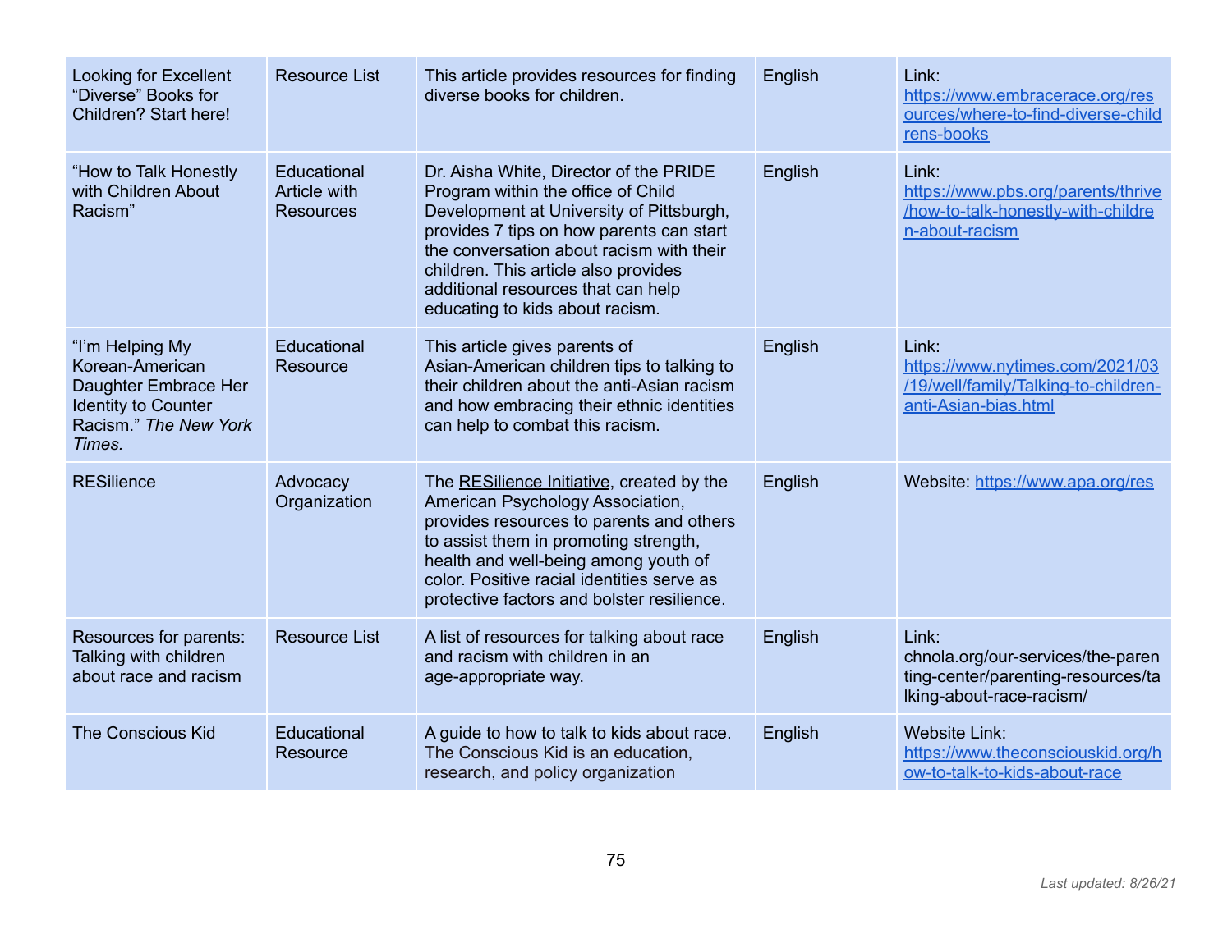| | | | | |
|---|---|---|---|---|
| Looking for Excellent "Diverse" Books for Children? Start here! | Resource List | This article provides resources for finding diverse books for children. | English | Link: https://www.embracerace.org/resources/where-to-find-diverse-childrens-books |
| "How to Talk Honestly with Children About Racism" | Educational Article with Resources | Dr. Aisha White, Director of the PRIDE Program within the office of Child Development at University of Pittsburgh, provides 7 tips on how parents can start the conversation about racism with their children. This article also provides additional resources that can help educating to kids about racism. | English | Link: https://www.pbs.org/parents/thrive/how-to-talk-honestly-with-children-about-racism |
| "I'm Helping My Korean-American Daughter Embrace Her Identity to Counter Racism." *The New York Times.* | Educational Resource | This article gives parents of Asian-American children tips to talking to their children about the anti-Asian racism and how embracing their ethnic identities can help to combat this racism. | English | Link: https://www.nytimes.com/2021/03/19/well/family/Talking-to-children-anti-Asian-bias.html |
| RESilience | Advocacy Organization | The RESilience Initiative, created by the American Psychology Association, provides resources to parents and others to assist them in promoting strength, health and well-being among youth of color. Positive racial identities serve as protective factors and bolster resilience. | English | Website: https://www.apa.org/res |
| Resources for parents: Talking with children about race and racism | Resource List | A list of resources for talking about race and racism with children in an age-appropriate way. | English | Link: chnola.org/our-services/the-parenting-center/parenting-resources/talking-about-race-racism/ |
| The Conscious Kid | Educational Resource | A guide to how to talk to kids about race. The Conscious Kid is an education, research, and policy organization | English | Website Link: https://www.theconsciouskid.org/how-to-talk-to-kids-about-race |

*Last updated: 8/26/21*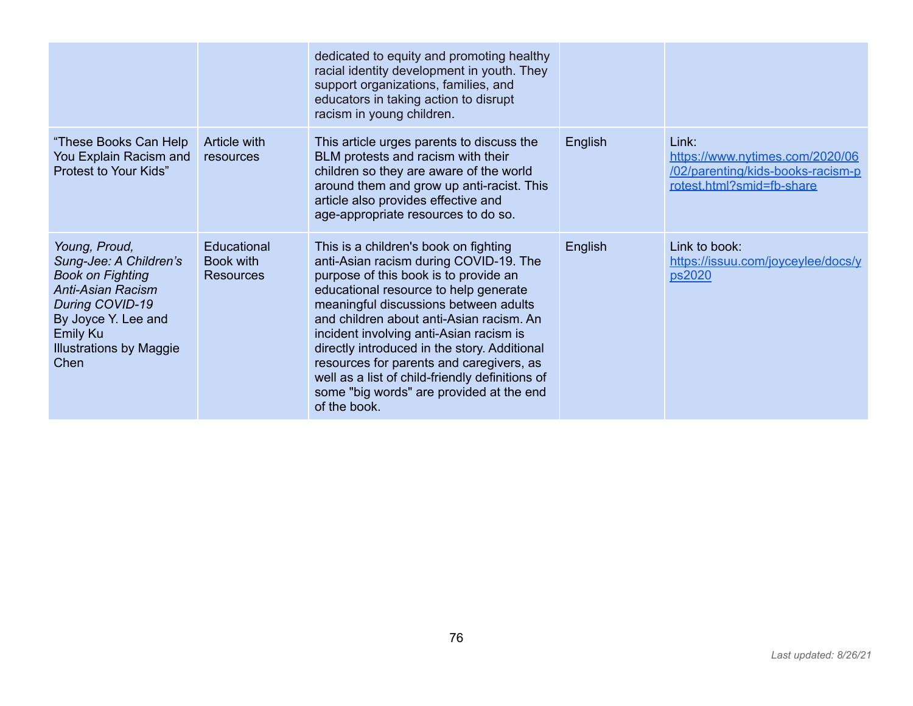| | | | | |
|---|---|---|---|---|
| | | dedicated to equity and promoting healthy racial identity development in youth. They support organizations, families, and educators in taking action to disrupt racism in young children. | | |
| "These Books Can Help You Explain Racism and Protest to Your Kids" | Article with resources | This article urges parents to discuss the BLM protests and racism with their children so they are aware of the world around them and grow up anti-racist. This article also provides effective and age-appropriate resources to do so. | English | Link: [https://www.nytimes.com/2020/06/02/parenting/kids-books-racism-protest.html?smid=fb-share](https://www.nytimes.com/2020/06/02/parenting/kids-books-racism-protest.html?smid=fb-share) |
| *Young, Proud, Sung-Jee: A Children's Book on Fighting Anti-Asian Racism During COVID-19* By Joyce Y. Lee and Emily Ku Illustrations by Maggie Chen | Educational Book with Resources | This is a children's book on fighting anti-Asian racism during COVID-19. The purpose of this book is to provide an educational resource to help generate meaningful discussions between adults and children about anti-Asian racism. An incident involving anti-Asian racism is directly introduced in the story. Additional resources for parents and caregivers, as well as a list of child-friendly definitions of some "big words" are provided at the end of the book. | English | Link to book: [https://issuu.com/joyceylee/docs/yps2020](https://issuu.com/joyceylee/docs/yps2020) |

*Last updated: 8/26/21*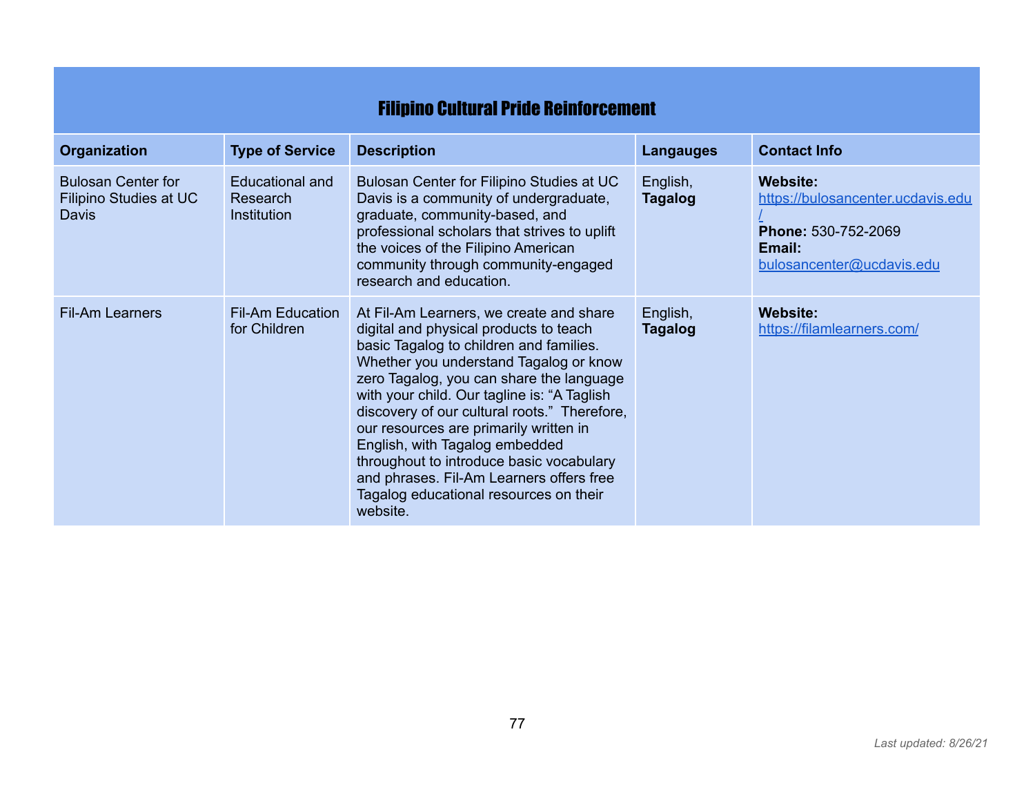## Filipino Cultural Pride Reinforcement

| Organization | Type of Service | Description | Langauges | Contact Info |
|---|---|---|---|---|
| Bulosan Center for Filipino Studies at UC Davis | Educational and Research Institution | Bulosan Center for Filipino Studies at UC Davis is a community of undergraduate, graduate, community-based, and professional scholars that strives to uplift the voices of the Filipino American community through community-engaged research and education. | English, **Tagalog** | **Website:** https://bulosancenter.ucdavis.edu/ **Phone:** 530-752-2069 **Email:** bulosancenter@ucdavis.edu |
| Fil-Am Learners | Fil-Am Education for Children | At Fil-Am Learners, we create and share digital and physical products to teach basic Tagalog to children and families. Whether you understand Tagalog or know zero Tagalog, you can share the language with your child. Our tagline is: "A Taglish discovery of our cultural roots." Therefore, our resources are primarily written in English, with Tagalog embedded throughout to introduce basic vocabulary and phrases. Fil-Am Learners offers free Tagalog educational resources on their website. | English, **Tagalog** | **Website:** https://filamlearners.com/ |

*Last updated: 8/26/21*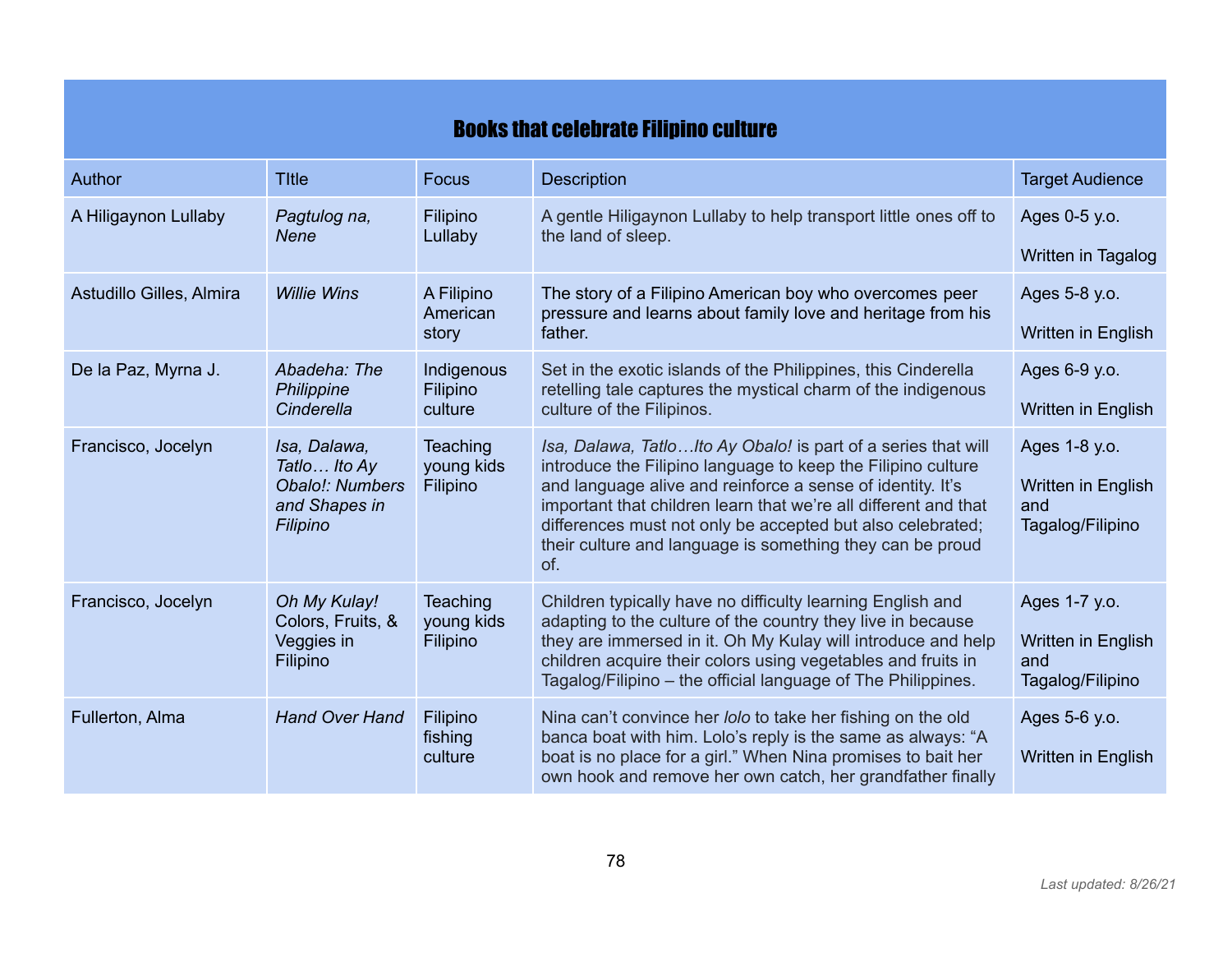## Books that celebrate Filipino culture

| Author | TItle | Focus | Description | Target Audience |
|---|---|---|---|---|
| A Hiligaynon Lullaby | *Pagtulog na, Nene* | Filipino Lullaby | A gentle Hiligaynon Lullaby to help transport little ones off to the land of sleep. | Ages 0-5 y.o.<br><br>Written in Tagalog |
| Astudillo Gilles, Almira | *Willie Wins* | A Filipino American story | The story of a Filipino American boy who overcomes peer pressure and learns about family love and heritage from his father. | Ages 5-8 y.o.<br><br>Written in English |
| De la Paz, Myrna J. | *Abadeha: The Philippine Cinderella* | Indigenous Filipino culture | Set in the exotic islands of the Philippines, this Cinderella retelling tale captures the mystical charm of the indigenous culture of the Filipinos. | Ages 6-9 y.o.<br><br>Written in English |
| Francisco, Jocelyn | *Isa, Dalawa, Tatlo… Ito Ay Obalo!: Numbers and Shapes in Filipino* | Teaching young kids Filipino | *Isa, Dalawa, Tatlo…Ito Ay Obalo!* is part of a series that will introduce the Filipino language to keep the Filipino culture and language alive and reinforce a sense of identity. It's important that children learn that we're all different and that differences must not only be accepted but also celebrated; their culture and language is something they can be proud of. | Ages 1-8 y.o.<br><br>Written in English and Tagalog/Filipino |
| Francisco, Jocelyn | *Oh My Kulay!* Colors, Fruits, & Veggies in Filipino | Teaching young kids Filipino | Children typically have no difficulty learning English and adapting to the culture of the country they live in because they are immersed in it. Oh My Kulay will introduce and help children acquire their colors using vegetables and fruits in Tagalog/Filipino – the official language of The Philippines. | Ages 1-7 y.o.<br><br>Written in English and Tagalog/Filipino |
| Fullerton, Alma | *Hand Over Hand* | Filipino fishing culture | Nina can't convince her *lolo* to take her fishing on the old banca boat with him. Lolo's reply is the same as always: "A boat is no place for a girl." When Nina promises to bait her own hook and remove her own catch, her grandfather finally | Ages 5-6 y.o.<br><br>Written in English |

*Last updated: 8/26/21*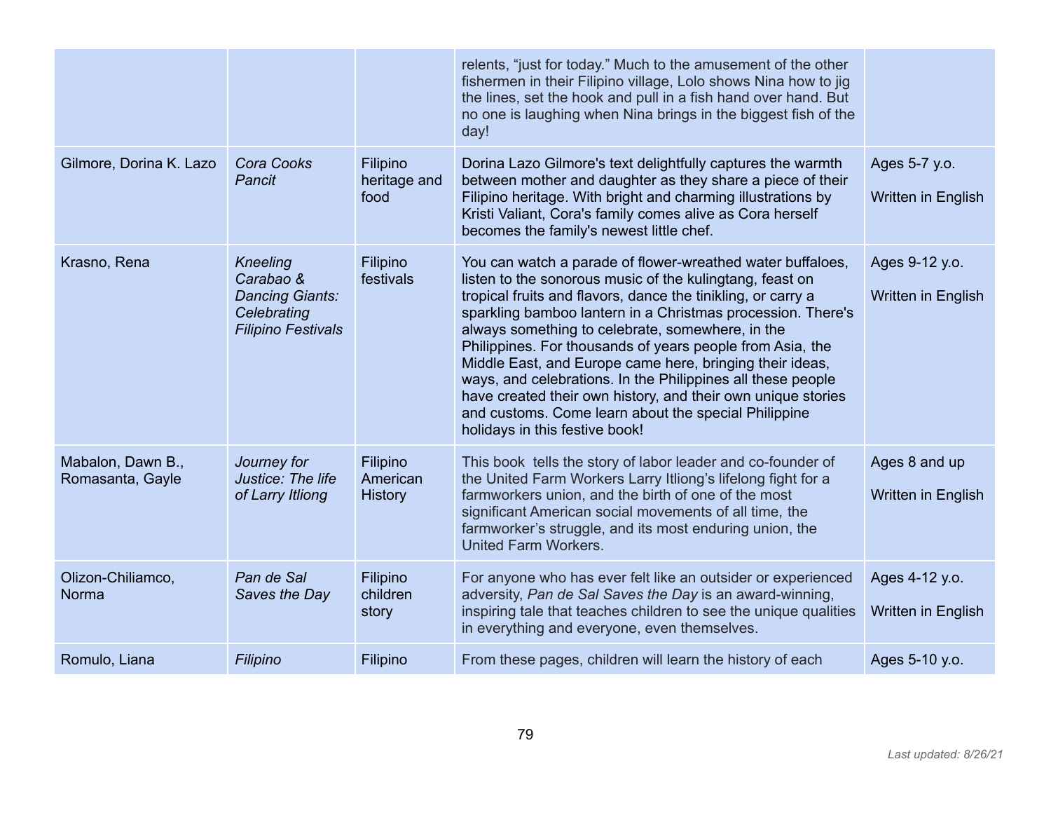| | | | relents, "just for today." Much to the amusement of the other fishermen in their Filipino village, Lolo shows Nina how to jig the lines, set the hook and pull in a fish hand over hand. But no one is laughing when Nina brings in the biggest fish of the day! | |
|---|---|---|---|---|
| Gilmore, Dorina K. Lazo | *Cora Cooks Pancit* | Filipino heritage and food | Dorina Lazo Gilmore's text delightfully captures the warmth between mother and daughter as they share a piece of their Filipino heritage. With bright and charming illustrations by Kristi Valiant, Cora's family comes alive as Cora herself becomes the family's newest little chef. | Ages 5-7 y.o.<br><br>Written in English |
| Krasno, Rena | *Kneeling Carabao & Dancing Giants: Celebrating Filipino Festivals* | Filipino festivals | You can watch a parade of flower-wreathed water buffaloes, listen to the sonorous music of the kulingtang, feast on tropical fruits and flavors, dance the tinikling, or carry a sparkling bamboo lantern in a Christmas procession. There's always something to celebrate, somewhere, in the Philippines. For thousands of years people from Asia, the Middle East, and Europe came here, bringing their ideas, ways, and celebrations. In the Philippines all these people have created their own history, and their own unique stories and customs. Come learn about the special Philippine holidays in this festive book! | Ages 9-12 y.o.<br><br>Written in English |
| Mabalon, Dawn B., Romasanta, Gayle | *Journey for Justice: The life of Larry Itliong* | Filipino American History | This book tells the story of labor leader and co-founder of the United Farm Workers Larry Itliong's lifelong fight for a farmworkers union, and the birth of one of the most significant American social movements of all time, the farmworker's struggle, and its most enduring union, the United Farm Workers. | Ages 8 and up<br><br>Written in English |
| Olizon-Chiliamco, Norma | *Pan de Sal Saves the Day* | Filipino children story | For anyone who has ever felt like an outsider or experienced adversity, *Pan de Sal Saves the Day* is an award-winning, inspiring tale that teaches children to see the unique qualities in everything and everyone, even themselves. | Ages 4-12 y.o.<br><br>Written in English |
| Romulo, Liana | *Filipino* | Filipino | From these pages, children will learn the history of each | Ages 5-10 y.o. |

*Last updated: 8/26/21*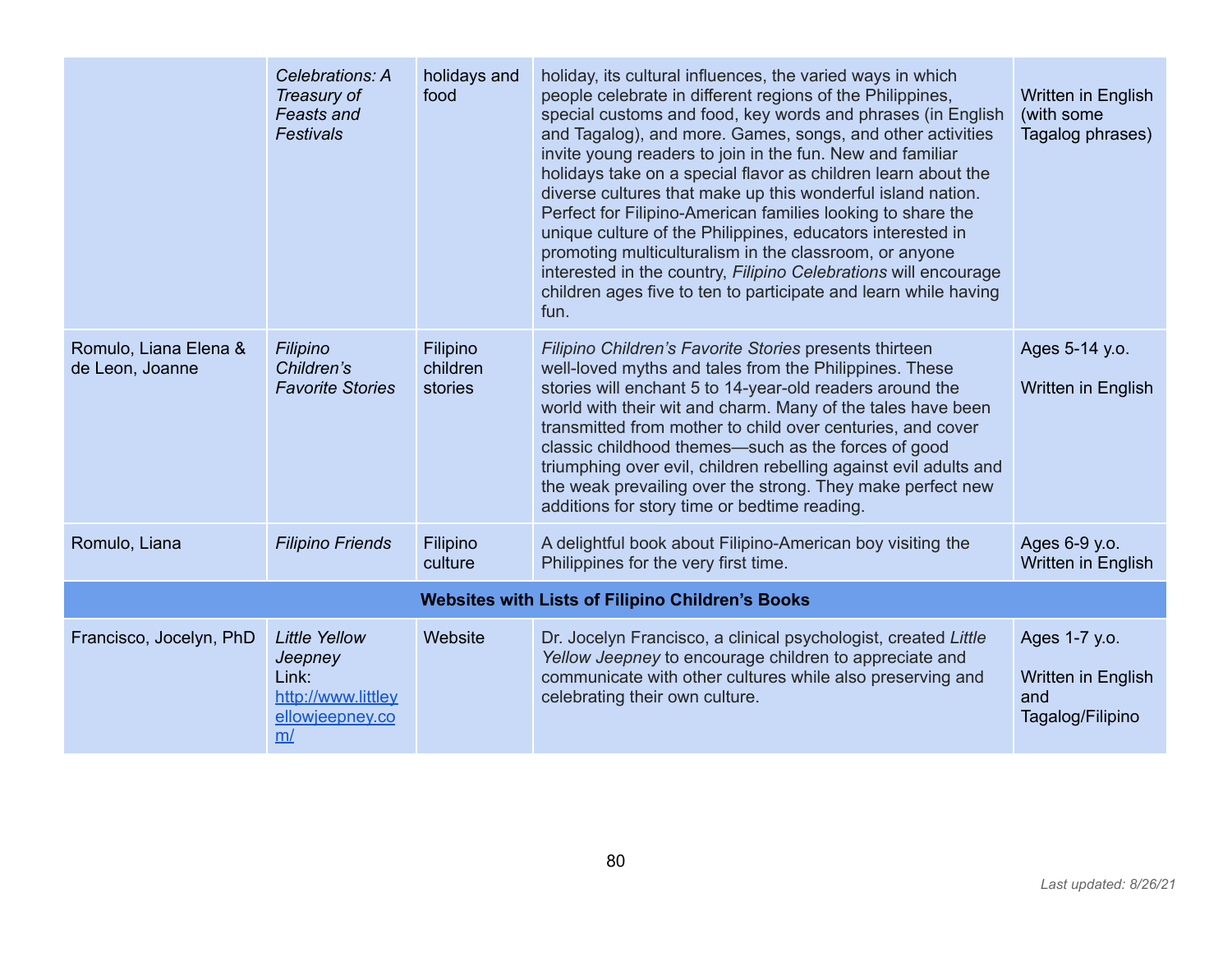| | | | | |
|---|---|---|---|---|
| | *Celebrations: A Treasury of Feasts and Festivals* | holidays and food | holiday, its cultural influences, the varied ways in which people celebrate in different regions of the Philippines, special customs and food, key words and phrases (in English and Tagalog), and more. Games, songs, and other activities invite young readers to join in the fun. New and familiar holidays take on a special flavor as children learn about the diverse cultures that make up this wonderful island nation. Perfect for Filipino-American families looking to share the unique culture of the Philippines, educators interested in promoting multiculturalism in the classroom, or anyone interested in the country, *Filipino Celebrations* will encourage children ages five to ten to participate and learn while having fun. | Written in English (with some Tagalog phrases) |
| Romulo, Liana Elena & de Leon, Joanne | *Filipino Children's Favorite Stories* | Filipino children stories | *Filipino Children's Favorite Stories* presents thirteen well-loved myths and tales from the Philippines. These stories will enchant 5 to 14-year-old readers around the world with their wit and charm. Many of the tales have been transmitted from mother to child over centuries, and cover classic childhood themes—such as the forces of good triumphing over evil, children rebelling against evil adults and the weak prevailing over the strong. They make perfect new additions for story time or bedtime reading. | Ages 5-14 y.o.<br><br>Written in English |
| Romulo, Liana | *Filipino Friends* | Filipino culture | A delightful book about Filipino-American boy visiting the Philippines for the very first time. | Ages 6-9 y.o.<br>Written in English |
| **Websites with Lists of Filipino Children's Books** | | | | |
| Francisco, Jocelyn, PhD | *Little Yellow Jeepney*<br>Link: [http://www.littleyellowjeepney.com/](http://www.littleyellowjeepney.com/) | Website | Dr. Jocelyn Francisco, a clinical psychologist, created *Little Yellow Jeepney* to encourage children to appreciate and communicate with other cultures while also preserving and celebrating their own culture. | Ages 1-7 y.o.<br><br>Written in English and Tagalog/Filipino |

*Last updated: 8/26/21*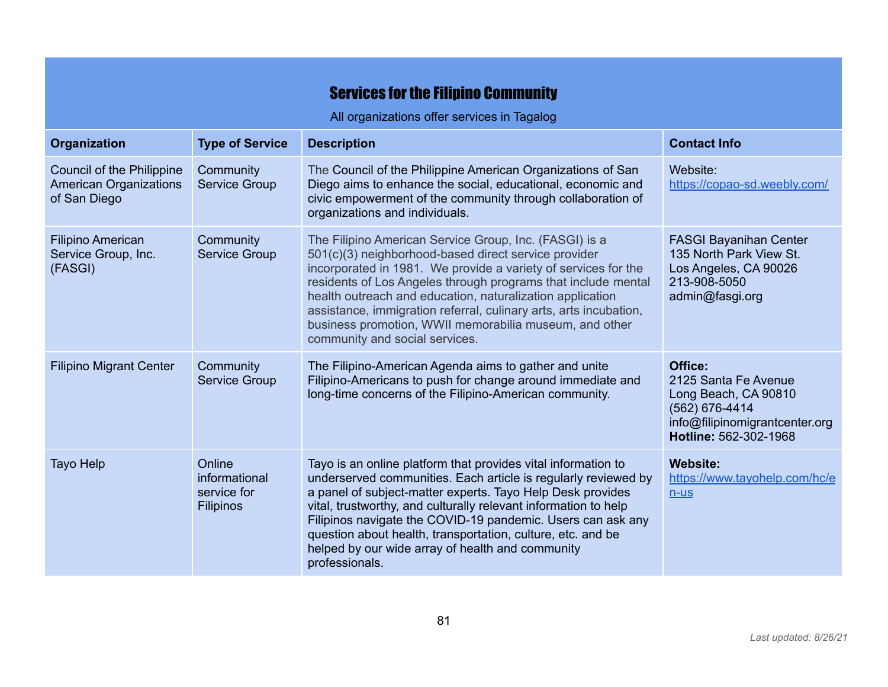## Services for the Filipino Community

All organizations offer services in Tagalog

| Organization | Type of Service | Description | Contact Info |
|---|---|---|---|
| Council of the Philippine American Organizations of San Diego | Community Service Group | The Council of the Philippine American Organizations of San Diego aims to enhance the social, educational, economic and civic empowerment of the community through collaboration of organizations and individuals. | Website: https://copao-sd.weebly.com/ |
| Filipino American Service Group, Inc. (FASGI) | Community Service Group | The Filipino American Service Group, Inc. (FASGI) is a 501(c)(3) neighborhood-based direct service provider incorporated in 1981. We provide a variety of services for the residents of Los Angeles through programs that include mental health outreach and education, naturalization application assistance, immigration referral, culinary arts, arts incubation, business promotion, WWII memorabilia museum, and other community and social services. | FASGI Bayanihan Center<br>135 North Park View St.<br>Los Angeles, CA 90026<br>213-908-5050<br>admin@fasgi.org |
| Filipino Migrant Center | Community Service Group | The Filipino-American Agenda aims to gather and unite Filipino-Americans to push for change around immediate and long-time concerns of the Filipino-American community. | **Office:**<br>2125 Santa Fe Avenue<br>Long Beach, CA 90810<br>(562) 676-4414<br>info@filipinomigrantcenter.org<br>**Hotline:** 562-302-1968 |
| Tayo Help | Online informational service for Filipinos | Tayo is an online platform that provides vital information to underserved communities. Each article is regularly reviewed by a panel of subject-matter experts. Tayo Help Desk provides vital, trustworthy, and culturally relevant information to help Filipinos navigate the COVID-19 pandemic. Users can ask any question about health, transportation, culture, etc. and be helped by our wide array of health and community professionals. | **Website:** https://www.tayohelp.com/hc/en-us |

*Last updated: 8/26/21*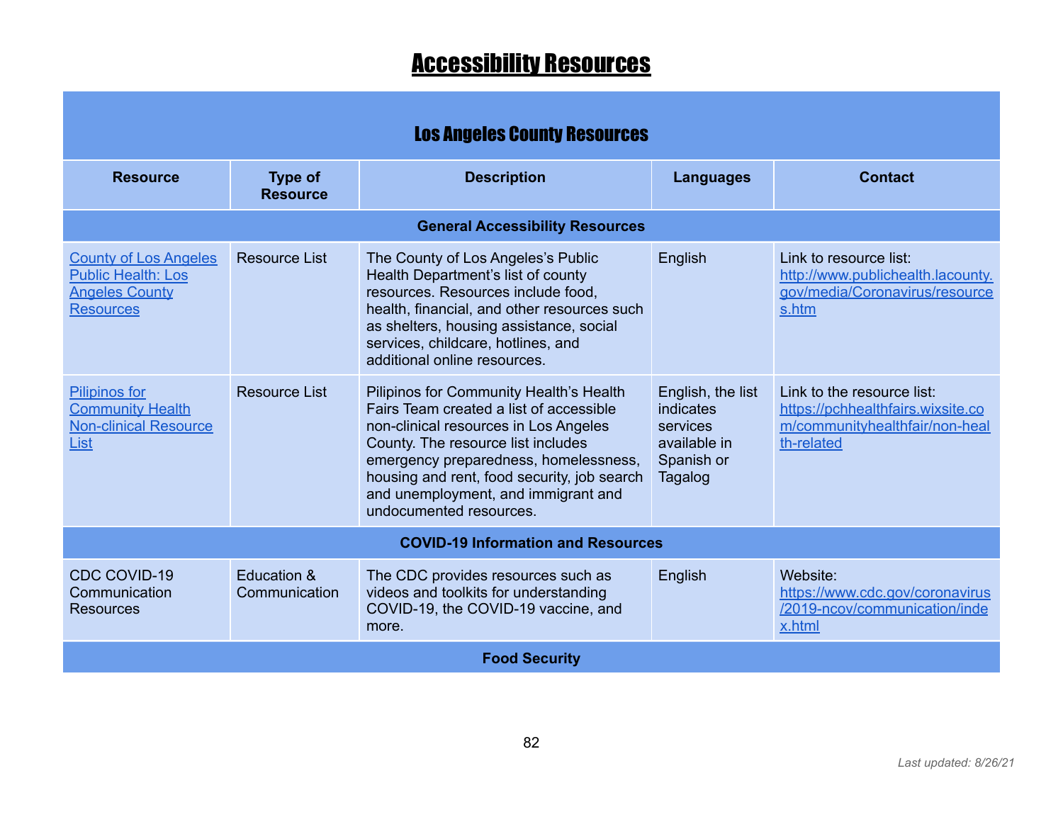# Accessibility Resources

| Los Angeles County Resources | | | | |
|---|---|---|---|---|
| **Resource** | **Type of Resource** | **Description** | **Languages** | **Contact** |
| **General Accessibility Resources** | | | | |
| County of Los Angeles Public Health: Los Angeles County Resources | Resource List | The County of Los Angeles's Public Health Department's list of county resources. Resources include food, health, financial, and other resources such as shelters, housing assistance, social services, childcare, hotlines, and additional online resources. | English | Link to resource list: http://www.publichealth.lacounty.gov/media/Coronavirus/resources.htm |
| Pilipinos for Community Health Non-clinical Resource List | Resource List | Pilipinos for Community Health's Health Fairs Team created a list of accessible non-clinical resources in Los Angeles County. The resource list includes emergency preparedness, homelessness, housing and rent, food security, job search and unemployment, and immigrant and undocumented resources. | English, the list indicates services available in Spanish or Tagalog | Link to the resource list: https://pchhealthfairs.wixsite.com/communityhealthfair/non-health-related |
| **COVID-19 Information and Resources** | | | | |
| CDC COVID-19 Communication Resources | Education & Communication | The CDC provides resources such as videos and toolkits for understanding COVID-19, the COVID-19 vaccine, and more. | English | Website: https://www.cdc.gov/coronavirus/2019-ncov/communication/index.html |
| **Food Security** | | | | |

*Last updated: 8/26/21*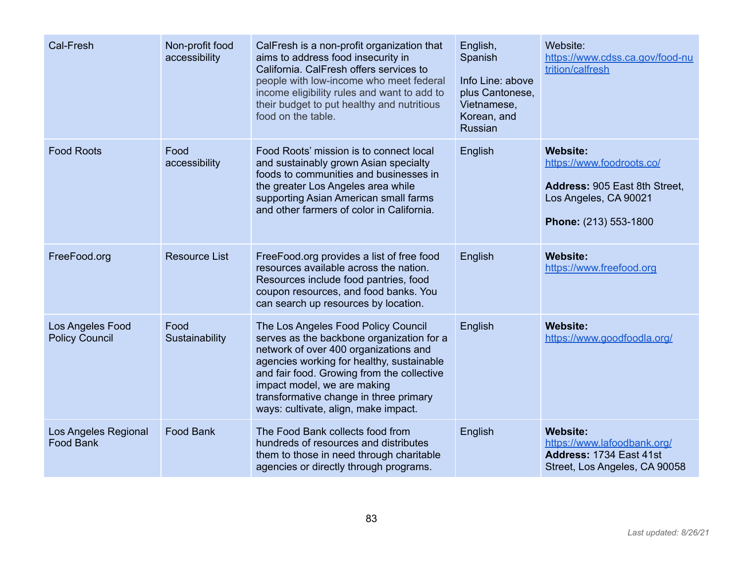| Cal-Fresh | Non-profit food accessibility | CalFresh is a non-profit organization that aims to address food insecurity in California. CalFresh offers services to people with low-income who meet federal income eligibility rules and want to add to their budget to put healthy and nutritious food on the table. | English, Spanish<br><br>Info Line: above plus Cantonese, Vietnamese, Korean, and Russian | Website: https://www.cdss.ca.gov/food-nutrition/calfresh |
|---|---|---|---|---|
| Food Roots | Food accessibility | Food Roots' mission is to connect local and sustainably grown Asian specialty foods to communities and businesses in the greater Los Angeles area while supporting Asian American small farms and other farmers of color in California. | English | **Website:** https://www.foodroots.co/<br><br>**Address:** 905 East 8th Street, Los Angeles, CA 90021<br><br>**Phone:** (213) 553-1800 |
| FreeFood.org | Resource List | FreeFood.org provides a list of free food resources available across the nation. Resources include food pantries, food coupon resources, and food banks. You can search up resources by location. | English | **Website:** https://www.freefood.org |
| Los Angeles Food Policy Council | Food Sustainability | The Los Angeles Food Policy Council serves as the backbone organization for a network of over 400 organizations and agencies working for healthy, sustainable and fair food. Growing from the collective impact model, we are making transformative change in three primary ways: cultivate, align, make impact. | English | **Website:** https://www.goodfoodla.org/ |
| Los Angeles Regional Food Bank | Food Bank | The Food Bank collects food from hundreds of resources and distributes them to those in need through charitable agencies or directly through programs. | English | **Website:** https://www.lafoodbank.org/<br>**Address:** 1734 East 41st Street, Los Angeles, CA 90058 |

*Last updated: 8/26/21*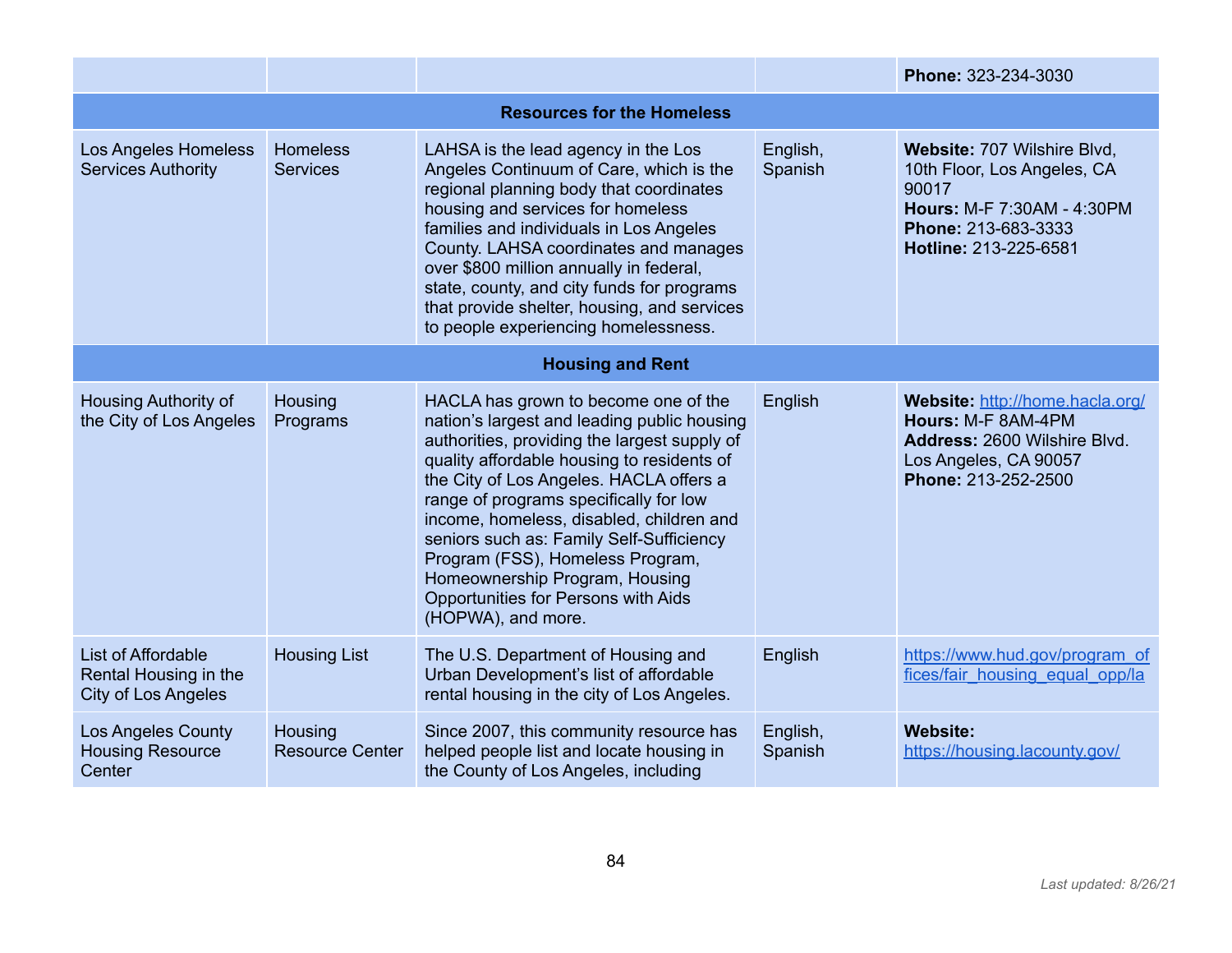| | | | | |
|---|---|---|---|---|
| | | | | **Phone:** 323-234-3030 |
| **Resources for the Homeless** | | | | |
| Los Angeles Homeless Services Authority | Homeless Services | LAHSA is the lead agency in the Los Angeles Continuum of Care, which is the regional planning body that coordinates housing and services for homeless families and individuals in Los Angeles County. LAHSA coordinates and manages over $800 million annually in federal, state, county, and city funds for programs that provide shelter, housing, and services to people experiencing homelessness. | English, Spanish | **Website:** 707 Wilshire Blvd, 10th Floor, Los Angeles, CA 90017 **Hours:** M-F 7:30AM - 4:30PM **Phone:** 213-683-3333 **Hotline:** 213-225-6581 |
| **Housing and Rent** | | | | |
| Housing Authority of the City of Los Angeles | Housing Programs | HACLA has grown to become one of the nation's largest and leading public housing authorities, providing the largest supply of quality affordable housing to residents of the City of Los Angeles. HACLA offers a range of programs specifically for low income, homeless, disabled, children and seniors such as: Family Self-Sufficiency Program (FSS), Homeless Program, Homeownership Program, Housing Opportunities for Persons with Aids (HOPWA), and more. | English | **Website:** http://home.hacla.org/ **Hours:** M-F 8AM-4PM **Address:** 2600 Wilshire Blvd. Los Angeles, CA 90057 **Phone:** 213-252-2500 |
| List of Affordable Rental Housing in the City of Los Angeles | Housing List | The U.S. Department of Housing and Urban Development's list of affordable rental housing in the city of Los Angeles. | English | https://www.hud.gov/program_offices/fair_housing_equal_opp/la |
| Los Angeles County Housing Resource Center | Housing Resource Center | Since 2007, this community resource has helped people list and locate housing in the County of Los Angeles, including | English, Spanish | **Website:** https://housing.lacounty.gov/ |

*Last updated: 8/26/21*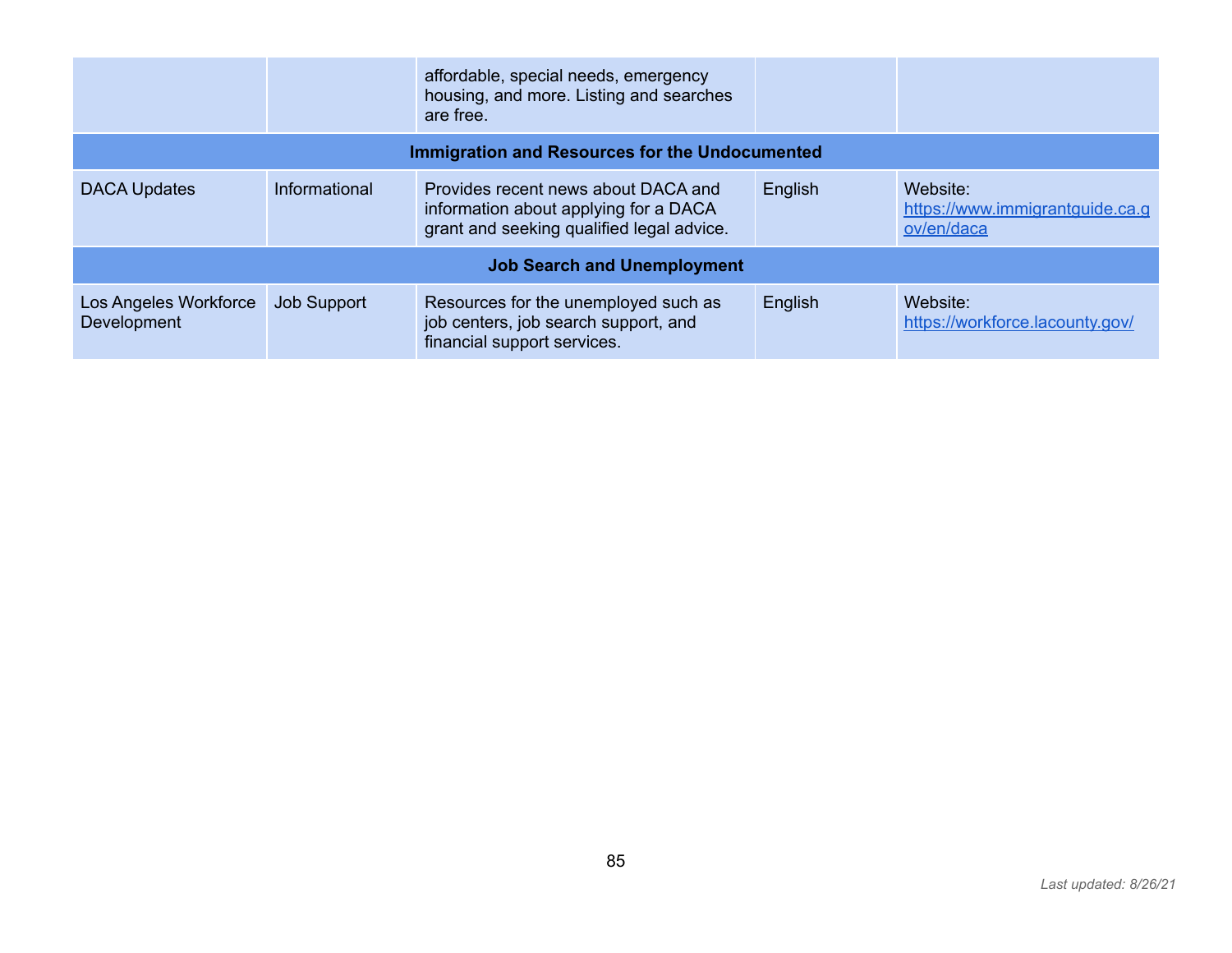| | | | | |
|---|---|---|---|---|
| | | affordable, special needs, emergency housing, and more. Listing and searches are free. | | |
| **Immigration and Resources for the Undocumented** | | | | |
| DACA Updates | Informational | Provides recent news about DACA and information about applying for a DACA grant and seeking qualified legal advice. | English | Website: https://www.immigrantguide.ca.gov/en/daca |
| **Job Search and Unemployment** | | | | |
| Los Angeles Workforce Development | Job Support | Resources for the unemployed such as job centers, job search support, and financial support services. | English | Website: https://workforce.lacounty.gov/ |

*Last updated: 8/26/21*